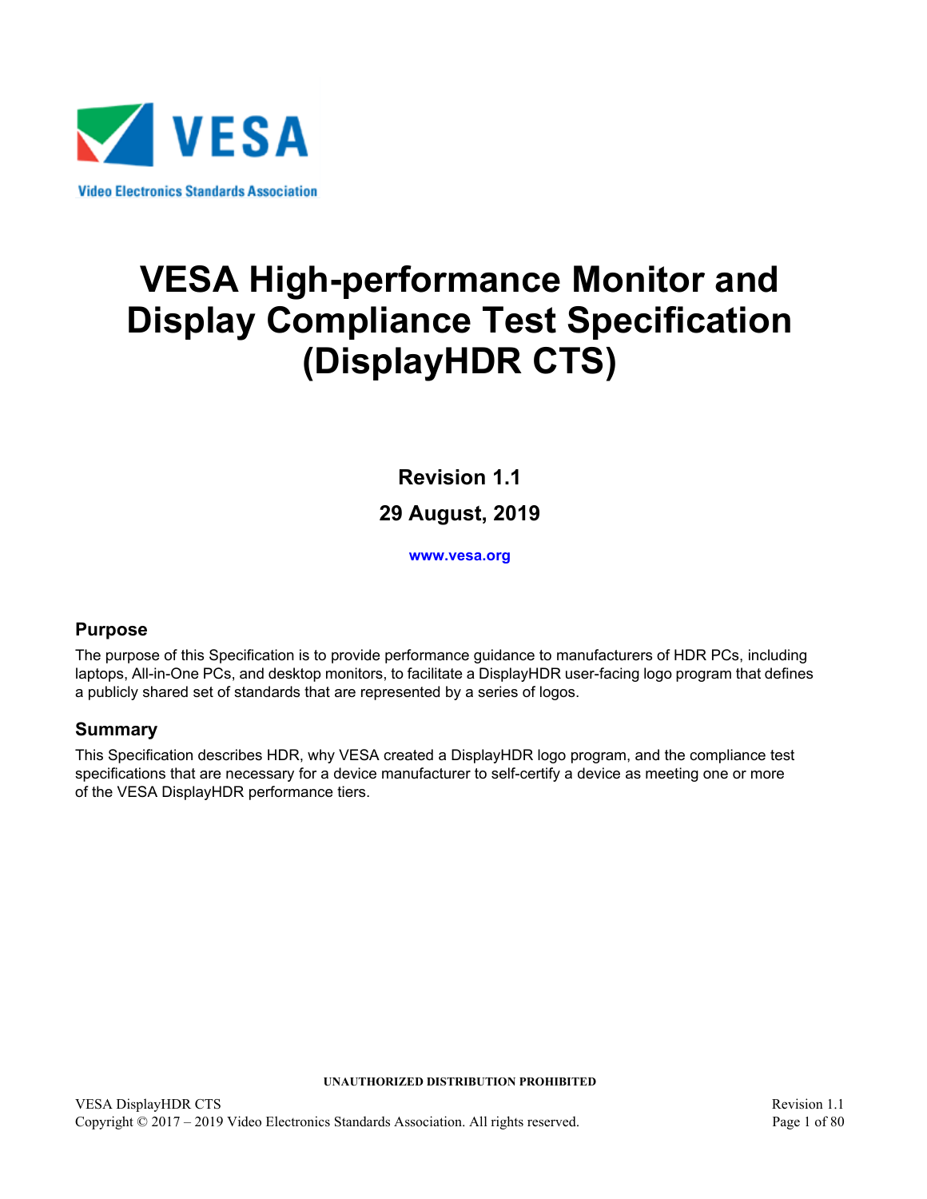VESA

Video Electronics Standards Association

# VESA High-performance Monitor and Display Compliance Test Specification (DisplayHDR CTS)

**Revision 1.1**

**29 August, 2019**

**www.vesa.org**

## Purpose

The purpose of this Specification is to provide performance guidance to manufacturers of HDR PCs, including laptops, All-in-One PCs, and desktop monitors, to facilitate a DisplayHDR user-facing logo program that defines a publicly shared set of standards that are represented by a series of logos.

## Summary

This Specification describes HDR, why VESA created a DisplayHDR logo program, and the compliance test specifications that are necessary for a device manufacturer to self-certify a device as meeting one or more of the VESA DisplayHDR performance tiers.

UNAUTHORIZED DISTRIBUTION PROHIBITED

Copyright © 2017 – 2019 Video Electronics Standards Association. All rights reserved.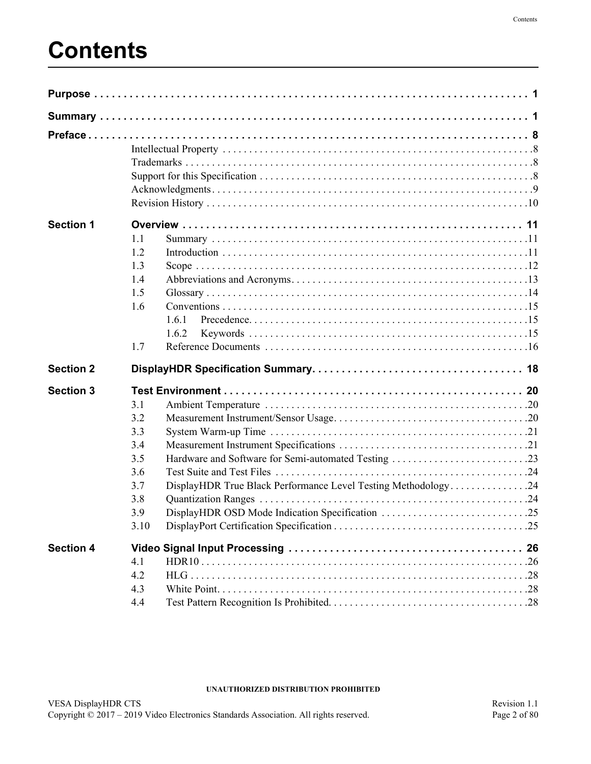# Contents

**Purpose** . . . . . . . . . . 1

**Summary** . . . . . . . . . . 1

**Preface** . . . . . . . . . . 8

- Intellectual Property . . . . . . . . . . 8
- Trademarks . . . . . . . . . . 8
- Support for this Specification . . . . . . . . . . 8
- Acknowledgments . . . . . . . . . . 9
- Revision History . . . . . . . . . . 10

**Section 1 Overview** . . . . . . . . . . 11

- 1.1 Summary . . . . . . . . . . 11
- 1.2 Introduction . . . . . . . . . . 11
- 1.3 Scope . . . . . . . . . . 12
- 1.4 Abbreviations and Acronyms . . . . . . . . . . 13
- 1.5 Glossary . . . . . . . . . . 14
- 1.6 Conventions . . . . . . . . . . 15
  - 1.6.1 Precedence . . . . . . . . . . 15
  - 1.6.2 Keywords . . . . . . . . . . 15
- 1.7 Reference Documents . . . . . . . . . . 16

**Section 2 DisplayHDR Specification Summary** . . . . . . . . . . 18

**Section 3 Test Environment** . . . . . . . . . . 20

- 3.1 Ambient Temperature . . . . . . . . . . 20
- 3.2 Measurement Instrument/Sensor Usage . . . . . . . . . . 20
- 3.3 System Warm-up Time . . . . . . . . . . 21
- 3.4 Measurement Instrument Specifications . . . . . . . . . . 21
- 3.5 Hardware and Software for Semi-automated Testing . . . . . . . . . . 23
- 3.6 Test Suite and Test Files . . . . . . . . . . 24
- 3.7 DisplayHDR True Black Performance Level Testing Methodology . . . . . . . . . . 24
- 3.8 Quantization Ranges . . . . . . . . . . 24
- 3.9 DisplayHDR OSD Mode Indication Specification . . . . . . . . . . 25
- 3.10 DisplayPort Certification Specification . . . . . . . . . . 25

**Section 4 Video Signal Input Processing** . . . . . . . . . . 26

- 4.1 HDR10 . . . . . . . . . . 26
- 4.2 HLG . . . . . . . . . . 28
- 4.3 White Point . . . . . . . . . . 28
- 4.4 Test Pattern Recognition Is Prohibited . . . . . . . . . . 28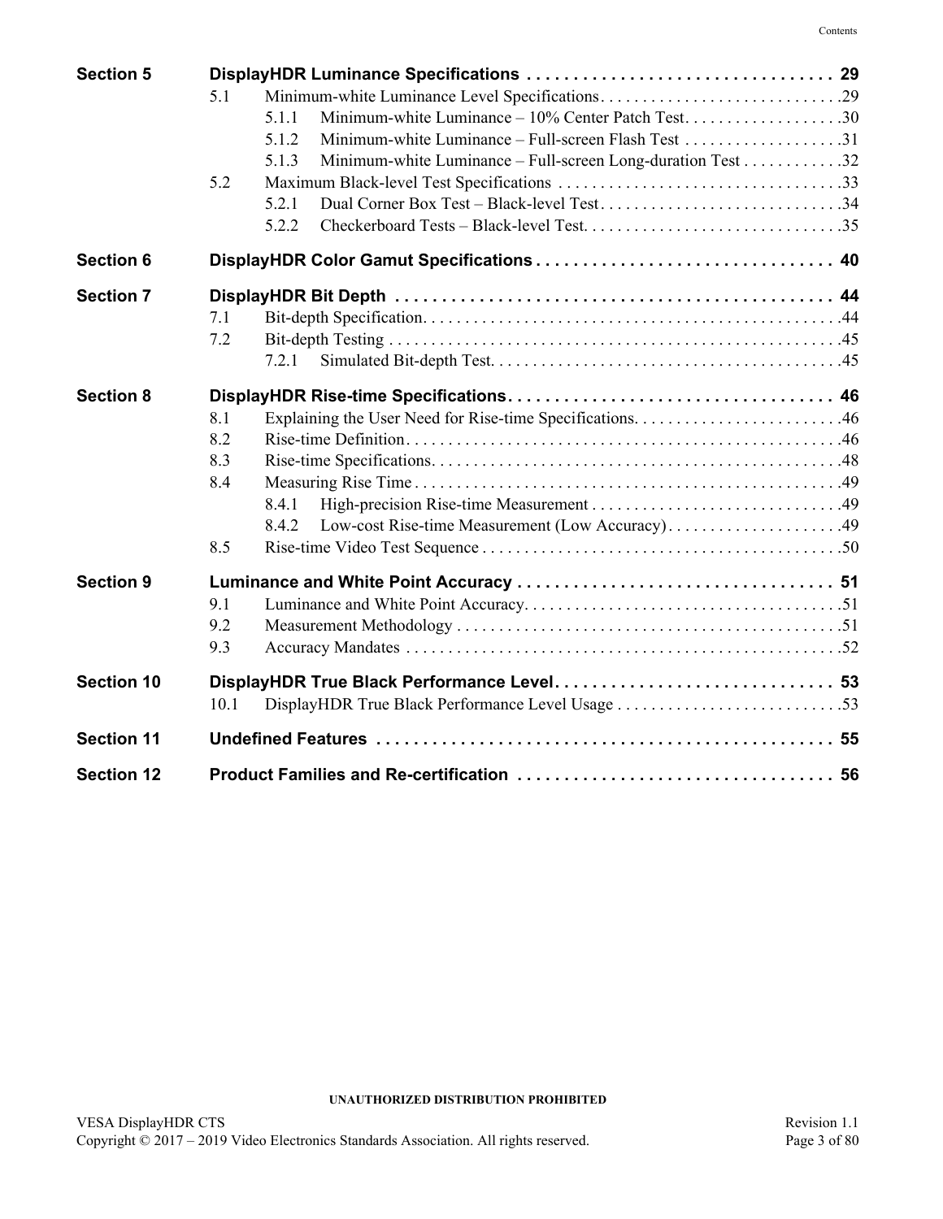| | | |
|---|---|---|
| **Section 5** | **DisplayHDR Luminance Specifications** | **29** |
| | 5.1 Minimum-white Luminance Level Specifications | 29 |
| | 5.1.1 Minimum-white Luminance – 10% Center Patch Test | 30 |
| | 5.1.2 Minimum-white Luminance – Full-screen Flash Test | 31 |
| | 5.1.3 Minimum-white Luminance – Full-screen Long-duration Test | 32 |
| | 5.2 Maximum Black-level Test Specifications | 33 |
| | 5.2.1 Dual Corner Box Test – Black-level Test | 34 |
| | 5.2.2 Checkerboard Tests – Black-level Test | 35 |
| **Section 6** | **DisplayHDR Color Gamut Specifications** | **40** |
| **Section 7** | **DisplayHDR Bit Depth** | **44** |
| | 7.1 Bit-depth Specification | 44 |
| | 7.2 Bit-depth Testing | 45 |
| | 7.2.1 Simulated Bit-depth Test | 45 |
| **Section 8** | **DisplayHDR Rise-time Specifications** | **46** |
| | 8.1 Explaining the User Need for Rise-time Specifications | 46 |
| | 8.2 Rise-time Definition | 46 |
| | 8.3 Rise-time Specifications | 48 |
| | 8.4 Measuring Rise Time | 49 |
| | 8.4.1 High-precision Rise-time Measurement | 49 |
| | 8.4.2 Low-cost Rise-time Measurement (Low Accuracy) | 49 |
| | 8.5 Rise-time Video Test Sequence | 50 |
| **Section 9** | **Luminance and White Point Accuracy** | **51** |
| | 9.1 Luminance and White Point Accuracy | 51 |
| | 9.2 Measurement Methodology | 51 |
| | 9.3 Accuracy Mandates | 52 |
| **Section 10** | **DisplayHDR True Black Performance Level** | **53** |
| | 10.1 DisplayHDR True Black Performance Level Usage | 53 |
| **Section 11** | **Undefined Features** | **55** |
| **Section 12** | **Product Families and Re-certification** | **56** |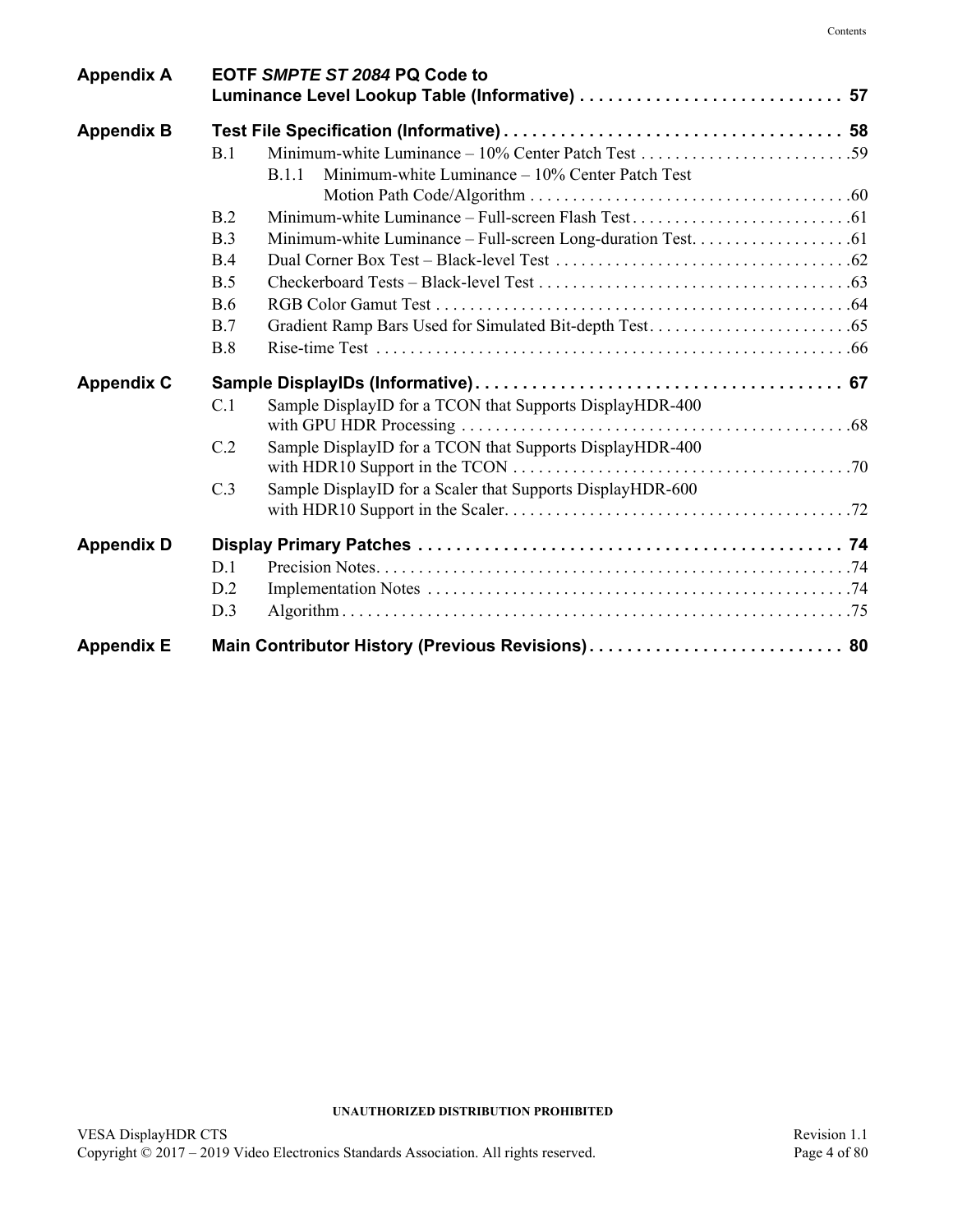**Appendix A** **EOTF *SMPTE ST 2084* PQ Code to Luminance Level Lookup Table (Informative) . . . . . . . . . . . . . . . . . . . . . . . . . . . . 57**

**Appendix B** **Test File Specification (Informative) . . . . . . . . . . . . . . . . . . . . . . . . . . . . . . . . . . . . 58**

- B.1 Minimum-white Luminance – 10% Center Patch Test . . . . . . . . . . . . . . . . . . . . . . . . . 59
  - B.1.1 Minimum-white Luminance – 10% Center Patch Test Motion Path Code/Algorithm . . . . . . . . . . . . . . . . . . . . . . . . . . . . . . . . . . . . . 60
- B.2 Minimum-white Luminance – Full-screen Flash Test . . . . . . . . . . . . . . . . . . . . . . . . . . 61
- B.3 Minimum-white Luminance – Full-screen Long-duration Test. . . . . . . . . . . . . . . . . . . 61
- B.4 Dual Corner Box Test – Black-level Test . . . . . . . . . . . . . . . . . . . . . . . . . . . . . . . . . . . 62
- B.5 Checkerboard Tests – Black-level Test . . . . . . . . . . . . . . . . . . . . . . . . . . . . . . . . . . . . . 63
- B.6 RGB Color Gamut Test . . . . . . . . . . . . . . . . . . . . . . . . . . . . . . . . . . . . . . . . . . . . . . . . . 64
- B.7 Gradient Ramp Bars Used for Simulated Bit-depth Test . . . . . . . . . . . . . . . . . . . . . . . . 65
- B.8 Rise-time Test . . . . . . . . . . . . . . . . . . . . . . . . . . . . . . . . . . . . . . . . . . . . . . . . . . . . . . . 66

**Appendix C** **Sample DisplayIDs (Informative) . . . . . . . . . . . . . . . . . . . . . . . . . . . . . . . . . . . . . . 67**

- C.1 Sample DisplayID for a TCON that Supports DisplayHDR-400 with GPU HDR Processing . . . . . . . . . . . . . . . . . . . . . . . . . . . . . . . . . . . . . . . . . . . . . 68
- C.2 Sample DisplayID for a TCON that Supports DisplayHDR-400 with HDR10 Support in the TCON . . . . . . . . . . . . . . . . . . . . . . . . . . . . . . . . . . . . . . . 70
- C.3 Sample DisplayID for a Scaler that Supports DisplayHDR-600 with HDR10 Support in the Scaler. . . . . . . . . . . . . . . . . . . . . . . . . . . . . . . . . . . . . . . . 72

**Appendix D** **Display Primary Patches . . . . . . . . . . . . . . . . . . . . . . . . . . . . . . . . . . . . . . . . . . . . . 74**

- D.1 Precision Notes. . . . . . . . . . . . . . . . . . . . . . . . . . . . . . . . . . . . . . . . . . . . . . . . . . . . . . . 74
- D.2 Implementation Notes . . . . . . . . . . . . . . . . . . . . . . . . . . . . . . . . . . . . . . . . . . . . . . . . . 74
- D.3 Algorithm . . . . . . . . . . . . . . . . . . . . . . . . . . . . . . . . . . . . . . . . . . . . . . . . . . . . . . . . . . . 75

**Appendix E** **Main Contributor History (Previous Revisions) . . . . . . . . . . . . . . . . . . . . . . . . . . . 80**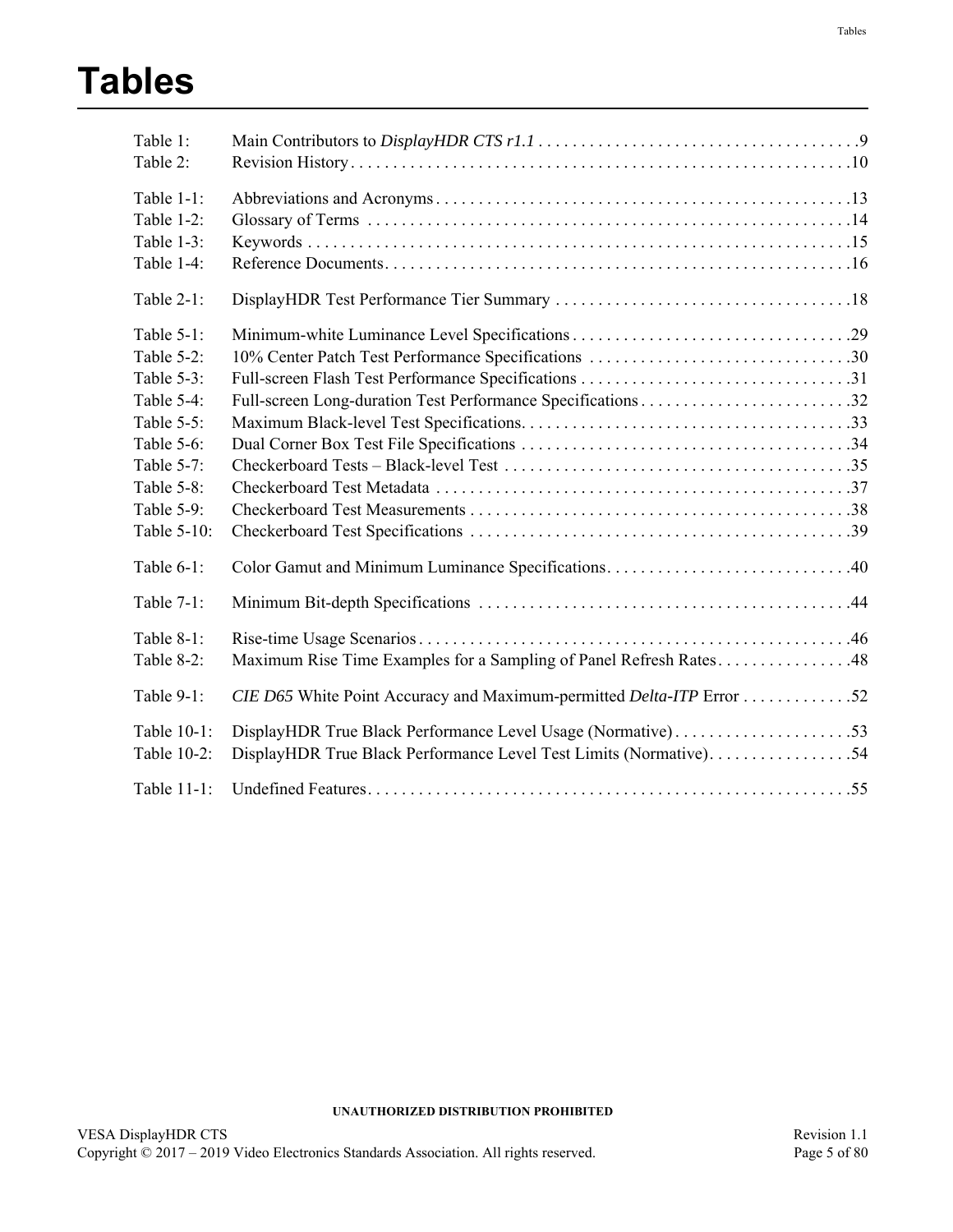# Tables

Table 1: Main Contributors to *DisplayHDR CTS r1.1* . . . . . . . . . . . . . . . . . . . . . . . . . . . . . . . . . . . . . .9
Table 2: Revision History . . . . . . . . . . . . . . . . . . . . . . . . . . . . . . . . . . . . . . . . . . . . . . . . . . . . . . . . . . . .10

Table 1-1: Abbreviations and Acronyms . . . . . . . . . . . . . . . . . . . . . . . . . . . . . . . . . . . . . . . . . . . . . . . . .13
Table 1-2: Glossary of Terms . . . . . . . . . . . . . . . . . . . . . . . . . . . . . . . . . . . . . . . . . . . . . . . . . . . . . . . . . .14
Table 1-3: Keywords . . . . . . . . . . . . . . . . . . . . . . . . . . . . . . . . . . . . . . . . . . . . . . . . . . . . . . . . . . . . . . . . .15
Table 1-4: Reference Documents . . . . . . . . . . . . . . . . . . . . . . . . . . . . . . . . . . . . . . . . . . . . . . . . . . . . . . . .16

Table 2-1: DisplayHDR Test Performance Tier Summary . . . . . . . . . . . . . . . . . . . . . . . . . . . . . . . . . . .18

Table 5-1: Minimum-white Luminance Level Specifications . . . . . . . . . . . . . . . . . . . . . . . . . . . . . . . . .29
Table 5-2: 10% Center Patch Test Performance Specifications . . . . . . . . . . . . . . . . . . . . . . . . . . . . . . .30
Table 5-3: Full-screen Flash Test Performance Specifications . . . . . . . . . . . . . . . . . . . . . . . . . . . . . . . .31
Table 5-4: Full-screen Long-duration Test Performance Specifications . . . . . . . . . . . . . . . . . . . . . . . . .32
Table 5-5: Maximum Black-level Test Specifications. . . . . . . . . . . . . . . . . . . . . . . . . . . . . . . . . . . . . . .33
Table 5-6: Dual Corner Box Test File Specifications . . . . . . . . . . . . . . . . . . . . . . . . . . . . . . . . . . . . . . .34
Table 5-7: Checkerboard Tests – Black-level Test . . . . . . . . . . . . . . . . . . . . . . . . . . . . . . . . . . . . . . . . .35
Table 5-8: Checkerboard Test Metadata . . . . . . . . . . . . . . . . . . . . . . . . . . . . . . . . . . . . . . . . . . . . . . . . .37
Table 5-9: Checkerboard Test Measurements . . . . . . . . . . . . . . . . . . . . . . . . . . . . . . . . . . . . . . . . . . . . .38
Table 5-10: Checkerboard Test Specifications . . . . . . . . . . . . . . . . . . . . . . . . . . . . . . . . . . . . . . . . . . . . .39

Table 6-1: Color Gamut and Minimum Luminance Specifications. . . . . . . . . . . . . . . . . . . . . . . . . . . . .40

Table 7-1: Minimum Bit-depth Specifications . . . . . . . . . . . . . . . . . . . . . . . . . . . . . . . . . . . . . . . . . . . .44

Table 8-1: Rise-time Usage Scenarios . . . . . . . . . . . . . . . . . . . . . . . . . . . . . . . . . . . . . . . . . . . . . . . . . . .46
Table 8-2: Maximum Rise Time Examples for a Sampling of Panel Refresh Rates . . . . . . . . . . . . . . . .48

Table 9-1: *CIE D65* White Point Accuracy and Maximum-permitted *Delta-ITP* Error . . . . . . . . . . . . .52

Table 10-1: DisplayHDR True Black Performance Level Usage (Normative) . . . . . . . . . . . . . . . . . . . . .53
Table 10-2: DisplayHDR True Black Performance Level Test Limits (Normative). . . . . . . . . . . . . . . . . .54

Table 11-1: Undefined Features. . . . . . . . . . . . . . . . . . . . . . . . . . . . . . . . . . . . . . . . . . . . . . . . . . . . . . . . .55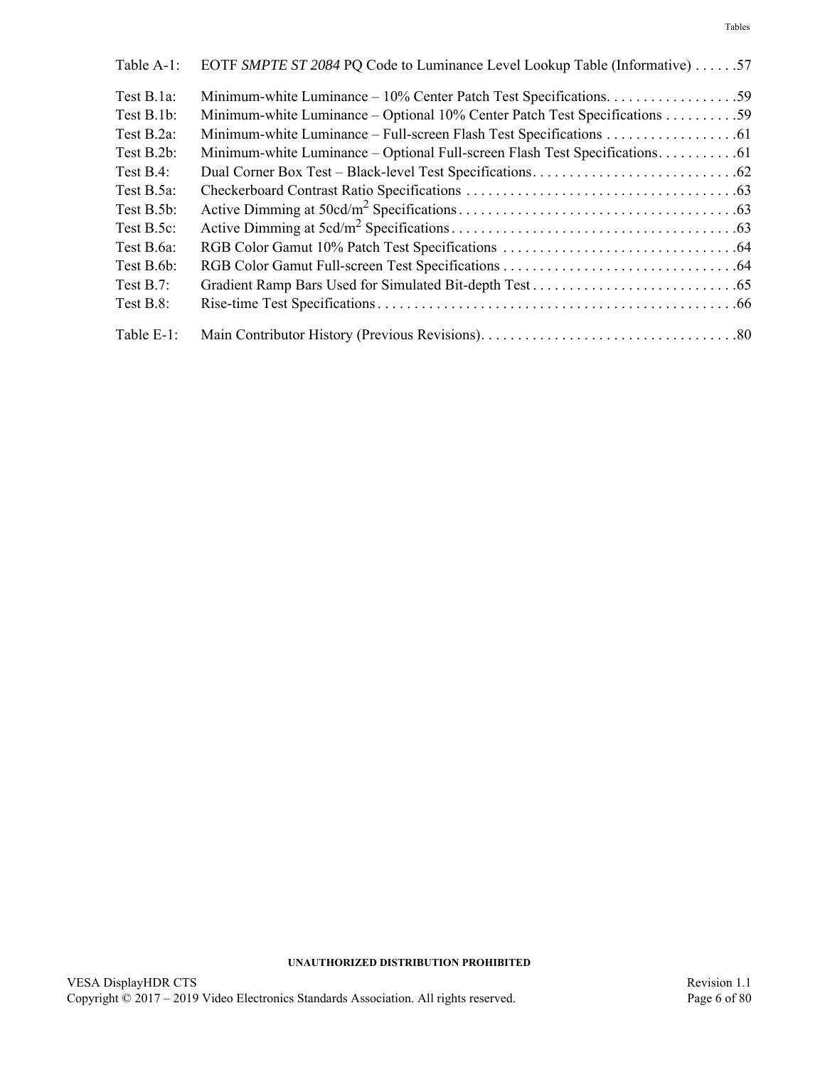Table A-1: EOTF *SMPTE ST 2084* PQ Code to Luminance Level Lookup Table (Informative) . . . . . .57

Test B.1a: Minimum-white Luminance – 10% Center Patch Test Specifications. . . . . . . . . . . . . . . . . . .59
Test B.1b: Minimum-white Luminance – Optional 10% Center Patch Test Specifications . . . . . . . . . . .59
Test B.2a: Minimum-white Luminance – Full-screen Flash Test Specifications . . . . . . . . . . . . . . . . . . .61
Test B.2b: Minimum-white Luminance – Optional Full-screen Flash Test Specifications. . . . . . . . . . . .61
Test B.4: Dual Corner Box Test – Black-level Test Specifications. . . . . . . . . . . . . . . . . . . . . . . . . . . . .62
Test B.5a: Checkerboard Contrast Ratio Specifications . . . . . . . . . . . . . . . . . . . . . . . . . . . . . . . . . . . . .63
Test B.5b: Active Dimming at 50cd/m$^2$ Specifications . . . . . . . . . . . . . . . . . . . . . . . . . . . . . . . . . . . . . .63
Test B.5c: Active Dimming at 5cd/m$^2$ Specifications . . . . . . . . . . . . . . . . . . . . . . . . . . . . . . . . . . . . . . .63
Test B.6a: RGB Color Gamut 10% Patch Test Specifications . . . . . . . . . . . . . . . . . . . . . . . . . . . . . . . .64
Test B.6b: RGB Color Gamut Full-screen Test Specifications . . . . . . . . . . . . . . . . . . . . . . . . . . . . . . . .64
Test B.7: Gradient Ramp Bars Used for Simulated Bit-depth Test . . . . . . . . . . . . . . . . . . . . . . . . . . . .65
Test B.8: Rise-time Test Specifications . . . . . . . . . . . . . . . . . . . . . . . . . . . . . . . . . . . . . . . . . . . . . . . . .66

Table E-1: Main Contributor History (Previous Revisions). . . . . . . . . . . . . . . . . . . . . . . . . . . . . . . . . . .80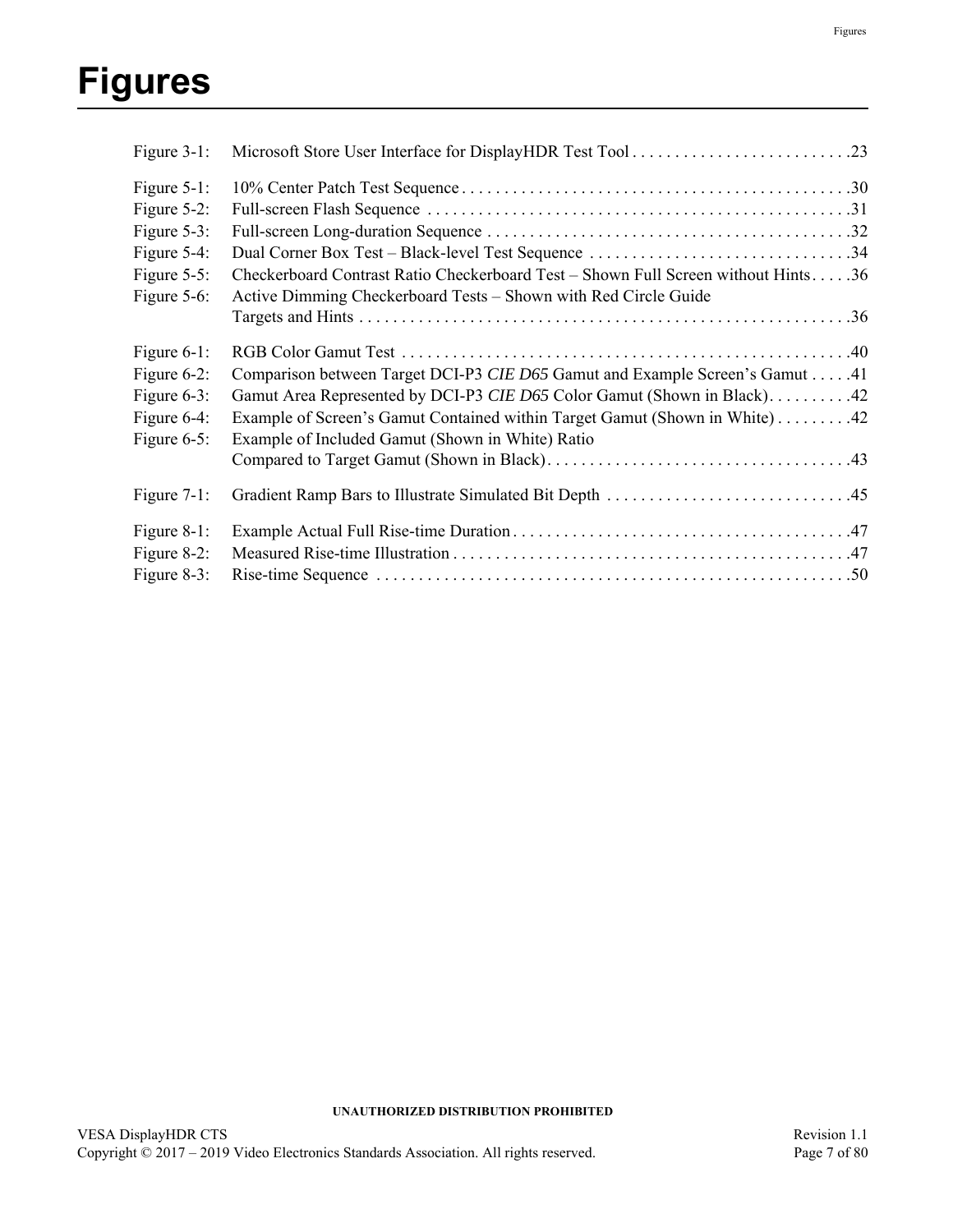# Figures

Figure 3-1: Microsoft Store User Interface for DisplayHDR Test Tool . . . . . . . . . . . . . . . . . . . . . . . . . .23

Figure 5-1: 10% Center Patch Test Sequence . . . . . . . . . . . . . . . . . . . . . . . . . . . . . . . . . . . . . . . . . . . . .30
Figure 5-2: Full-screen Flash Sequence . . . . . . . . . . . . . . . . . . . . . . . . . . . . . . . . . . . . . . . . . . . . . . . .31
Figure 5-3: Full-screen Long-duration Sequence . . . . . . . . . . . . . . . . . . . . . . . . . . . . . . . . . . . . . . . . . .32
Figure 5-4: Dual Corner Box Test – Black-level Test Sequence . . . . . . . . . . . . . . . . . . . . . . . . . . . . . . .34
Figure 5-5: Checkerboard Contrast Ratio Checkerboard Test – Shown Full Screen without Hints . . . . .36
Figure 5-6: Active Dimming Checkerboard Tests – Shown with Red Circle Guide Targets and Hints . . . . . . . . . . . . . . . . . . . . . . . . . . . . . . . . . . . . . . . . . . . . . . . . . . . . . . . . . .36

Figure 6-1: RGB Color Gamut Test . . . . . . . . . . . . . . . . . . . . . . . . . . . . . . . . . . . . . . . . . . . . . . . . . . . .40
Figure 6-2: Comparison between Target DCI-P3 *CIE D65* Gamut and Example Screen's Gamut . . . . .41
Figure 6-3: Gamut Area Represented by DCI-P3 *CIE D65* Color Gamut (Shown in Black) . . . . . . . . . .42
Figure 6-4: Example of Screen's Gamut Contained within Target Gamut (Shown in White) . . . . . . . . .42
Figure 6-5: Example of Included Gamut (Shown in White) Ratio Compared to Target Gamut (Shown in Black) . . . . . . . . . . . . . . . . . . . . . . . . . . . . . . . . . . . .43

Figure 7-1: Gradient Ramp Bars to Illustrate Simulated Bit Depth . . . . . . . . . . . . . . . . . . . . . . . . . . . .45

Figure 8-1: Example Actual Full Rise-time Duration . . . . . . . . . . . . . . . . . . . . . . . . . . . . . . . . . . . . . . .47
Figure 8-2: Measured Rise-time Illustration . . . . . . . . . . . . . . . . . . . . . . . . . . . . . . . . . . . . . . . . . . . . . .47
Figure 8-3: Rise-time Sequence . . . . . . . . . . . . . . . . . . . . . . . . . . . . . . . . . . . . . . . . . . . . . . . . . . . . . . .50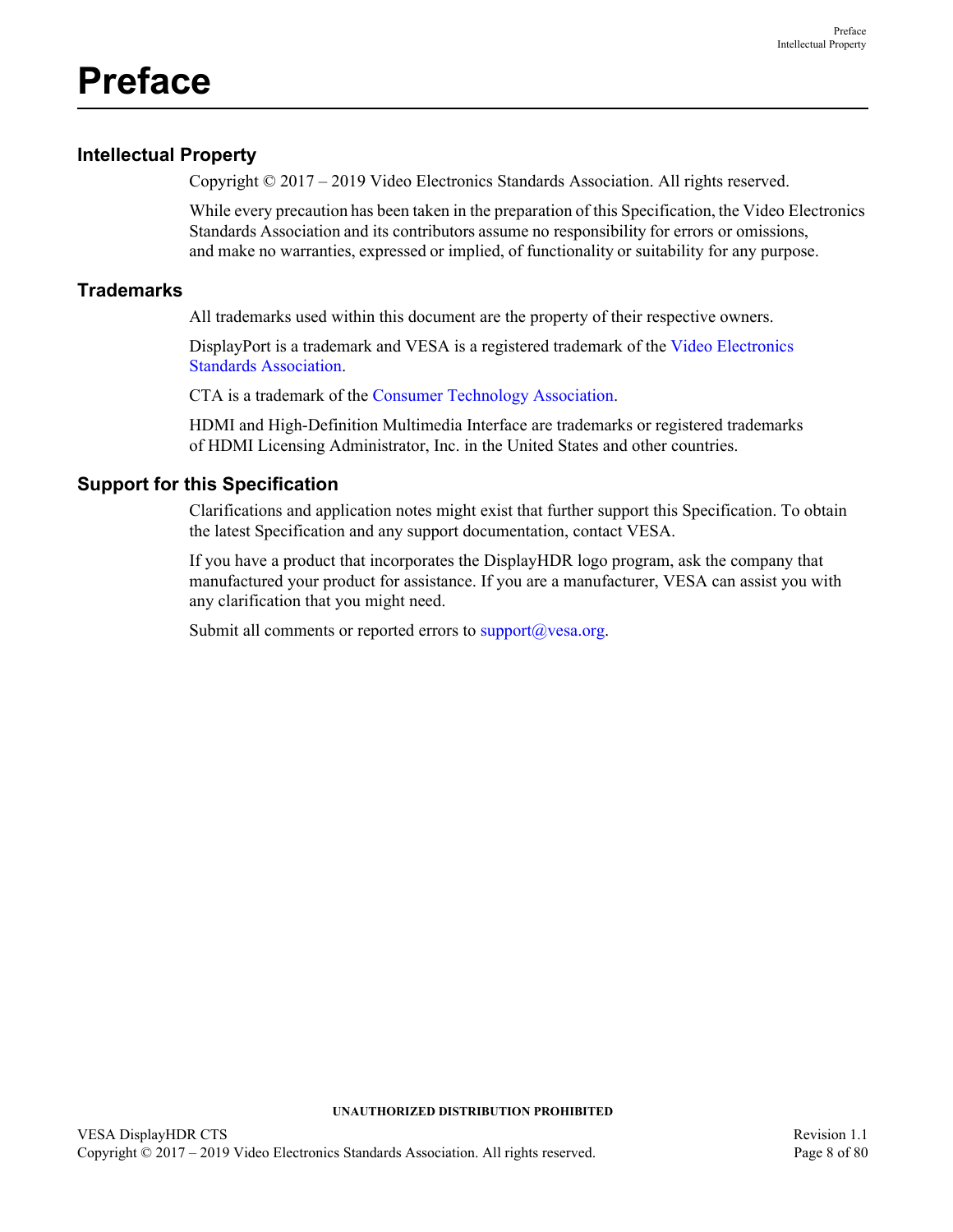# Preface

## Intellectual Property

Copyright © 2017 – 2019 Video Electronics Standards Association. All rights reserved.

While every precaution has been taken in the preparation of this Specification, the Video Electronics Standards Association and its contributors assume no responsibility for errors or omissions, and make no warranties, expressed or implied, of functionality or suitability for any purpose.

## Trademarks

All trademarks used within this document are the property of their respective owners.

DisplayPort is a trademark and VESA is a registered trademark of the Video Electronics Standards Association.

CTA is a trademark of the Consumer Technology Association.

HDMI and High-Definition Multimedia Interface are trademarks or registered trademarks of HDMI Licensing Administrator, Inc. in the United States and other countries.

## Support for this Specification

Clarifications and application notes might exist that further support this Specification. To obtain the latest Specification and any support documentation, contact VESA.

If you have a product that incorporates the DisplayHDR logo program, ask the company that manufactured your product for assistance. If you are a manufacturer, VESA can assist you with any clarification that you might need.

Submit all comments or reported errors to support@vesa.org.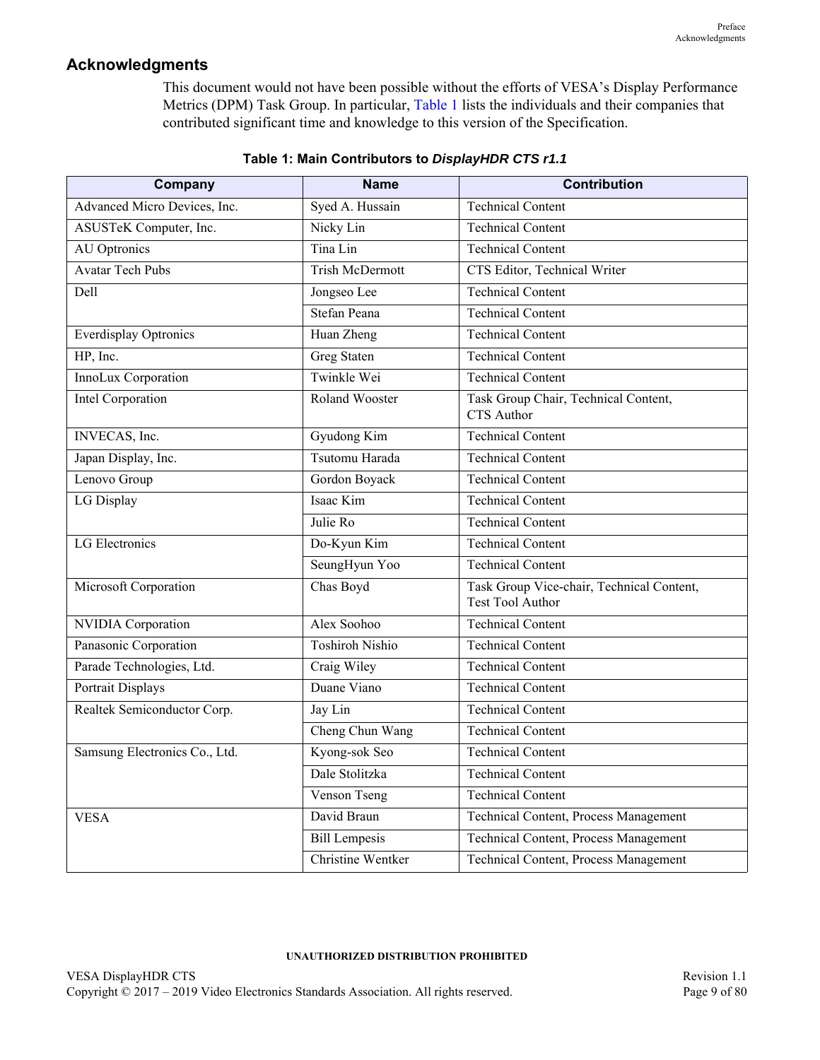## Acknowledgments

This document would not have been possible without the efforts of VESA's Display Performance Metrics (DPM) Task Group. In particular, Table 1 lists the individuals and their companies that contributed significant time and knowledge to this version of the Specification.

**Table 1: Main Contributors to *DisplayHDR CTS r1.1***

| Company | Name | Contribution |
| --- | --- | --- |
| Advanced Micro Devices, Inc. | Syed A. Hussain | Technical Content |
| ASUSTeK Computer, Inc. | Nicky Lin | Technical Content |
| AU Optronics | Tina Lin | Technical Content |
| Avatar Tech Pubs | Trish McDermott | CTS Editor, Technical Writer |
| Dell | Jongseo Lee | Technical Content |
| | Stefan Peana | Technical Content |
| Everdisplay Optronics | Huan Zheng | Technical Content |
| HP, Inc. | Greg Staten | Technical Content |
| InnoLux Corporation | Twinkle Wei | Technical Content |
| Intel Corporation | Roland Wooster | Task Group Chair, Technical Content, CTS Author |
| INVECAS, Inc. | Gyudong Kim | Technical Content |
| Japan Display, Inc. | Tsutomu Harada | Technical Content |
| Lenovo Group | Gordon Boyack | Technical Content |
| LG Display | Isaac Kim | Technical Content |
| | Julie Ro | Technical Content |
| LG Electronics | Do-Kyun Kim | Technical Content |
| | SeungHyun Yoo | Technical Content |
| Microsoft Corporation | Chas Boyd | Task Group Vice-chair, Technical Content, Test Tool Author |
| NVIDIA Corporation | Alex Soohoo | Technical Content |
| Panasonic Corporation | Toshiroh Nishio | Technical Content |
| Parade Technologies, Ltd. | Craig Wiley | Technical Content |
| Portrait Displays | Duane Viano | Technical Content |
| Realtek Semiconductor Corp. | Jay Lin | Technical Content |
| | Cheng Chun Wang | Technical Content |
| Samsung Electronics Co., Ltd. | Kyong-sok Seo | Technical Content |
| | Dale Stolitzka | Technical Content |
| | Venson Tseng | Technical Content |
| VESA | David Braun | Technical Content, Process Management |
| | Bill Lempesis | Technical Content, Process Management |
| | Christine Wentker | Technical Content, Process Management |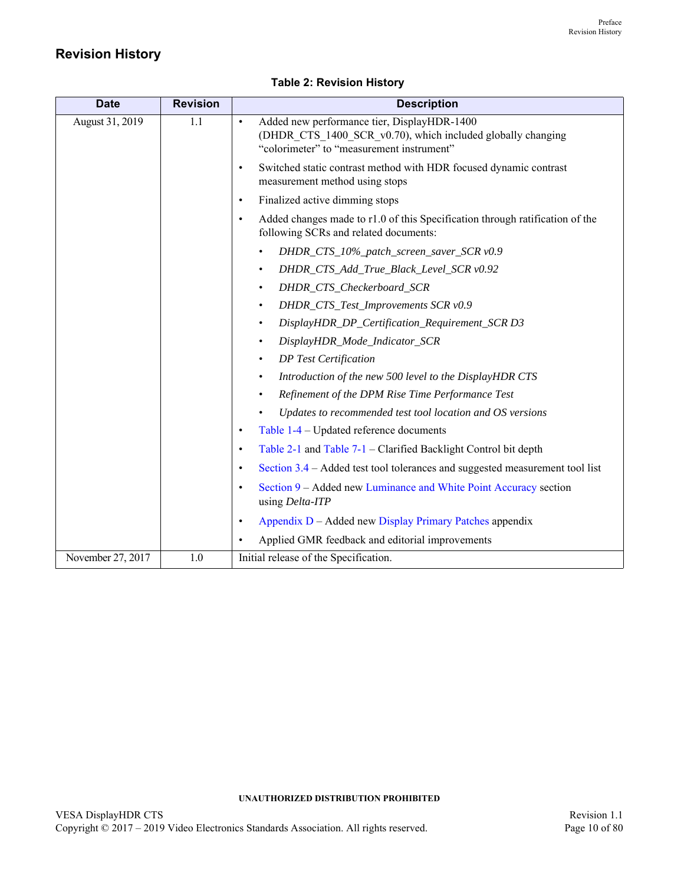## Revision History

**Table 2: Revision History**

| Date | Revision | Description |
|---|---|---|
| August 31, 2019 | 1.1 | • Added new performance tier, DisplayHDR-1400 (DHDR_CTS_1400_SCR_v0.70), which included globally changing "colorimeter" to "measurement instrument"<br>• Switched static contrast method with HDR focused dynamic contrast measurement method using stops<br>• Finalized active dimming stops<br>• Added changes made to r1.0 of this Specification through ratification of the following SCRs and related documents:<br>  ◦ *DHDR_CTS_10%_patch_screen_saver_SCR v0.9*<br>  ◦ *DHDR_CTS_Add_True_Black_Level_SCR v0.92*<br>  ◦ *DHDR_CTS_Checkerboard_SCR*<br>  ◦ *DHDR_CTS_Test_Improvements SCR v0.9*<br>  ◦ *DisplayHDR_DP_Certification_Requirement_SCR D3*<br>  ◦ *DisplayHDR_Mode_Indicator_SCR*<br>  ◦ *DP Test Certification*<br>  ◦ *Introduction of the new 500 level to the DisplayHDR CTS*<br>  ◦ *Refinement of the DPM Rise Time Performance Test*<br>  ◦ *Updates to recommended test tool location and OS versions*<br>• Table 1-4 – Updated reference documents<br>• Table 2-1 and Table 7-1 – Clarified Backlight Control bit depth<br>• Section 3.4 – Added test tool tolerances and suggested measurement tool list<br>• Section 9 – Added new Luminance and White Point Accuracy section using *Delta-ITP*<br>• Appendix D – Added new Display Primary Patches appendix<br>• Applied GMR feedback and editorial improvements |
| November 27, 2017 | 1.0 | Initial release of the Specification. |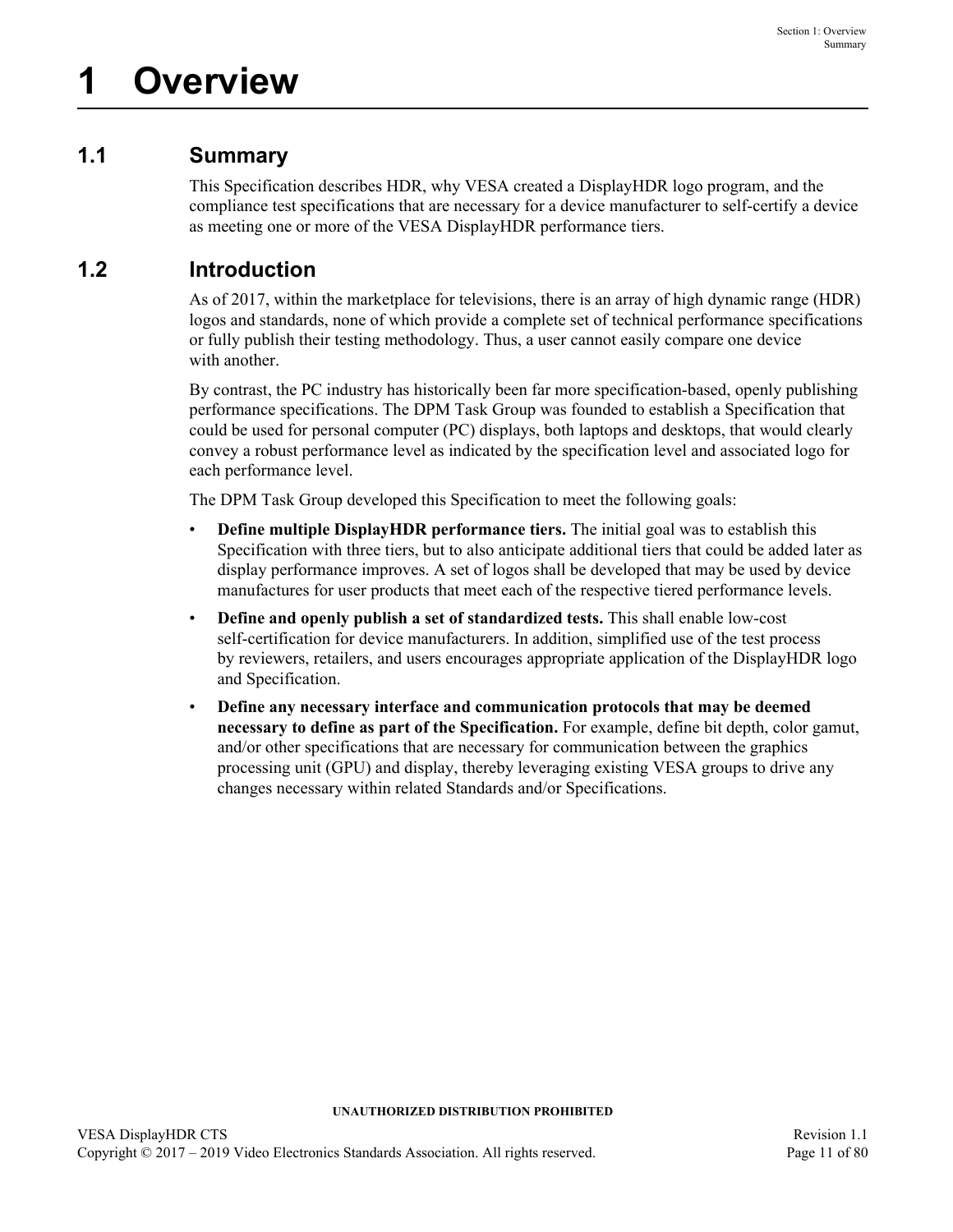# 1 Overview

## 1.1 Summary

This Specification describes HDR, why VESA created a DisplayHDR logo program, and the compliance test specifications that are necessary for a device manufacturer to self-certify a device as meeting one or more of the VESA DisplayHDR performance tiers.

## 1.2 Introduction

As of 2017, within the marketplace for televisions, there is an array of high dynamic range (HDR) logos and standards, none of which provide a complete set of technical performance specifications or fully publish their testing methodology. Thus, a user cannot easily compare one device with another.

By contrast, the PC industry has historically been far more specification-based, openly publishing performance specifications. The DPM Task Group was founded to establish a Specification that could be used for personal computer (PC) displays, both laptops and desktops, that would clearly convey a robust performance level as indicated by the specification level and associated logo for each performance level.

The DPM Task Group developed this Specification to meet the following goals:

- **Define multiple DisplayHDR performance tiers.** The initial goal was to establish this Specification with three tiers, but to also anticipate additional tiers that could be added later as display performance improves. A set of logos shall be developed that may be used by device manufactures for user products that meet each of the respective tiered performance levels.
- **Define and openly publish a set of standardized tests.** This shall enable low-cost self-certification for device manufacturers. In addition, simplified use of the test process by reviewers, retailers, and users encourages appropriate application of the DisplayHDR logo and Specification.
- **Define any necessary interface and communication protocols that may be deemed necessary to define as part of the Specification.** For example, define bit depth, color gamut, and/or other specifications that are necessary for communication between the graphics processing unit (GPU) and display, thereby leveraging existing VESA groups to drive any changes necessary within related Standards and/or Specifications.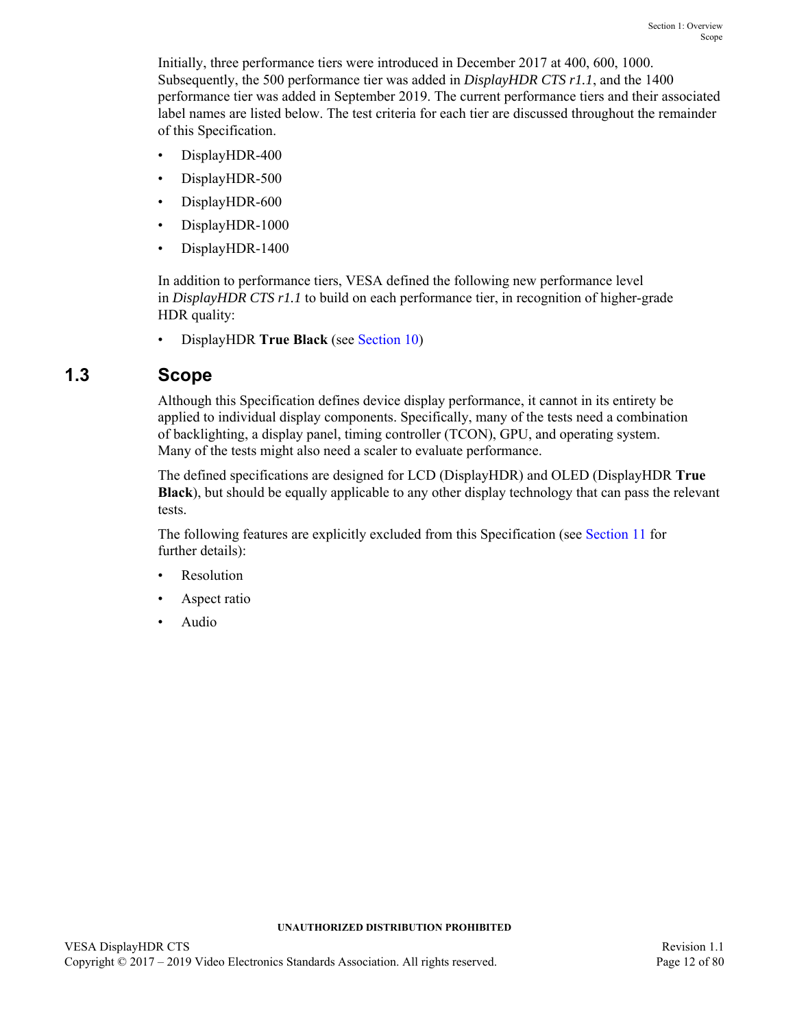Initially, three performance tiers were introduced in December 2017 at 400, 600, 1000. Subsequently, the 500 performance tier was added in *DisplayHDR CTS r1.1*, and the 1400 performance tier was added in September 2019. The current performance tiers and their associated label names are listed below. The test criteria for each tier are discussed throughout the remainder of this Specification.

- DisplayHDR-400
- DisplayHDR-500
- DisplayHDR-600
- DisplayHDR-1000
- DisplayHDR-1400

In addition to performance tiers, VESA defined the following new performance level in *DisplayHDR CTS r1.1* to build on each performance tier, in recognition of higher-grade HDR quality:

- DisplayHDR **True Black** (see Section 10)

## 1.3 Scope

Although this Specification defines device display performance, it cannot in its entirety be applied to individual display components. Specifically, many of the tests need a combination of backlighting, a display panel, timing controller (TCON), GPU, and operating system. Many of the tests might also need a scaler to evaluate performance.

The defined specifications are designed for LCD (DisplayHDR) and OLED (DisplayHDR **True Black**), but should be equally applicable to any other display technology that can pass the relevant tests.

The following features are explicitly excluded from this Specification (see Section 11 for further details):

- Resolution
- Aspect ratio
- Audio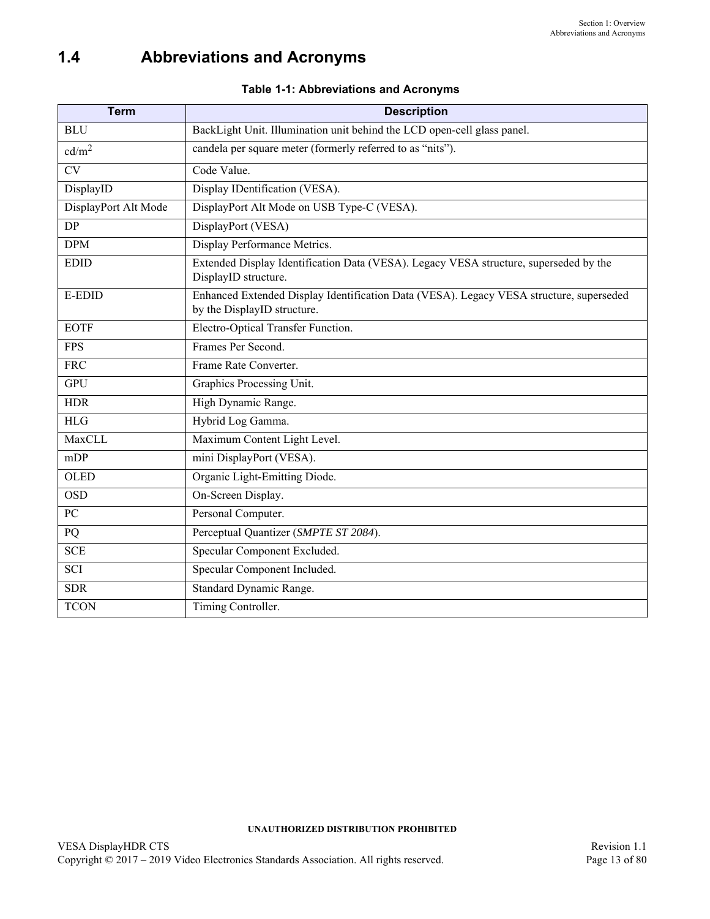## 1.4 Abbreviations and Acronyms

**Table 1-1: Abbreviations and Acronyms**

| Term | Description |
|---|---|
| BLU | BackLight Unit. Illumination unit behind the LCD open-cell glass panel. |
| cd/m$^2$ | candela per square meter (formerly referred to as “nits”). |
| CV | Code Value. |
| DisplayID | Display IDentification (VESA). |
| DisplayPort Alt Mode | DisplayPort Alt Mode on USB Type-C (VESA). |
| DP | DisplayPort (VESA) |
| DPM | Display Performance Metrics. |
| EDID | Extended Display Identification Data (VESA). Legacy VESA structure, superseded by the DisplayID structure. |
| E-EDID | Enhanced Extended Display Identification Data (VESA). Legacy VESA structure, superseded by the DisplayID structure. |
| EOTF | Electro-Optical Transfer Function. |
| FPS | Frames Per Second. |
| FRC | Frame Rate Converter. |
| GPU | Graphics Processing Unit. |
| HDR | High Dynamic Range. |
| HLG | Hybrid Log Gamma. |
| MaxCLL | Maximum Content Light Level. |
| mDP | mini DisplayPort (VESA). |
| OLED | Organic Light-Emitting Diode. |
| OSD | On-Screen Display. |
| PC | Personal Computer. |
| PQ | Perceptual Quantizer (*SMPTE ST 2084*). |
| SCE | Specular Component Excluded. |
| SCI | Specular Component Included. |
| SDR | Standard Dynamic Range. |
| TCON | Timing Controller. |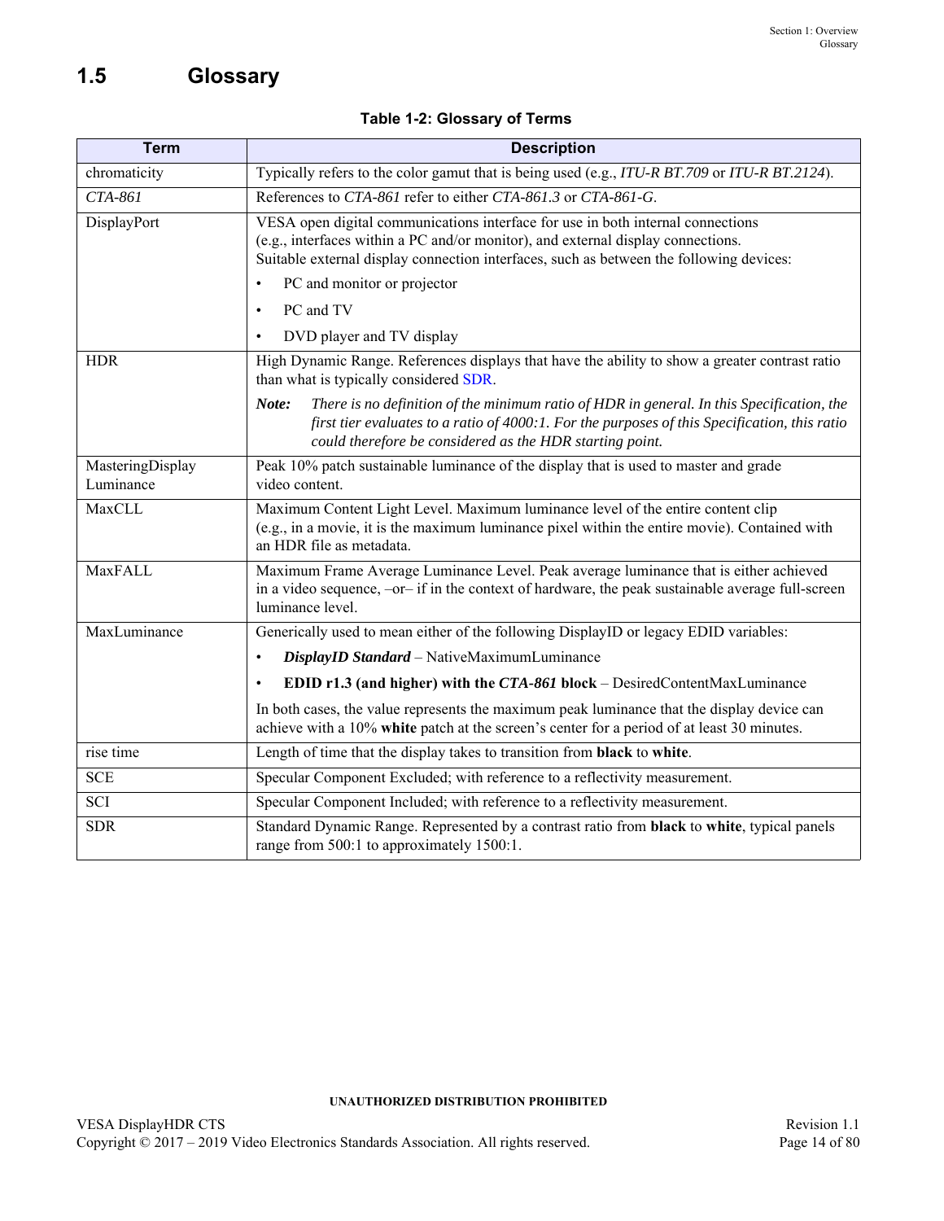## 1.5 Glossary

**Table 1-2: Glossary of Terms**

| Term | Description |
|---|---|
| chromaticity | Typically refers to the color gamut that is being used (e.g., *ITU-R BT.709* or *ITU-R BT.2124*). |
| *CTA-861* | References to *CTA-861* refer to either *CTA-861.3* or *CTA-861-G*. |
| DisplayPort | VESA open digital communications interface for use in both internal connections (e.g., interfaces within a PC and/or monitor), and external display connections. Suitable external display connection interfaces, such as between the following devices:<br>• PC and monitor or projector<br>• PC and TV<br>• DVD player and TV display |
| HDR | High Dynamic Range. References displays that have the ability to show a greater contrast ratio than what is typically considered SDR.<br>***Note:*** *There is no definition of the minimum ratio of HDR in general. In this Specification, the first tier evaluates to a ratio of 4000:1. For the purposes of this Specification, this ratio could therefore be considered as the HDR starting point.* |
| MasteringDisplay Luminance | Peak 10% patch sustainable luminance of the display that is used to master and grade video content. |
| MaxCLL | Maximum Content Light Level. Maximum luminance level of the entire content clip (e.g., in a movie, it is the maximum luminance pixel within the entire movie). Contained with an HDR file as metadata. |
| MaxFALL | Maximum Frame Average Luminance Level. Peak average luminance that is either achieved in a video sequence, –or– if in the context of hardware, the peak sustainable average full-screen luminance level. |
| MaxLuminance | Generically used to mean either of the following DisplayID or legacy EDID variables:<br>• ***DisplayID Standard*** – NativeMaximumLuminance<br>• **EDID r1.3 (and higher) with the *CTA-861* block** – DesiredContentMaxLuminance<br>In both cases, the value represents the maximum peak luminance that the display device can achieve with a 10% **white** patch at the screen's center for a period of at least 30 minutes. |
| rise time | Length of time that the display takes to transition from **black** to **white**. |
| SCE | Specular Component Excluded; with reference to a reflectivity measurement. |
| SCI | Specular Component Included; with reference to a reflectivity measurement. |
| SDR | Standard Dynamic Range. Represented by a contrast ratio from **black** to **white**, typical panels range from 500:1 to approximately 1500:1. |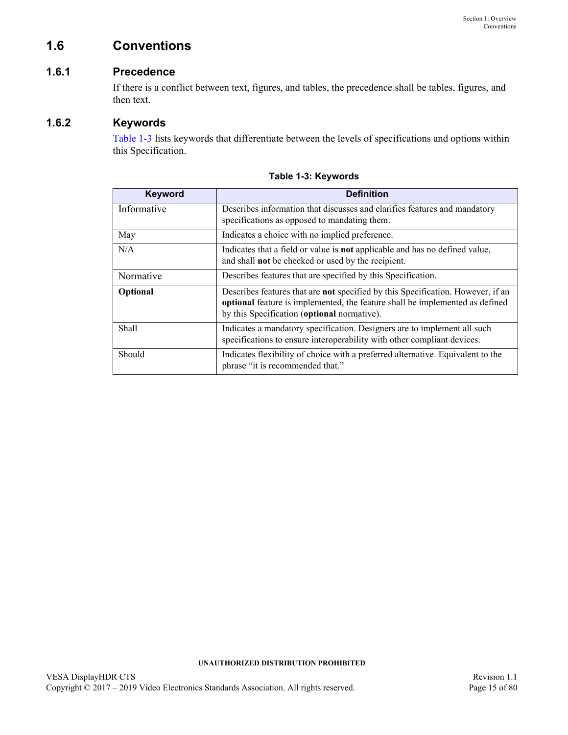## 1.6 Conventions

### 1.6.1 Precedence

If there is a conflict between text, figures, and tables, the precedence shall be tables, figures, and then text.

### 1.6.2 Keywords

Table 1-3 lists keywords that differentiate between the levels of specifications and options within this Specification.

**Table 1-3: Keywords**

| Keyword | Definition |
|---|---|
| Informative | Describes information that discusses and clarifies features and mandatory specifications as opposed to mandating them. |
| May | Indicates a choice with no implied preference. |
| N/A | Indicates that a field or value is **not** applicable and has no defined value, and shall **not** be checked or used by the recipient. |
| Normative | Describes features that are specified by this Specification. |
| **Optional** | Describes features that are **not** specified by this Specification. However, if an **optional** feature is implemented, the feature shall be implemented as defined by this Specification (**optional** normative). |
| Shall | Indicates a mandatory specification. Designers are to implement all such specifications to ensure interoperability with other compliant devices. |
| Should | Indicates flexibility of choice with a preferred alternative. Equivalent to the phrase "it is recommended that." |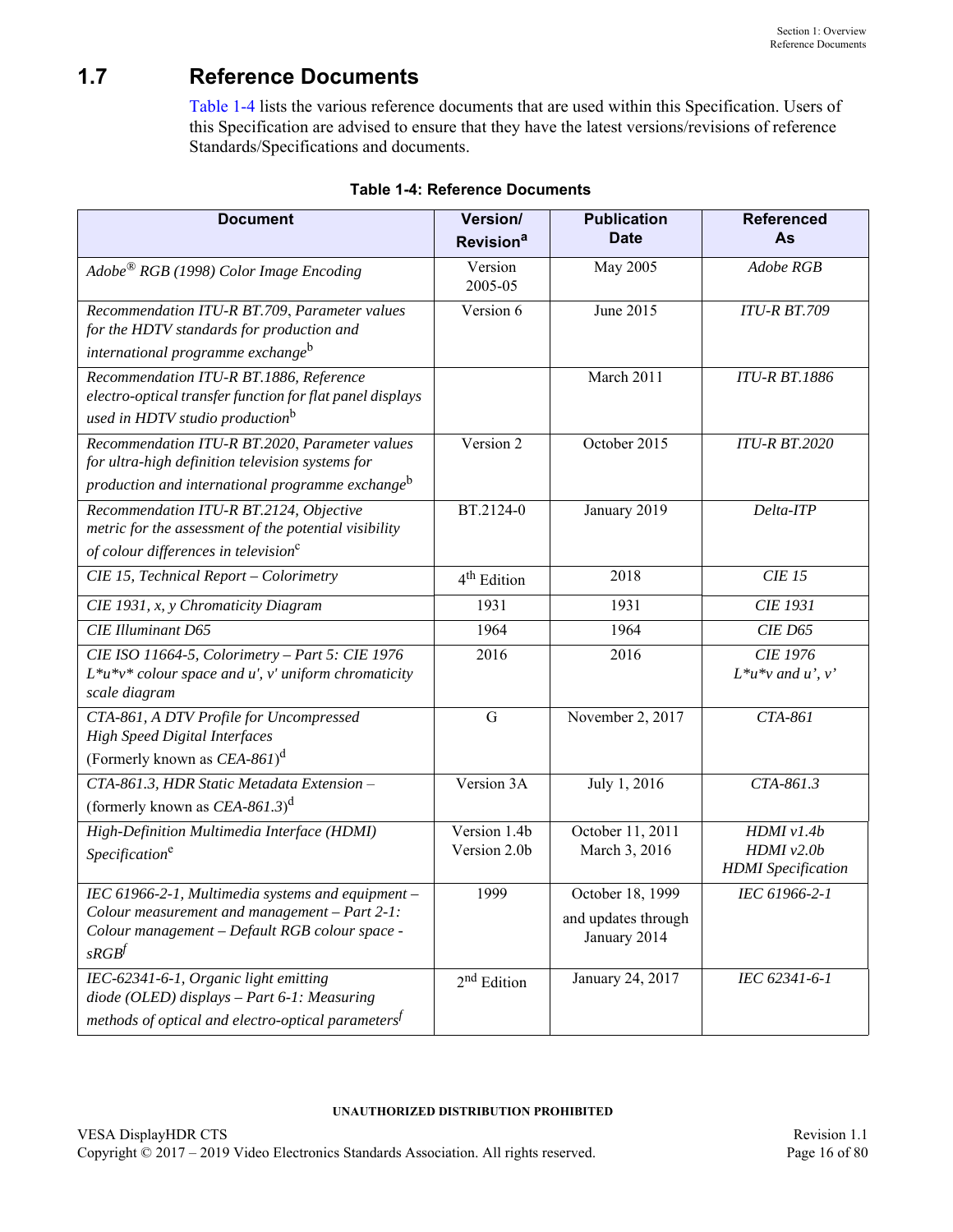## 1.7 Reference Documents

Table 1-4 lists the various reference documents that are used within this Specification. Users of this Specification are advised to ensure that they have the latest versions/revisions of reference Standards/Specifications and documents.

**Table 1-4: Reference Documents**

| Document | Version/ Revision[a] | Publication Date | Referenced As |
|---|---|---|---|
| *Adobe® RGB (1998) Color Image Encoding* | Version 2005-05 | May 2005 | *Adobe RGB* |
| *Recommendation ITU-R BT.709, Parameter values for the HDTV standards for production and international programme exchange*[b] | Version 6 | June 2015 | *ITU-R BT.709* |
| *Recommendation ITU-R BT.1886, Reference electro-optical transfer function for flat panel displays used in HDTV studio production*[b] | | March 2011 | *ITU-R BT.1886* |
| *Recommendation ITU-R BT.2020, Parameter values for ultra-high definition television systems for production and international programme exchange*[b] | Version 2 | October 2015 | *ITU-R BT.2020* |
| *Recommendation ITU-R BT.2124, Objective metric for the assessment of the potential visibility of colour differences in television*[c] | BT.2124-0 | January 2019 | *Delta-ITP* |
| *CIE 15, Technical Report – Colorimetry* | 4th Edition | 2018 | *CIE 15* |
| *CIE 1931, x, y Chromaticity Diagram* | 1931 | 1931 | *CIE 1931* |
| *CIE Illuminant D65* | 1964 | 1964 | *CIE D65* |
| *CIE ISO 11664-5, Colorimetry – Part 5: CIE 1976 L\*u\*v\* colour space and u', v' uniform chromaticity scale diagram* | 2016 | 2016 | *CIE 1976 L\*u\*v and u', v'* |
| *CTA-861, A DTV Profile for Uncompressed High Speed Digital Interfaces* (Formerly known as *CEA-861*)[d] | G | November 2, 2017 | *CTA-861* |
| *CTA-861.3, HDR Static Metadata Extension* – (formerly known as *CEA-861.3*)[d] | Version 3A | July 1, 2016 | *CTA-861.3* |
| *High-Definition Multimedia Interface (HDMI) Specification*[e] | Version 1.4b<br>Version 2.0b | October 11, 2011<br>March 3, 2016 | *HDMI v1.4b*<br>*HDMI v2.0b*<br>*HDMI Specification* |
| *IEC 61966-2-1, Multimedia systems and equipment – Colour measurement and management – Part 2-1: Colour management – Default RGB colour space - sRGB*[f] | 1999 | October 18, 1999 and updates through January 2014 | *IEC 61966-2-1* |
| *IEC-62341-6-1, Organic light emitting diode (OLED) displays – Part 6-1: Measuring methods of optical and electro-optical parameters*[f] | 2nd Edition | January 24, 2017 | *IEC 62341-6-1* |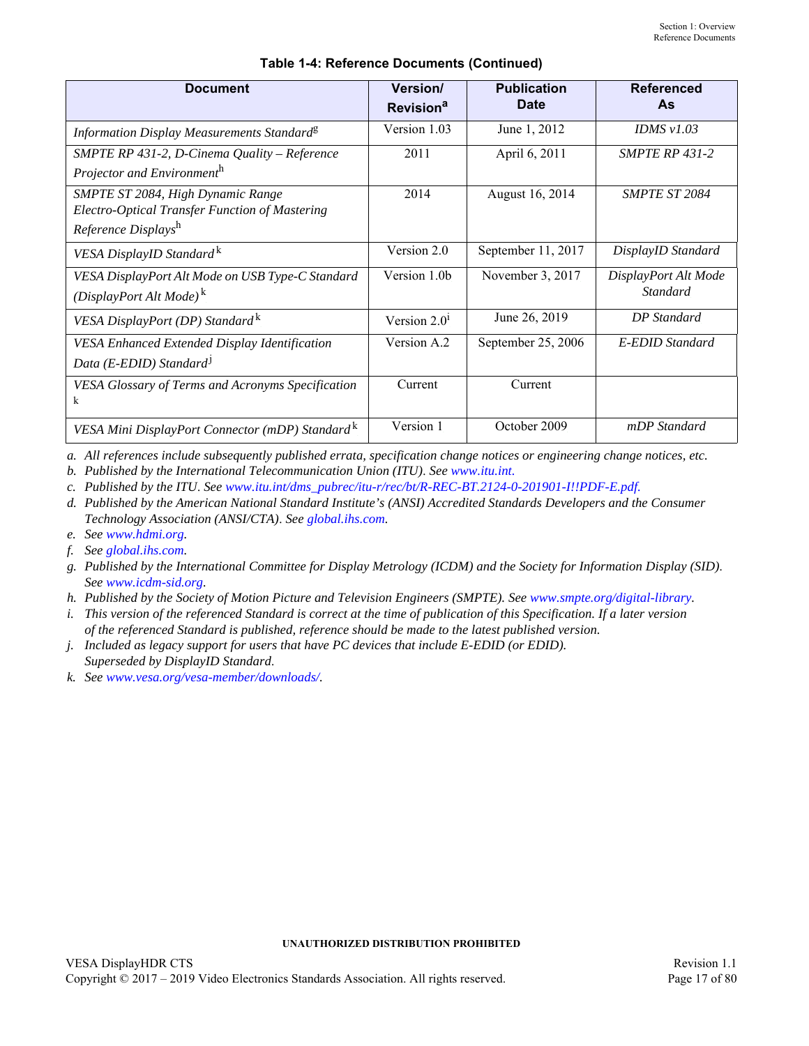**Table 1-4: Reference Documents (Continued)**

| Document | Version/ Revision[a] | Publication Date | Referenced As |
|---|---|---|---|
| *Information Display Measurements Standard*[g] | Version 1.03 | June 1, 2012 | *IDMS v1.03* |
| *SMPTE RP 431-2, D-Cinema Quality – Reference Projector and Environment*[h] | 2011 | April 6, 2011 | *SMPTE RP 431-2* |
| *SMPTE ST 2084, High Dynamic Range Electro-Optical Transfer Function of Mastering Reference Displays*[h] | 2014 | August 16, 2014 | *SMPTE ST 2084* |
| *VESA DisplayID Standard*[k] | Version 2.0 | September 11, 2017 | *DisplayID Standard* |
| *VESA DisplayPort Alt Mode on USB Type-C Standard (DisplayPort Alt Mode)*[k] | Version 1.0b | November 3, 2017 | *DisplayPort Alt Mode Standard* |
| *VESA DisplayPort (DP) Standard*[k] | Version 2.0[i] | June 26, 2019 | *DP Standard* |
| *VESA Enhanced Extended Display Identification Data (E-EDID) Standard*[j] | Version A.2 | September 25, 2006 | *E-EDID Standard* |
| *VESA Glossary of Terms and Acronyms Specification*[k] | Current | Current | |
| *VESA Mini DisplayPort Connector (mDP) Standard*[k] | Version 1 | October 2009 | *mDP Standard* |

a. *All references include subsequently published errata, specification change notices or engineering change notices, etc.*
b. *Published by the International Telecommunication Union (ITU). See www.itu.int.*
c. *Published by the ITU. See www.itu.int/dms_pubrec/itu-r/rec/bt/R-REC-BT.2124-0-201901-I!!PDF-E.pdf.*
d. *Published by the American National Standard Institute's (ANSI) Accredited Standards Developers and the Consumer Technology Association (ANSI/CTA). See global.ihs.com.*
e. *See www.hdmi.org.*
f. *See global.ihs.com.*
g. *Published by the International Committee for Display Metrology (ICDM) and the Society for Information Display (SID). See www.icdm-sid.org.*
h. *Published by the Society of Motion Picture and Television Engineers (SMPTE). See www.smpte.org/digital-library.*
i. *This version of the referenced Standard is correct at the time of publication of this Specification. If a later version of the referenced Standard is published, reference should be made to the latest published version.*
j. *Included as legacy support for users that have PC devices that include E-EDID (or EDID). Superseded by DisplayID Standard.*
k. *See www.vesa.org/vesa-member/downloads/.*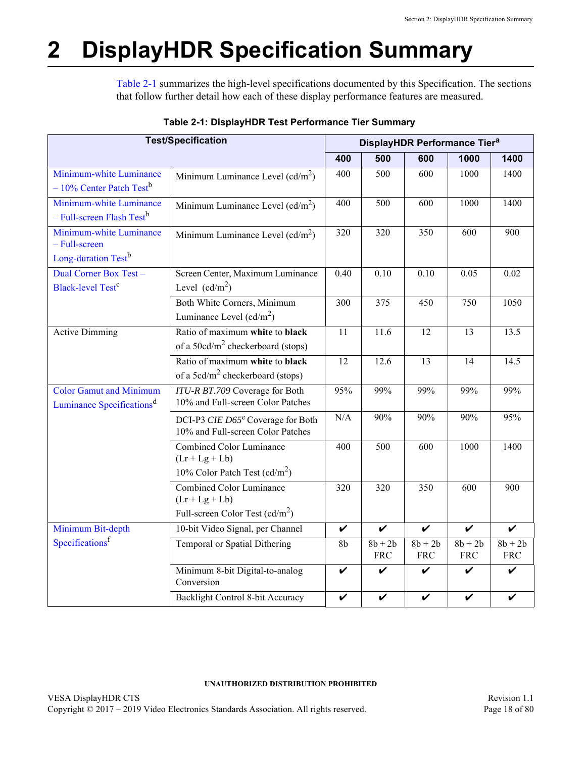# 2 DisplayHDR Specification Summary

Table 2-1 summarizes the high-level specifications documented by this Specification. The sections that follow further detail how each of these display performance features are measured.

**Table 2-1: DisplayHDR Test Performance Tier Summary**

| Test/Specification | | DisplayHDR Performance Tier[a] | | | | |
|---|---|---|---|---|---|---|
| | | **400** | **500** | **600** | **1000** | **1400** |
| Minimum-white Luminance – 10% Center Patch Test[b] | Minimum Luminance Level (cd/m$^2$) | 400 | 500 | 600 | 1000 | 1400 |
| Minimum-white Luminance – Full-screen Flash Test[b] | Minimum Luminance Level (cd/m$^2$) | 400 | 500 | 600 | 1000 | 1400 |
| Minimum-white Luminance – Full-screen Long-duration Test[b] | Minimum Luminance Level (cd/m$^2$) | 320 | 320 | 350 | 600 | 900 |
| Dual Corner Box Test – Black-level Test[c] | Screen Center, Maximum Luminance Level (cd/m$^2$) | 0.40 | 0.10 | 0.10 | 0.05 | 0.02 |
| | Both White Corners, Minimum Luminance Level (cd/m$^2$) | 300 | 375 | 450 | 750 | 1050 |
| Active Dimming | Ratio of maximum **white** to **black** of a 50cd/m$^2$ checkerboard (stops) | 11 | 11.6 | 12 | 13 | 13.5 |
| | Ratio of maximum **white** to **black** of a 5cd/m$^2$ checkerboard (stops) | 12 | 12.6 | 13 | 14 | 14.5 |
| Color Gamut and Minimum Luminance Specifications[d] | *ITU-R BT.709* Coverage for Both 10% and Full-screen Color Patches | 95% | 99% | 99% | 99% | 99% |
| | DCI-P3 *CIE D65*[e] Coverage for Both 10% and Full-screen Color Patches | N/A | 90% | 90% | 90% | 95% |
| | Combined Color Luminance (Lr + Lg + Lb) 10% Color Patch Test (cd/m$^2$) | 400 | 500 | 600 | 1000 | 1400 |
| | Combined Color Luminance (Lr + Lg + Lb) Full-screen Color Test (cd/m$^2$) | 320 | 320 | 350 | 600 | 900 |
| Minimum Bit-depth Specifications[f] | 10-bit Video Signal, per Channel | ✔ | ✔ | ✔ | ✔ | ✔ |
| | Temporal or Spatial Dithering | 8b | 8b + 2b FRC | 8b + 2b FRC | 8b + 2b FRC | 8b + 2b FRC |
| | Minimum 8-bit Digital-to-analog Conversion | ✔ | ✔ | ✔ | ✔ | ✔ |
| | Backlight Control 8-bit Accuracy | ✔ | ✔ | ✔ | ✔ | ✔ |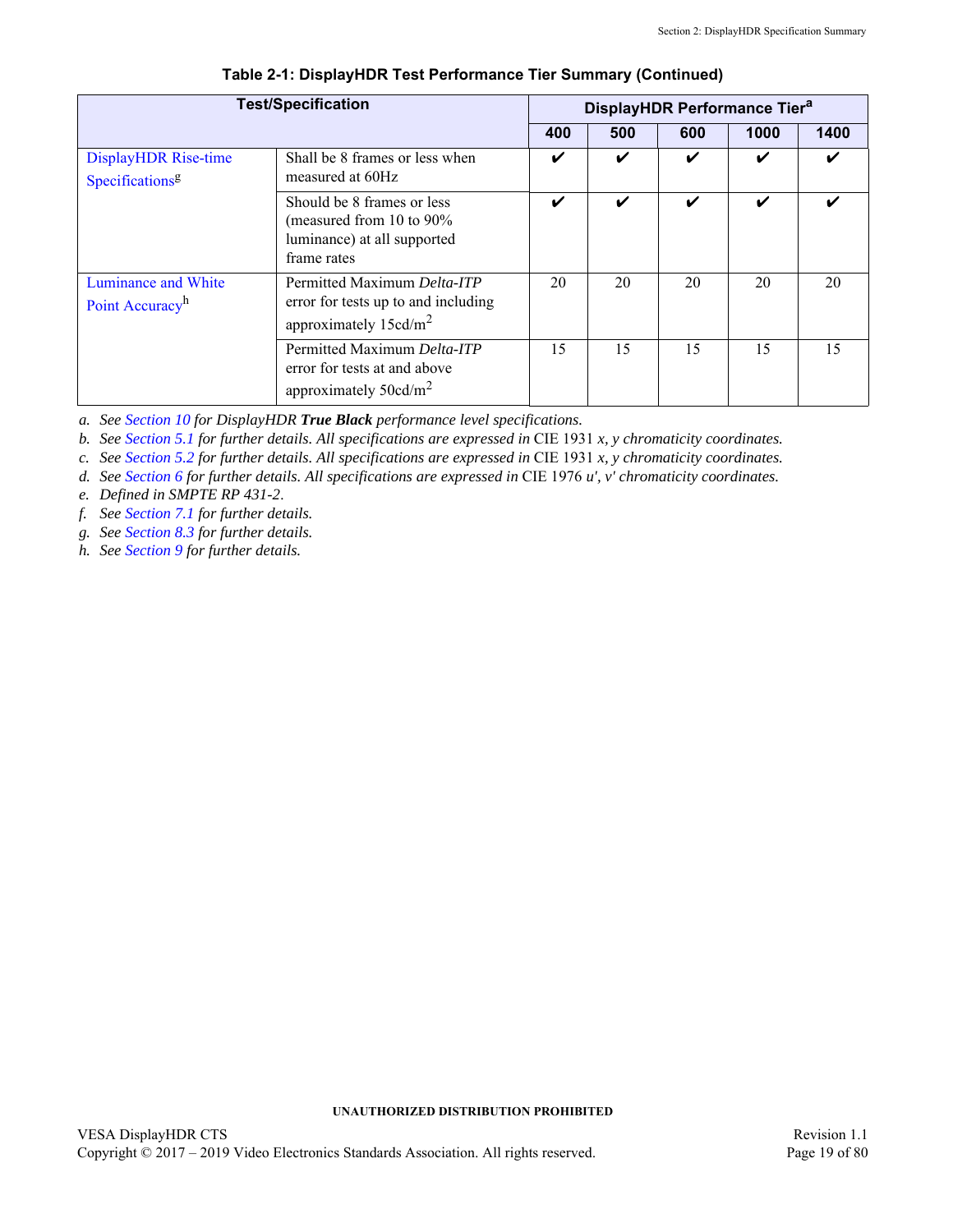**Table 2-1: DisplayHDR Test Performance Tier Summary (Continued)**

| Test/Specification | | DisplayHDR Performance Tier[a] | | | | |
|---|---|---|---|---|---|---|
| | | 400 | 500 | 600 | 1000 | 1400 |
| DisplayHDR Rise-time Specifications[g] | Shall be 8 frames or less when measured at 60Hz | ✔ | ✔ | ✔ | ✔ | ✔ |
| | Should be 8 frames or less (measured from 10 to 90% luminance) at all supported frame rates | ✔ | ✔ | ✔ | ✔ | ✔ |
| Luminance and White Point Accuracy[h] | Permitted Maximum *Delta-ITP* error for tests up to and including approximately 15cd/m$^2$ | 20 | 20 | 20 | 20 | 20 |
| | Permitted Maximum *Delta-ITP* error for tests at and above approximately 50cd/m$^2$ | 15 | 15 | 15 | 15 | 15 |

a. *See Section 10 for DisplayHDR **True Black** performance level specifications.*

b. *See Section 5.1 for further details. All specifications are expressed in* CIE 1931 *x, y chromaticity coordinates.*

c. *See Section 5.2 for further details. All specifications are expressed in* CIE 1931 *x, y chromaticity coordinates.*

d. *See Section 6 for further details. All specifications are expressed in* CIE 1976 *u', v' chromaticity coordinates.*

e. *Defined in SMPTE RP 431-2.*

f. *See Section 7.1 for further details.*

g. *See Section 8.3 for further details.*

h. *See Section 9 for further details.*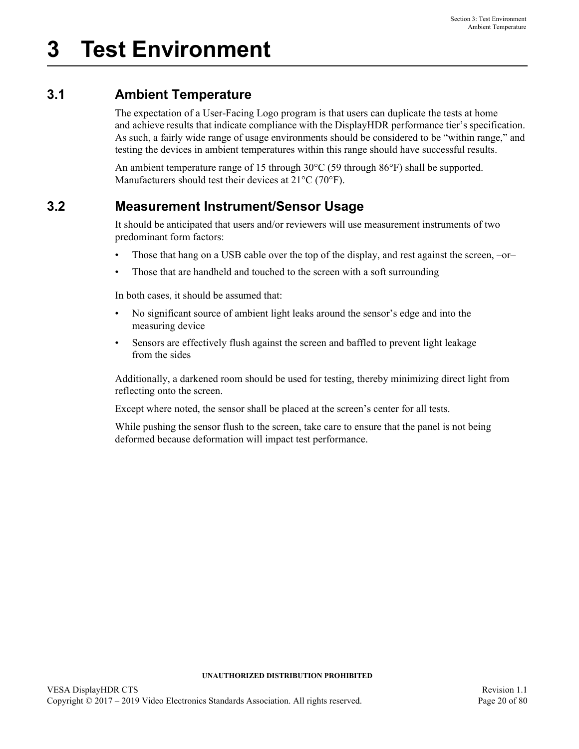# 3 Test Environment

## 3.1 Ambient Temperature

The expectation of a User-Facing Logo program is that users can duplicate the tests at home and achieve results that indicate compliance with the DisplayHDR performance tier's specification. As such, a fairly wide range of usage environments should be considered to be "within range," and testing the devices in ambient temperatures within this range should have successful results.

An ambient temperature range of 15 through 30°C (59 through 86°F) shall be supported. Manufacturers should test their devices at 21°C (70°F).

## 3.2 Measurement Instrument/Sensor Usage

It should be anticipated that users and/or reviewers will use measurement instruments of two predominant form factors:

- Those that hang on a USB cable over the top of the display, and rest against the screen, –or–
- Those that are handheld and touched to the screen with a soft surrounding

In both cases, it should be assumed that:

- No significant source of ambient light leaks around the sensor's edge and into the measuring device
- Sensors are effectively flush against the screen and baffled to prevent light leakage from the sides

Additionally, a darkened room should be used for testing, thereby minimizing direct light from reflecting onto the screen.

Except where noted, the sensor shall be placed at the screen's center for all tests.

While pushing the sensor flush to the screen, take care to ensure that the panel is not being deformed because deformation will impact test performance.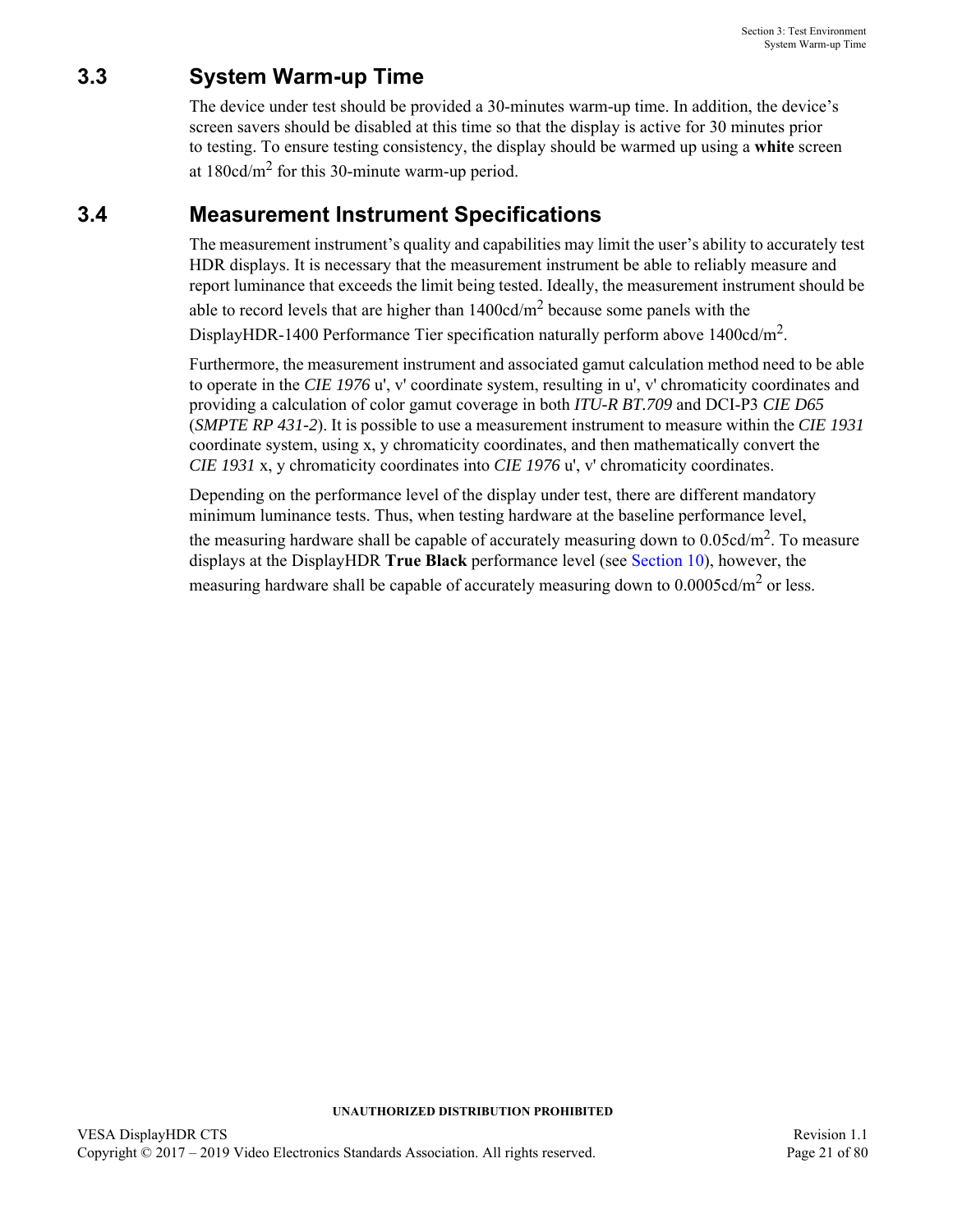## 3.3 System Warm-up Time

The device under test should be provided a 30-minutes warm-up time. In addition, the device's screen savers should be disabled at this time so that the display is active for 30 minutes prior to testing. To ensure testing consistency, the display should be warmed up using a **white** screen at 180cd/$m^2$ for this 30-minute warm-up period.

## 3.4 Measurement Instrument Specifications

The measurement instrument's quality and capabilities may limit the user's ability to accurately test HDR displays. It is necessary that the measurement instrument be able to reliably measure and report luminance that exceeds the limit being tested. Ideally, the measurement instrument should be able to record levels that are higher than 1400cd/$m^2$ because some panels with the DisplayHDR-1400 Performance Tier specification naturally perform above 1400cd/$m^2$.

Furthermore, the measurement instrument and associated gamut calculation method need to be able to operate in the *CIE 1976* u', v' coordinate system, resulting in u', v' chromaticity coordinates and providing a calculation of color gamut coverage in both *ITU-R BT.709* and DCI-P3 *CIE D65* (*SMPTE RP 431-2*). It is possible to use a measurement instrument to measure within the *CIE 1931* coordinate system, using x, y chromaticity coordinates, and then mathematically convert the *CIE 1931* x, y chromaticity coordinates into *CIE 1976* u', v' chromaticity coordinates.

Depending on the performance level of the display under test, there are different mandatory minimum luminance tests. Thus, when testing hardware at the baseline performance level, the measuring hardware shall be capable of accurately measuring down to 0.05cd/$m^2$. To measure displays at the DisplayHDR **True Black** performance level (see Section 10), however, the measuring hardware shall be capable of accurately measuring down to 0.0005cd/$m^2$ or less.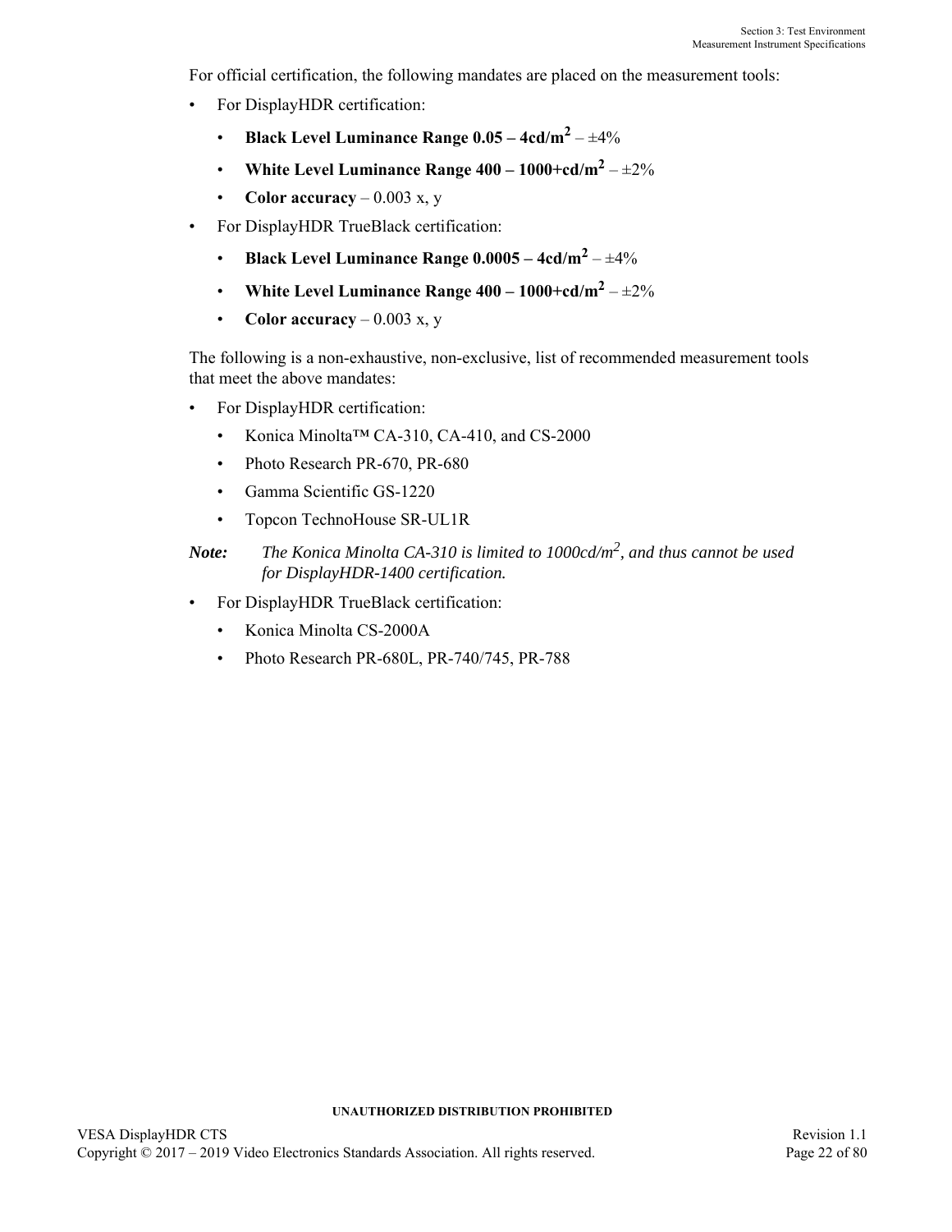For official certification, the following mandates are placed on the measurement tools:

- For DisplayHDR certification:
  - **Black Level Luminance Range 0.05 – 4cd/m$^2$** – ±4%
  - **White Level Luminance Range 400 – 1000+cd/m$^2$** – ±2%
  - **Color accuracy** – 0.003 x, y
- For DisplayHDR TrueBlack certification:
  - **Black Level Luminance Range 0.0005 – 4cd/m$^2$** – ±4%
  - **White Level Luminance Range 400 – 1000+cd/m$^2$** – ±2%
  - **Color accuracy** – 0.003 x, y

The following is a non-exhaustive, non-exclusive, list of recommended measurement tools that meet the above mandates:

- For DisplayHDR certification:
  - Konica Minolta™ CA-310, CA-410, and CS-2000
  - Photo Research PR-670, PR-680
  - Gamma Scientific GS-1220
  - Topcon TechnoHouse SR-UL1R

***Note:*** *The Konica Minolta CA-310 is limited to 1000cd/m$^2$, and thus cannot be used for DisplayHDR-1400 certification.*

- For DisplayHDR TrueBlack certification:
  - Konica Minolta CS-2000A
  - Photo Research PR-680L, PR-740/745, PR-788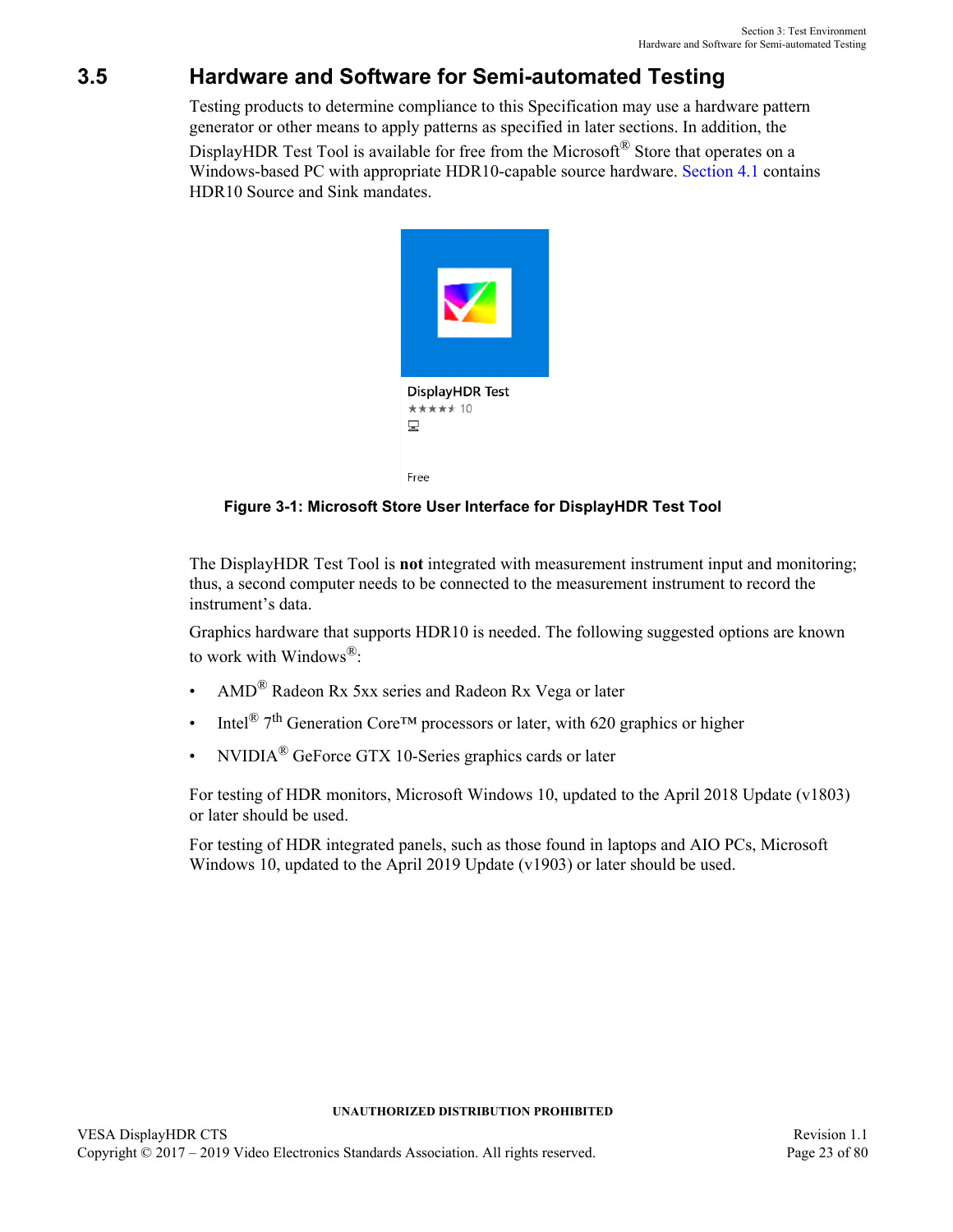## 3.5 Hardware and Software for Semi-automated Testing

Testing products to determine compliance to this Specification may use a hardware pattern generator or other means to apply patterns as specified in later sections. In addition, the DisplayHDR Test Tool is available for free from the Microsoft® Store that operates on a Windows-based PC with appropriate HDR10-capable source hardware. Section 4.1 contains HDR10 Source and Sink mandates.

DisplayHDR Test
★★★★★ 10
Free

**Figure 3-1: Microsoft Store User Interface for DisplayHDR Test Tool**

The DisplayHDR Test Tool is **not** integrated with measurement instrument input and monitoring; thus, a second computer needs to be connected to the measurement instrument to record the instrument's data.

Graphics hardware that supports HDR10 is needed. The following suggested options are known to work with Windows®:

- AMD® Radeon Rx 5xx series and Radeon Rx Vega or later
- Intel® 7th Generation Core™ processors or later, with 620 graphics or higher
- NVIDIA® GeForce GTX 10-Series graphics cards or later

For testing of HDR monitors, Microsoft Windows 10, updated to the April 2018 Update (v1803) or later should be used.

For testing of HDR integrated panels, such as those found in laptops and AIO PCs, Microsoft Windows 10, updated to the April 2019 Update (v1903) or later should be used.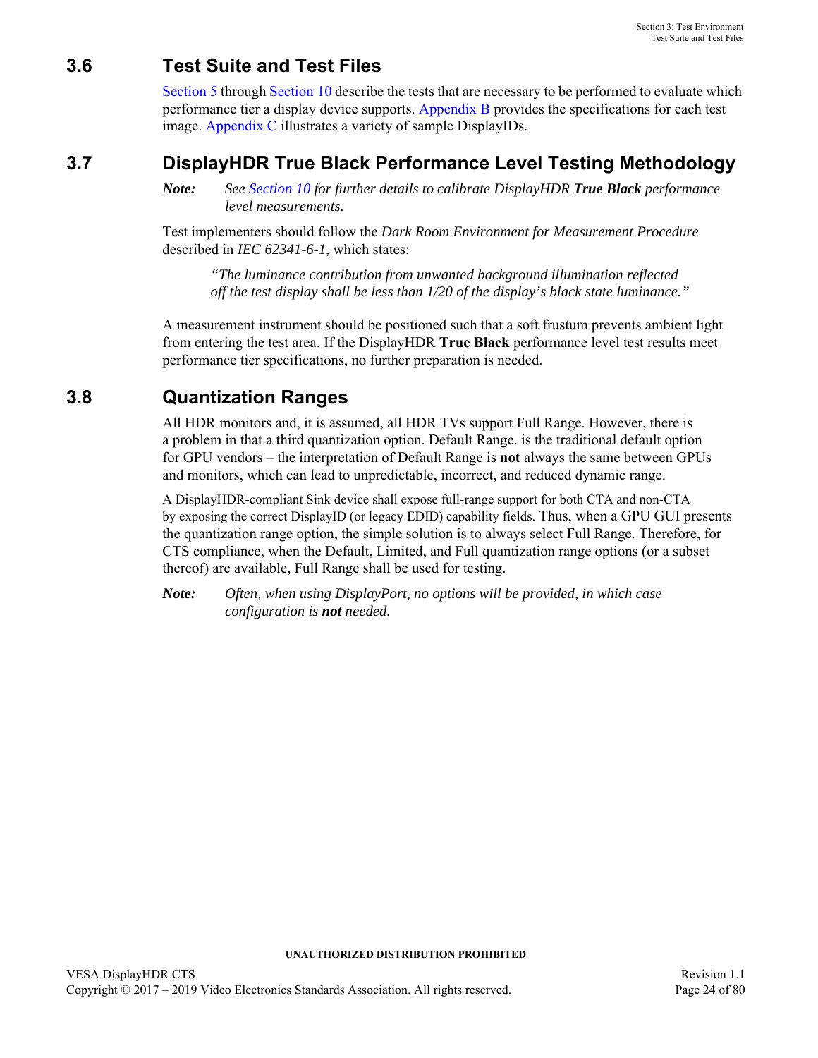## 3.6 Test Suite and Test Files

Section 5 through Section 10 describe the tests that are necessary to be performed to evaluate which performance tier a display device supports. Appendix B provides the specifications for each test image. Appendix C illustrates a variety of sample DisplayIDs.

## 3.7 DisplayHDR True Black Performance Level Testing Methodology

***Note:*** *See Section 10 for further details to calibrate DisplayHDR* ***True Black*** *performance level measurements.*

Test implementers should follow the *Dark Room Environment for Measurement Procedure* described in *IEC 62341-6-1*, which states:

> *"The luminance contribution from unwanted background illumination reflected off the test display shall be less than 1/20 of the display's black state luminance."*

A measurement instrument should be positioned such that a soft frustum prevents ambient light from entering the test area. If the DisplayHDR **True Black** performance level test results meet performance tier specifications, no further preparation is needed.

## 3.8 Quantization Ranges

All HDR monitors and, it is assumed, all HDR TVs support Full Range. However, there is a problem in that a third quantization option. Default Range. is the traditional default option for GPU vendors – the interpretation of Default Range is **not** always the same between GPUs and monitors, which can lead to unpredictable, incorrect, and reduced dynamic range.

A DisplayHDR-compliant Sink device shall expose full-range support for both CTA and non-CTA by exposing the correct DisplayID (or legacy EDID) capability fields. Thus, when a GPU GUI presents the quantization range option, the simple solution is to always select Full Range. Therefore, for CTS compliance, when the Default, Limited, and Full quantization range options (or a subset thereof) are available, Full Range shall be used for testing.

***Note:*** *Often, when using DisplayPort, no options will be provided, in which case configuration is* ***not*** *needed.*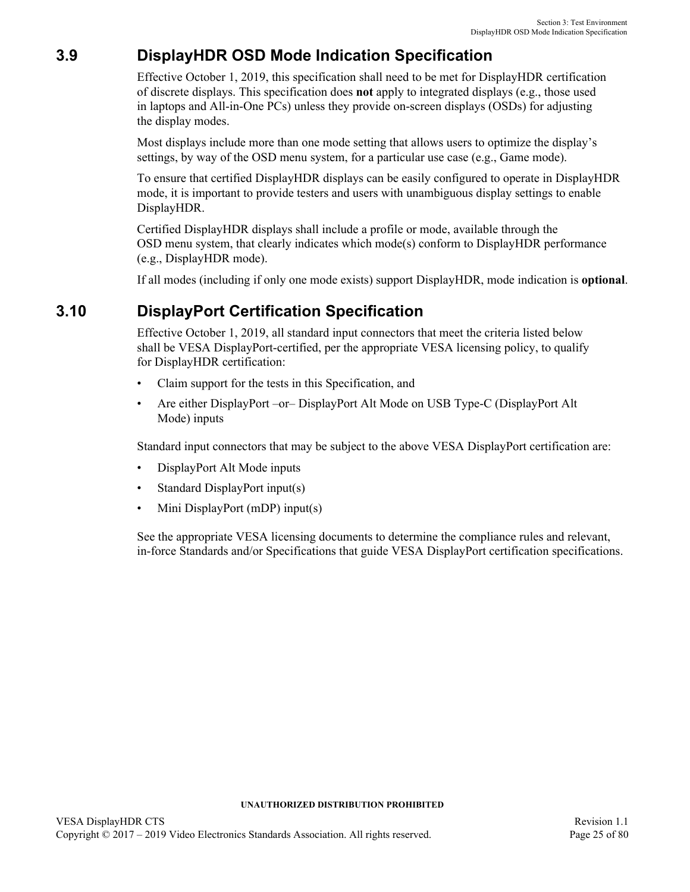## 3.9 DisplayHDR OSD Mode Indication Specification

Effective October 1, 2019, this specification shall need to be met for DisplayHDR certification of discrete displays. This specification does **not** apply to integrated displays (e.g., those used in laptops and All-in-One PCs) unless they provide on-screen displays (OSDs) for adjusting the display modes.

Most displays include more than one mode setting that allows users to optimize the display's settings, by way of the OSD menu system, for a particular use case (e.g., Game mode).

To ensure that certified DisplayHDR displays can be easily configured to operate in DisplayHDR mode, it is important to provide testers and users with unambiguous display settings to enable DisplayHDR.

Certified DisplayHDR displays shall include a profile or mode, available through the OSD menu system, that clearly indicates which mode(s) conform to DisplayHDR performance (e.g., DisplayHDR mode).

If all modes (including if only one mode exists) support DisplayHDR, mode indication is **optional**.

## 3.10 DisplayPort Certification Specification

Effective October 1, 2019, all standard input connectors that meet the criteria listed below shall be VESA DisplayPort-certified, per the appropriate VESA licensing policy, to qualify for DisplayHDR certification:

- Claim support for the tests in this Specification, and
- Are either DisplayPort –or– DisplayPort Alt Mode on USB Type-C (DisplayPort Alt Mode) inputs

Standard input connectors that may be subject to the above VESA DisplayPort certification are:

- DisplayPort Alt Mode inputs
- Standard DisplayPort input(s)
- Mini DisplayPort (mDP) input(s)

See the appropriate VESA licensing documents to determine the compliance rules and relevant, in-force Standards and/or Specifications that guide VESA DisplayPort certification specifications.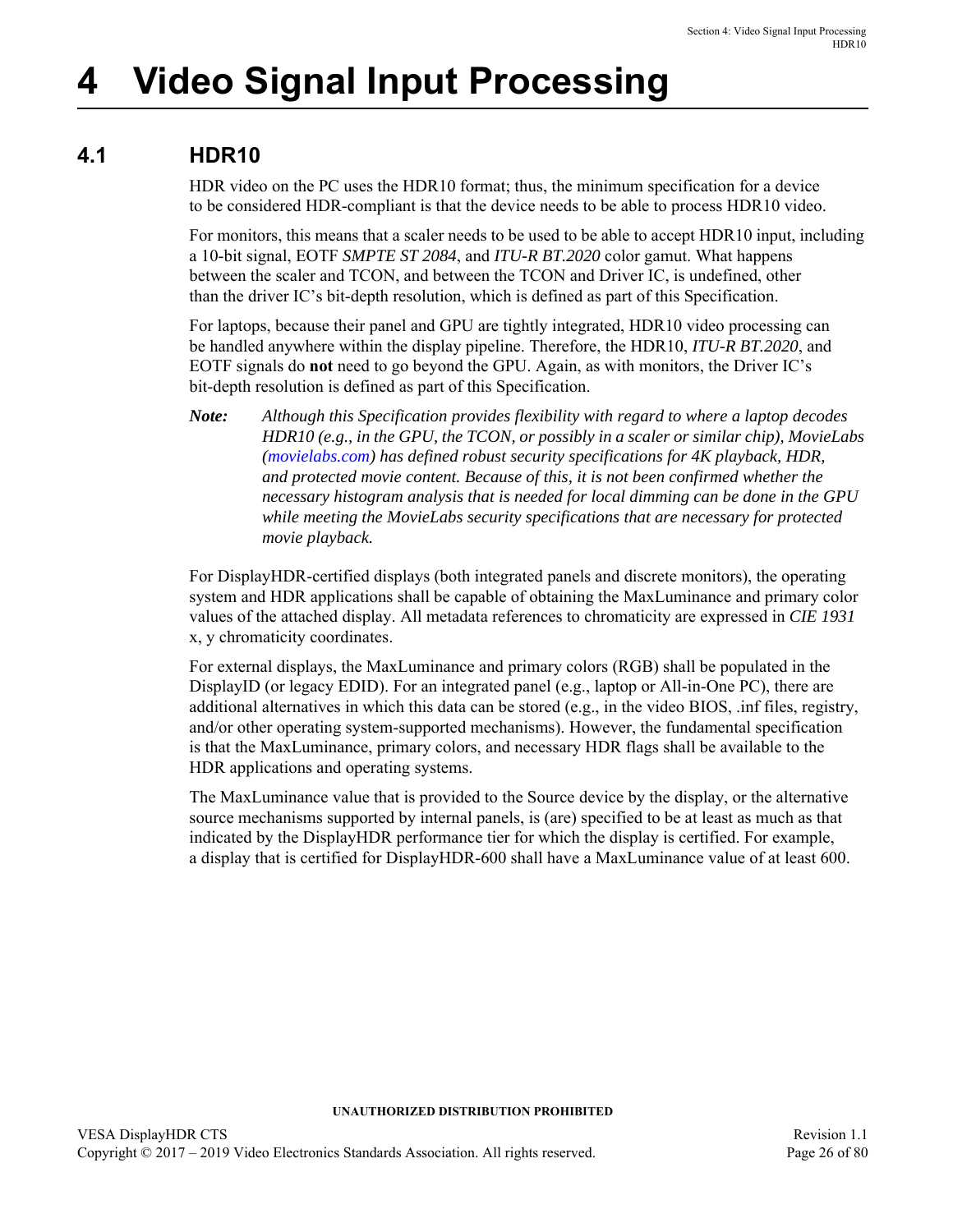# 4 Video Signal Input Processing

## 4.1 HDR10

HDR video on the PC uses the HDR10 format; thus, the minimum specification for a device to be considered HDR-compliant is that the device needs to be able to process HDR10 video.

For monitors, this means that a scaler needs to be used to be able to accept HDR10 input, including a 10-bit signal, EOTF *SMPTE ST 2084*, and *ITU-R BT.2020* color gamut. What happens between the scaler and TCON, and between the TCON and Driver IC, is undefined, other than the driver IC's bit-depth resolution, which is defined as part of this Specification.

For laptops, because their panel and GPU are tightly integrated, HDR10 video processing can be handled anywhere within the display pipeline. Therefore, the HDR10, *ITU-R BT.2020*, and EOTF signals do **not** need to go beyond the GPU. Again, as with monitors, the Driver IC's bit-depth resolution is defined as part of this Specification.

***Note:*** *Although this Specification provides flexibility with regard to where a laptop decodes HDR10 (e.g., in the GPU, the TCON, or possibly in a scaler or similar chip), MovieLabs (movielabs.com) has defined robust security specifications for 4K playback, HDR, and protected movie content. Because of this, it is not been confirmed whether the necessary histogram analysis that is needed for local dimming can be done in the GPU while meeting the MovieLabs security specifications that are necessary for protected movie playback.*

For DisplayHDR-certified displays (both integrated panels and discrete monitors), the operating system and HDR applications shall be capable of obtaining the MaxLuminance and primary color values of the attached display. All metadata references to chromaticity are expressed in *CIE 1931* x, y chromaticity coordinates.

For external displays, the MaxLuminance and primary colors (RGB) shall be populated in the DisplayID (or legacy EDID). For an integrated panel (e.g., laptop or All-in-One PC), there are additional alternatives in which this data can be stored (e.g., in the video BIOS, .inf files, registry, and/or other operating system-supported mechanisms). However, the fundamental specification is that the MaxLuminance, primary colors, and necessary HDR flags shall be available to the HDR applications and operating systems.

The MaxLuminance value that is provided to the Source device by the display, or the alternative source mechanisms supported by internal panels, is (are) specified to be at least as much as that indicated by the DisplayHDR performance tier for which the display is certified. For example, a display that is certified for DisplayHDR-600 shall have a MaxLuminance value of at least 600.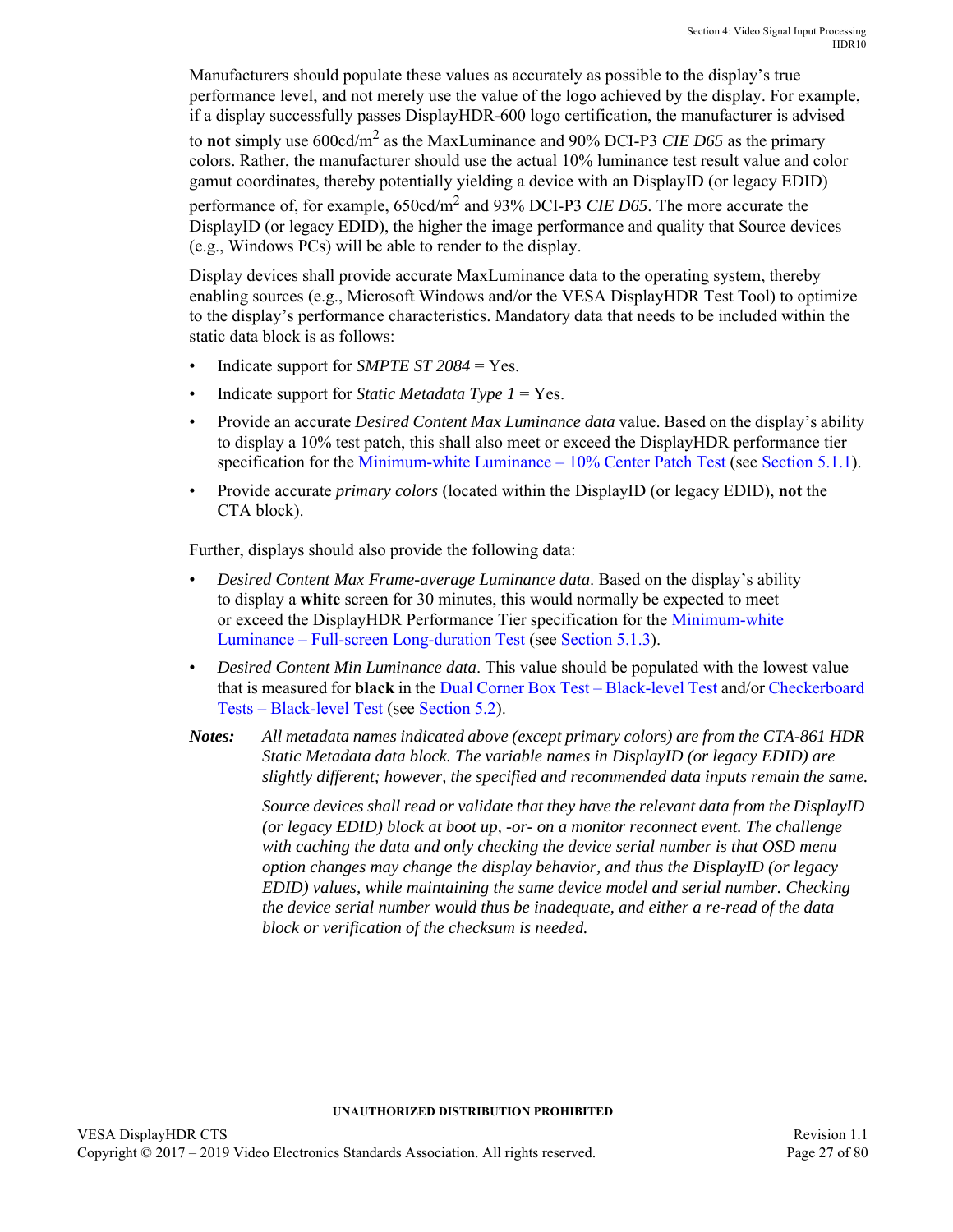Manufacturers should populate these values as accurately as possible to the display's true performance level, and not merely use the value of the logo achieved by the display. For example, if a display successfully passes DisplayHDR-600 logo certification, the manufacturer is advised to **not** simply use 600cd/m$^2$ as the MaxLuminance and 90% DCI-P3 *CIE D65* as the primary colors. Rather, the manufacturer should use the actual 10% luminance test result value and color gamut coordinates, thereby potentially yielding a device with an DisplayID (or legacy EDID) performance of, for example, 650cd/m$^2$ and 93% DCI-P3 *CIE D65*. The more accurate the DisplayID (or legacy EDID), the higher the image performance and quality that Source devices (e.g., Windows PCs) will be able to render to the display.

Display devices shall provide accurate MaxLuminance data to the operating system, thereby enabling sources (e.g., Microsoft Windows and/or the VESA DisplayHDR Test Tool) to optimize to the display's performance characteristics. Mandatory data that needs to be included within the static data block is as follows:

- Indicate support for *SMPTE ST 2084* = Yes.
- Indicate support for *Static Metadata Type 1* = Yes.
- Provide an accurate *Desired Content Max Luminance data* value. Based on the display's ability to display a 10% test patch, this shall also meet or exceed the DisplayHDR performance tier specification for the Minimum-white Luminance – 10% Center Patch Test (see Section 5.1.1).
- Provide accurate *primary colors* (located within the DisplayID (or legacy EDID), **not** the CTA block).

Further, displays should also provide the following data:

- *Desired Content Max Frame-average Luminance data*. Based on the display's ability to display a **white** screen for 30 minutes, this would normally be expected to meet or exceed the DisplayHDR Performance Tier specification for the Minimum-white Luminance – Full-screen Long-duration Test (see Section 5.1.3).
- *Desired Content Min Luminance data*. This value should be populated with the lowest value that is measured for **black** in the Dual Corner Box Test – Black-level Test and/or Checkerboard Tests – Black-level Test (see Section 5.2).

***Notes:*** *All metadata names indicated above (except primary colors) are from the CTA-861 HDR Static Metadata data block. The variable names in DisplayID (or legacy EDID) are slightly different; however, the specified and recommended data inputs remain the same.*

*Source devices shall read or validate that they have the relevant data from the DisplayID (or legacy EDID) block at boot up, -or- on a monitor reconnect event. The challenge with caching the data and only checking the device serial number is that OSD menu option changes may change the display behavior, and thus the DisplayID (or legacy EDID) values, while maintaining the same device model and serial number. Checking the device serial number would thus be inadequate, and either a re-read of the data block or verification of the checksum is needed.*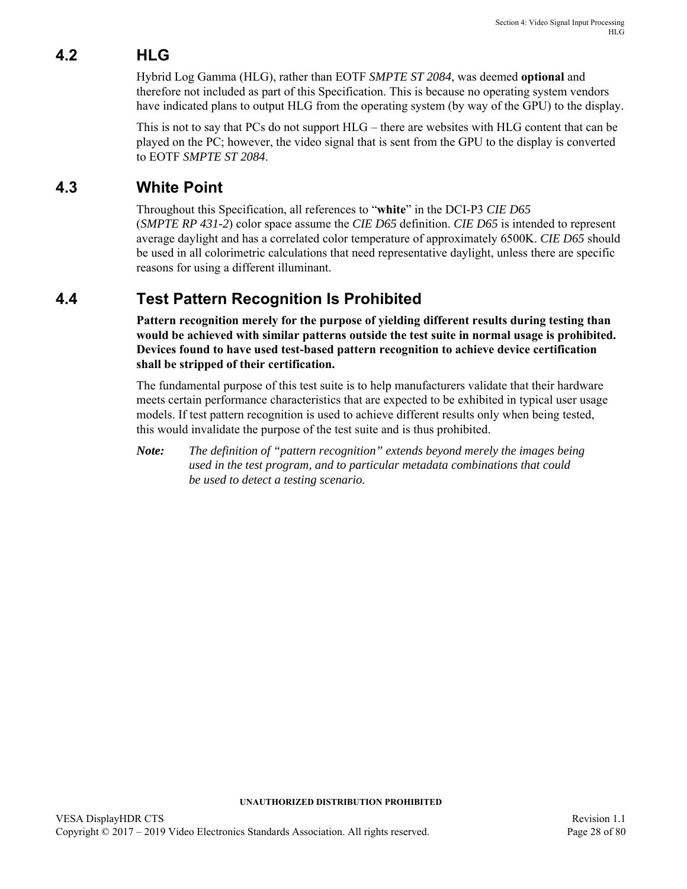## 4.2 HLG

Hybrid Log Gamma (HLG), rather than EOTF *SMPTE ST 2084*, was deemed **optional** and therefore not included as part of this Specification. This is because no operating system vendors have indicated plans to output HLG from the operating system (by way of the GPU) to the display.

This is not to say that PCs do not support HLG – there are websites with HLG content that can be played on the PC; however, the video signal that is sent from the GPU to the display is converted to EOTF *SMPTE ST 2084*.

## 4.3 White Point

Throughout this Specification, all references to "**white**" in the DCI-P3 *CIE D65* (*SMPTE RP 431-2*) color space assume the *CIE D65* definition. *CIE D65* is intended to represent average daylight and has a correlated color temperature of approximately 6500K. *CIE D65* should be used in all colorimetric calculations that need representative daylight, unless there are specific reasons for using a different illuminant.

## 4.4 Test Pattern Recognition Is Prohibited

**Pattern recognition merely for the purpose of yielding different results during testing than would be achieved with similar patterns outside the test suite in normal usage is prohibited. Devices found to have used test-based pattern recognition to achieve device certification shall be stripped of their certification.**

The fundamental purpose of this test suite is to help manufacturers validate that their hardware meets certain performance characteristics that are expected to be exhibited in typical user usage models. If test pattern recognition is used to achieve different results only when being tested, this would invalidate the purpose of the test suite and is thus prohibited.

***Note:*** *The definition of "pattern recognition" extends beyond merely the images being used in the test program, and to particular metadata combinations that could be used to detect a testing scenario.*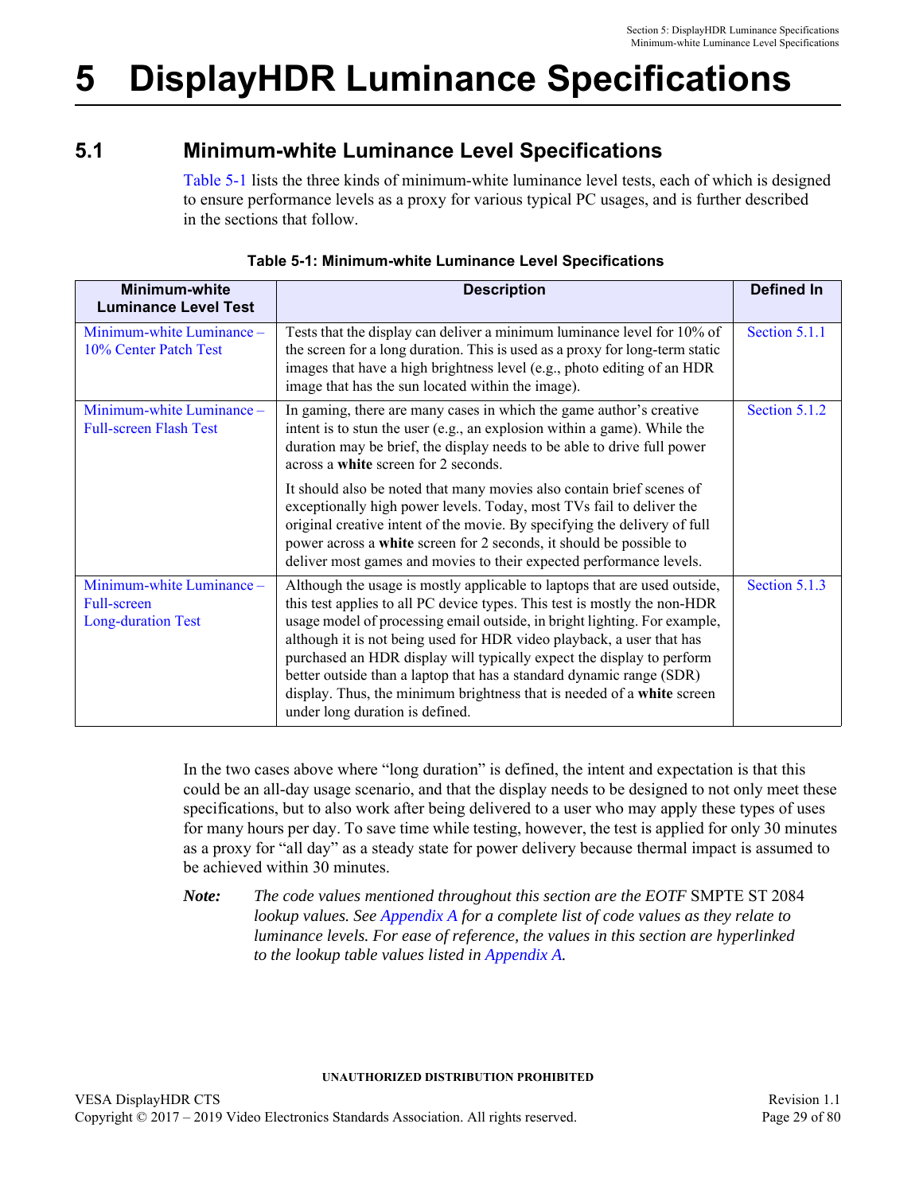# 5 DisplayHDR Luminance Specifications

## 5.1 Minimum-white Luminance Level Specifications

Table 5-1 lists the three kinds of minimum-white luminance level tests, each of which is designed to ensure performance levels as a proxy for various typical PC usages, and is further described in the sections that follow.

**Table 5-1: Minimum-white Luminance Level Specifications**

| Minimum-white Luminance Level Test | Description | Defined In |
|---|---|---|
| Minimum-white Luminance – 10% Center Patch Test | Tests that the display can deliver a minimum luminance level for 10% of the screen for a long duration. This is used as a proxy for long-term static images that have a high brightness level (e.g., photo editing of an HDR image that has the sun located within the image). | Section 5.1.1 |
| Minimum-white Luminance – Full-screen Flash Test | In gaming, there are many cases in which the game author's creative intent is to stun the user (e.g., an explosion within a game). While the duration may be brief, the display needs to be able to drive full power across a **white** screen for 2 seconds.<br><br>It should also be noted that many movies also contain brief scenes of exceptionally high power levels. Today, most TVs fail to deliver the original creative intent of the movie. By specifying the delivery of full power across a **white** screen for 2 seconds, it should be possible to deliver most games and movies to their expected performance levels. | Section 5.1.2 |
| Minimum-white Luminance – Full-screen Long-duration Test | Although the usage is mostly applicable to laptops that are used outside, this test applies to all PC device types. This test is mostly the non-HDR usage model of processing email outside, in bright lighting. For example, although it is not being used for HDR video playback, a user that has purchased an HDR display will typically expect the display to perform better outside than a laptop that has a standard dynamic range (SDR) display. Thus, the minimum brightness that is needed of a **white** screen under long duration is defined. | Section 5.1.3 |

In the two cases above where "long duration" is defined, the intent and expectation is that this could be an all-day usage scenario, and that the display needs to be designed to not only meet these specifications, but to also work after being delivered to a user who may apply these types of uses for many hours per day. To save time while testing, however, the test is applied for only 30 minutes as a proxy for "all day" as a steady state for power delivery because thermal impact is assumed to be achieved within 30 minutes.

***Note:*** *The code values mentioned throughout this section are the EOTF* SMPTE ST 2084 *lookup values. See Appendix A for a complete list of code values as they relate to luminance levels. For ease of reference, the values in this section are hyperlinked to the lookup table values listed in Appendix A.*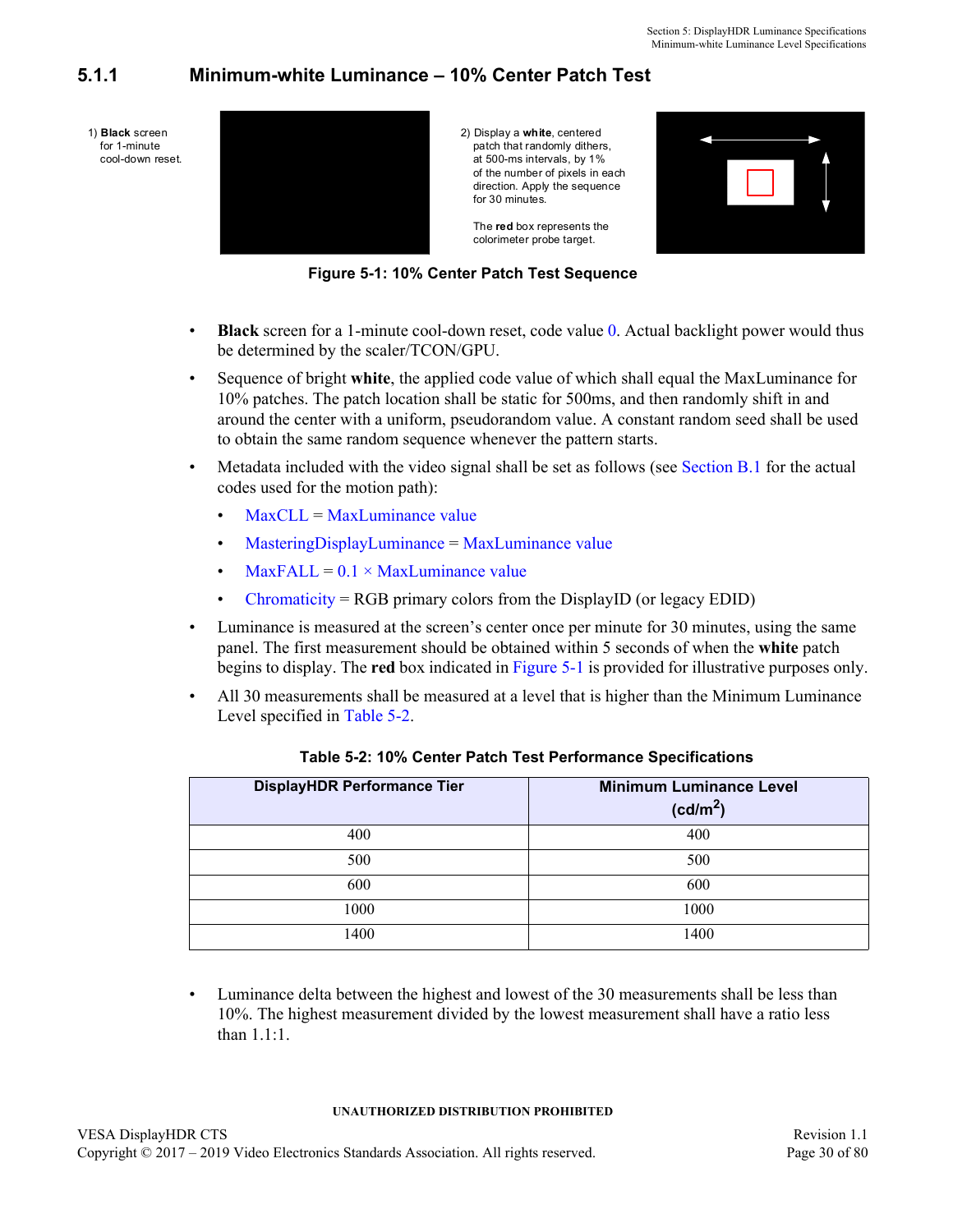### 5.1.1 Minimum-white Luminance – 10% Center Patch Test

1) **Black** screen for 1-minute cool-down reset.

2) Display a **white**, centered patch that randomly dithers, at 500-ms intervals, by 1% of the number of pixels in each direction. Apply the sequence for 30 minutes.

The **red** box represents the colorimeter probe target.

**Figure 5-1: 10% Center Patch Test Sequence**

- **Black** screen for a 1-minute cool-down reset, code value 0. Actual backlight power would thus be determined by the scaler/TCON/GPU.
- Sequence of bright **white**, the applied code value of which shall equal the MaxLuminance for 10% patches. The patch location shall be static for 500ms, and then randomly shift in and around the center with a uniform, pseudorandom value. A constant random seed shall be used to obtain the same random sequence whenever the pattern starts.
- Metadata included with the video signal shall be set as follows (see Section B.1 for the actual codes used for the motion path):
  - MaxCLL = MaxLuminance value
  - MasteringDisplayLuminance = MaxLuminance value
  - MaxFALL = 0.1 × MaxLuminance value
  - Chromaticity = RGB primary colors from the DisplayID (or legacy EDID)
- Luminance is measured at the screen's center once per minute for 30 minutes, using the same panel. The first measurement should be obtained within 5 seconds of when the **white** patch begins to display. The **red** box indicated in Figure 5-1 is provided for illustrative purposes only.
- All 30 measurements shall be measured at a level that is higher than the Minimum Luminance Level specified in Table 5-2.

**Table 5-2: 10% Center Patch Test Performance Specifications**

| DisplayHDR Performance Tier | Minimum Luminance Level (cd/m$^2$) |
|---|---|
| 400 | 400 |
| 500 | 500 |
| 600 | 600 |
| 1000 | 1000 |
| 1400 | 1400 |

- Luminance delta between the highest and lowest of the 30 measurements shall be less than 10%. The highest measurement divided by the lowest measurement shall have a ratio less than 1.1:1.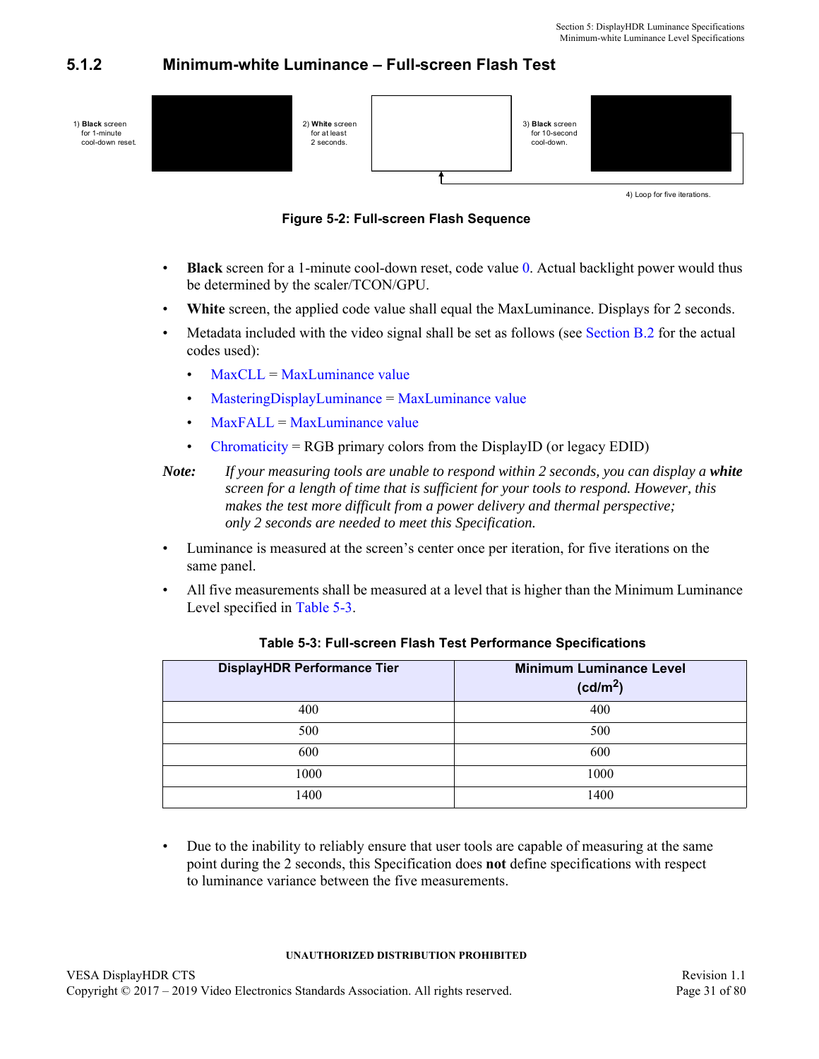### 5.1.2 Minimum-white Luminance – Full-screen Flash Test

1) **Black** screen for 1-minute cool-down reset.

2) **White** screen for at least 2 seconds.

3) **Black** screen for 10-second cool-down.

4) Loop for five iterations.

**Figure 5-2: Full-screen Flash Sequence**

- **Black** screen for a 1-minute cool-down reset, code value 0. Actual backlight power would thus be determined by the scaler/TCON/GPU.
- **White** screen, the applied code value shall equal the MaxLuminance. Displays for 2 seconds.
- Metadata included with the video signal shall be set as follows (see Section B.2 for the actual codes used):
  - MaxCLL = MaxLuminance value
  - MasteringDisplayLuminance = MaxLuminance value
  - MaxFALL = MaxLuminance value
  - Chromaticity = RGB primary colors from the DisplayID (or legacy EDID)

***Note:*** *If your measuring tools are unable to respond within 2 seconds, you can display a **white** screen for a length of time that is sufficient for your tools to respond. However, this makes the test more difficult from a power delivery and thermal perspective; only 2 seconds are needed to meet this Specification.*

- Luminance is measured at the screen's center once per iteration, for five iterations on the same panel.
- All five measurements shall be measured at a level that is higher than the Minimum Luminance Level specified in Table 5-3.

**Table 5-3: Full-screen Flash Test Performance Specifications**

| DisplayHDR Performance Tier | Minimum Luminance Level (cd/m$^2$) |
|---|---|
| 400 | 400 |
| 500 | 500 |
| 600 | 600 |
| 1000 | 1000 |
| 1400 | 1400 |

- Due to the inability to reliably ensure that user tools are capable of measuring at the same point during the 2 seconds, this Specification does **not** define specifications with respect to luminance variance between the five measurements.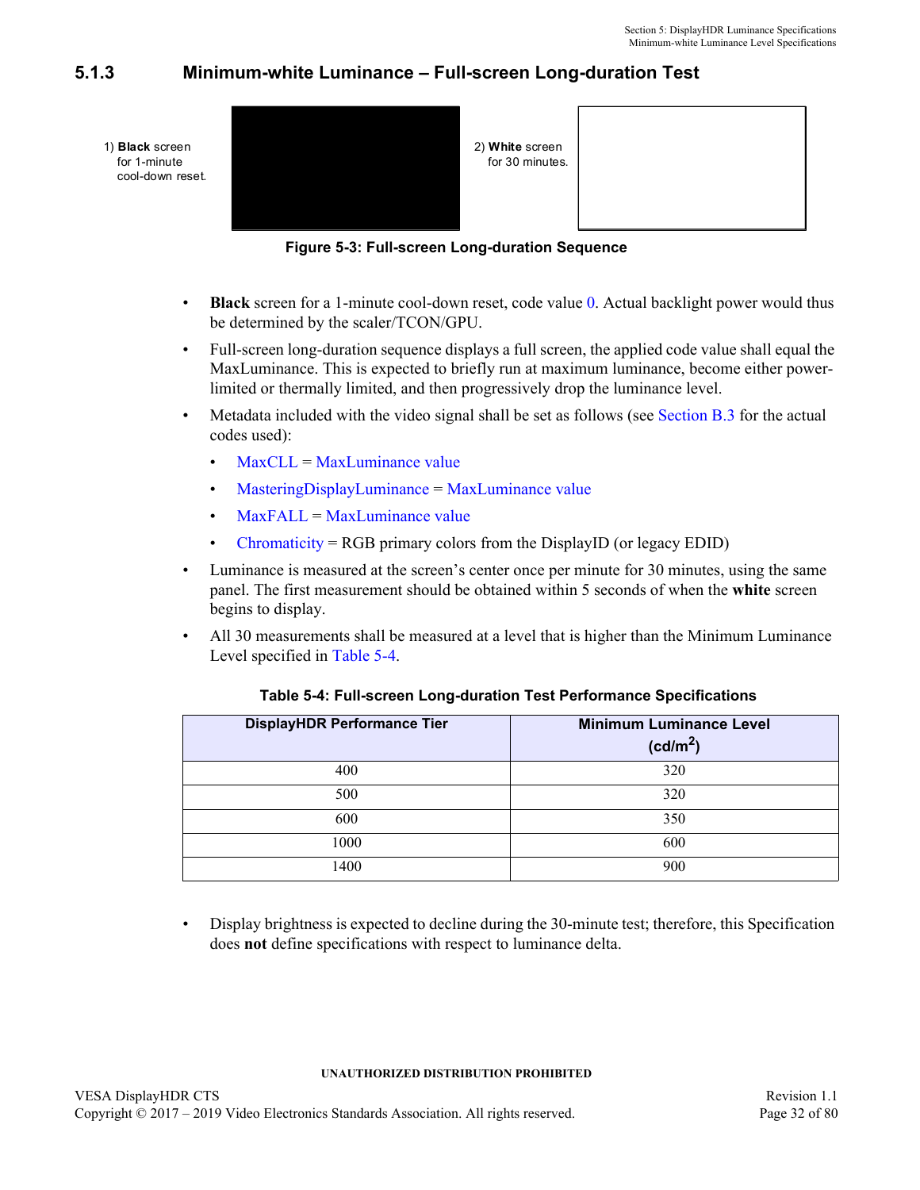### 5.1.3 Minimum-white Luminance – Full-screen Long-duration Test

1) **Black** screen for 1-minute cool-down reset.

2) **White** screen for 30 minutes.

**Figure 5-3: Full-screen Long-duration Sequence**

- **Black** screen for a 1-minute cool-down reset, code value 0. Actual backlight power would thus be determined by the scaler/TCON/GPU.
- Full-screen long-duration sequence displays a full screen, the applied code value shall equal the MaxLuminance. This is expected to briefly run at maximum luminance, become either power-limited or thermally limited, and then progressively drop the luminance level.
- Metadata included with the video signal shall be set as follows (see Section B.3 for the actual codes used):
  - MaxCLL = MaxLuminance value
  - MasteringDisplayLuminance = MaxLuminance value
  - MaxFALL = MaxLuminance value
  - Chromaticity = RGB primary colors from the DisplayID (or legacy EDID)
- Luminance is measured at the screen's center once per minute for 30 minutes, using the same panel. The first measurement should be obtained within 5 seconds of when the **white** screen begins to display.
- All 30 measurements shall be measured at a level that is higher than the Minimum Luminance Level specified in Table 5-4.

**Table 5-4: Full-screen Long-duration Test Performance Specifications**

| DisplayHDR Performance Tier | Minimum Luminance Level ($cd/m^2$) |
|---|---|
| 400 | 320 |
| 500 | 320 |
| 600 | 350 |
| 1000 | 600 |
| 1400 | 900 |

- Display brightness is expected to decline during the 30-minute test; therefore, this Specification does **not** define specifications with respect to luminance delta.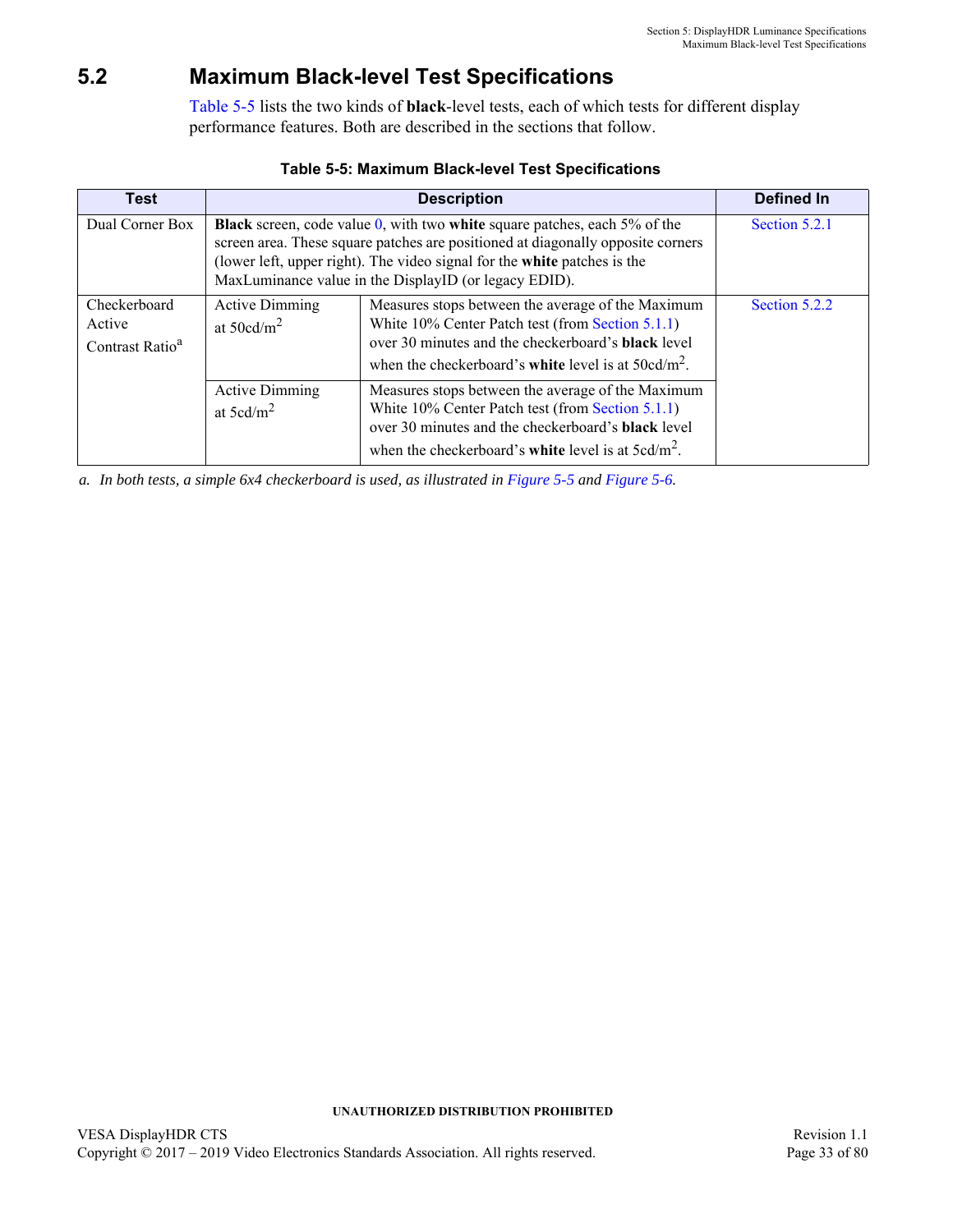## 5.2 Maximum Black-level Test Specifications

Table 5-5 lists the two kinds of **black**-level tests, each of which tests for different display performance features. Both are described in the sections that follow.

**Table 5-5: Maximum Black-level Test Specifications**

| Test | Description | | Defined In |
|---|---|---|---|
| Dual Corner Box | **Black** screen, code value 0, with two **white** square patches, each 5% of the screen area. These square patches are positioned at diagonally opposite corners (lower left, upper right). The video signal for the **white** patches is the MaxLuminance value in the DisplayID (or legacy EDID). | | Section 5.2.1 |
| Checkerboard Active Contrast Ratio[a] | Active Dimming at $50cd/m^2$ | Measures stops between the average of the Maximum White 10% Center Patch test (from Section 5.1.1) over 30 minutes and the checkerboard's **black** level when the checkerboard's **white** level is at $50cd/m^2$. | Section 5.2.2 |
| | Active Dimming at $5cd/m^2$ | Measures stops between the average of the Maximum White 10% Center Patch test (from Section 5.1.1) over 30 minutes and the checkerboard's **black** level when the checkerboard's **white** level is at $5cd/m^2$. | |

*a. In both tests, a simple 6x4 checkerboard is used, as illustrated in Figure 5-5 and Figure 5-6.*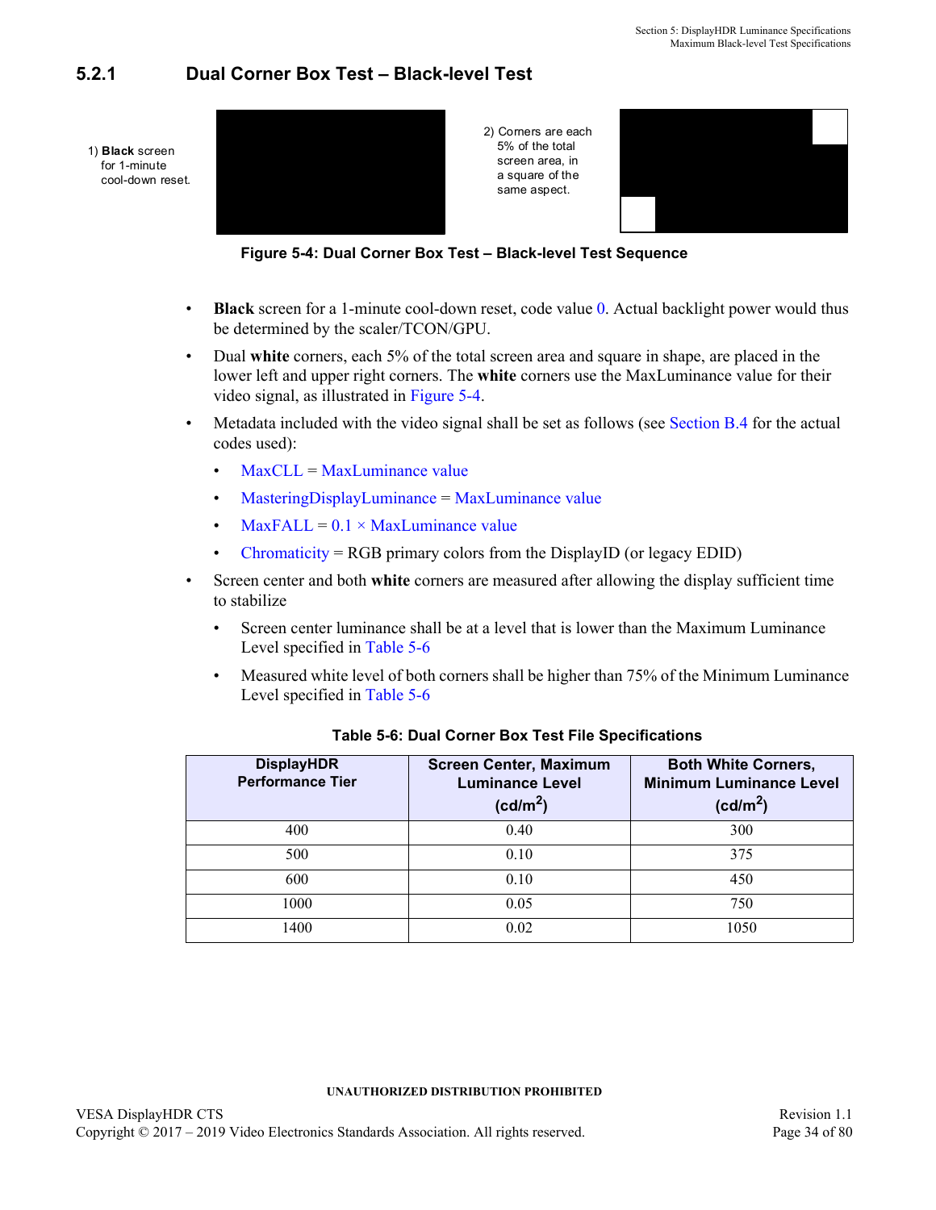### 5.2.1 Dual Corner Box Test – Black-level Test

1) **Black** screen for 1-minute cool-down reset.

2) Corners are each 5% of the total screen area, in a square of the same aspect.

**Figure 5-4: Dual Corner Box Test – Black-level Test Sequence**

- **Black** screen for a 1-minute cool-down reset, code value 0. Actual backlight power would thus be determined by the scaler/TCON/GPU.
- Dual **white** corners, each 5% of the total screen area and square in shape, are placed in the lower left and upper right corners. The **white** corners use the MaxLuminance value for their video signal, as illustrated in Figure 5-4.
- Metadata included with the video signal shall be set as follows (see Section B.4 for the actual codes used):
  - MaxCLL = MaxLuminance value
  - MasteringDisplayLuminance = MaxLuminance value
  - MaxFALL = 0.1 × MaxLuminance value
  - Chromaticity = RGB primary colors from the DisplayID (or legacy EDID)
- Screen center and both **white** corners are measured after allowing the display sufficient time to stabilize
  - Screen center luminance shall be at a level that is lower than the Maximum Luminance Level specified in Table 5-6
  - Measured white level of both corners shall be higher than 75% of the Minimum Luminance Level specified in Table 5-6

**Table 5-6: Dual Corner Box Test File Specifications**

| DisplayHDR Performance Tier | Screen Center, Maximum Luminance Level ($cd/m^2$) | Both White Corners, Minimum Luminance Level ($cd/m^2$) |
|---|---|---|
| 400 | 0.40 | 300 |
| 500 | 0.10 | 375 |
| 600 | 0.10 | 450 |
| 1000 | 0.05 | 750 |
| 1400 | 0.02 | 1050 |

UNAUTHORIZED DISTRIBUTION PROHIBITED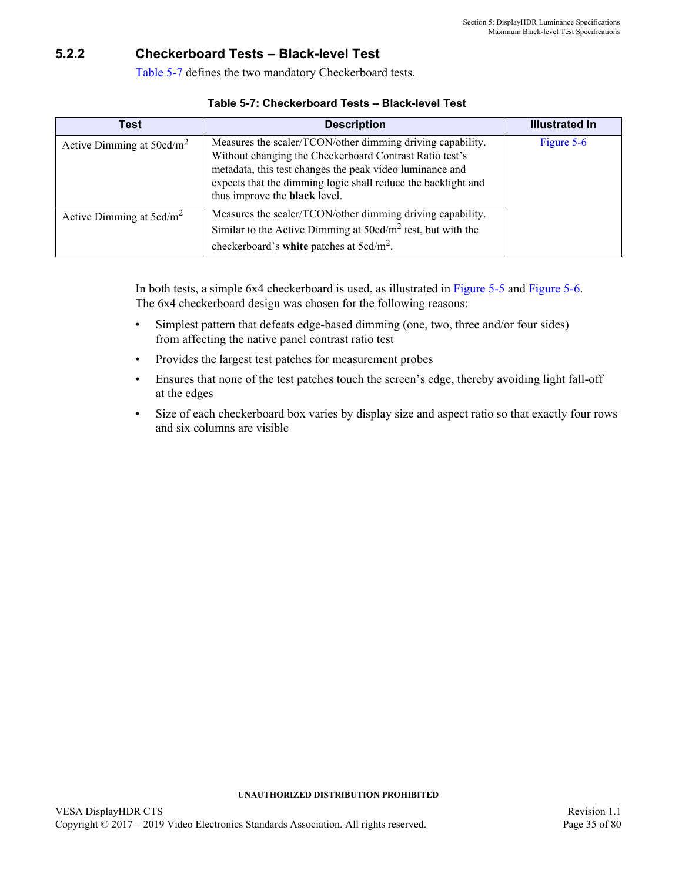### 5.2.2 Checkerboard Tests – Black-level Test

Table 5-7 defines the two mandatory Checkerboard tests.

**Table 5-7: Checkerboard Tests – Black-level Test**

| Test | Description | Illustrated In |
|---|---|---|
| Active Dimming at 50cd/m$^2$ | Measures the scaler/TCON/other dimming driving capability. Without changing the Checkerboard Contrast Ratio test's metadata, this test changes the peak video luminance and expects that the dimming logic shall reduce the backlight and thus improve the **black** level. | Figure 5-6 |
| Active Dimming at 5cd/m$^2$ | Measures the scaler/TCON/other dimming driving capability. Similar to the Active Dimming at 50cd/m$^2$ test, but with the checkerboard's **white** patches at 5cd/m$^2$. | |

In both tests, a simple 6x4 checkerboard is used, as illustrated in Figure 5-5 and Figure 5-6. The 6x4 checkerboard design was chosen for the following reasons:

- Simplest pattern that defeats edge-based dimming (one, two, three and/or four sides) from affecting the native panel contrast ratio test
- Provides the largest test patches for measurement probes
- Ensures that none of the test patches touch the screen's edge, thereby avoiding light fall-off at the edges
- Size of each checkerboard box varies by display size and aspect ratio so that exactly four rows and six columns are visible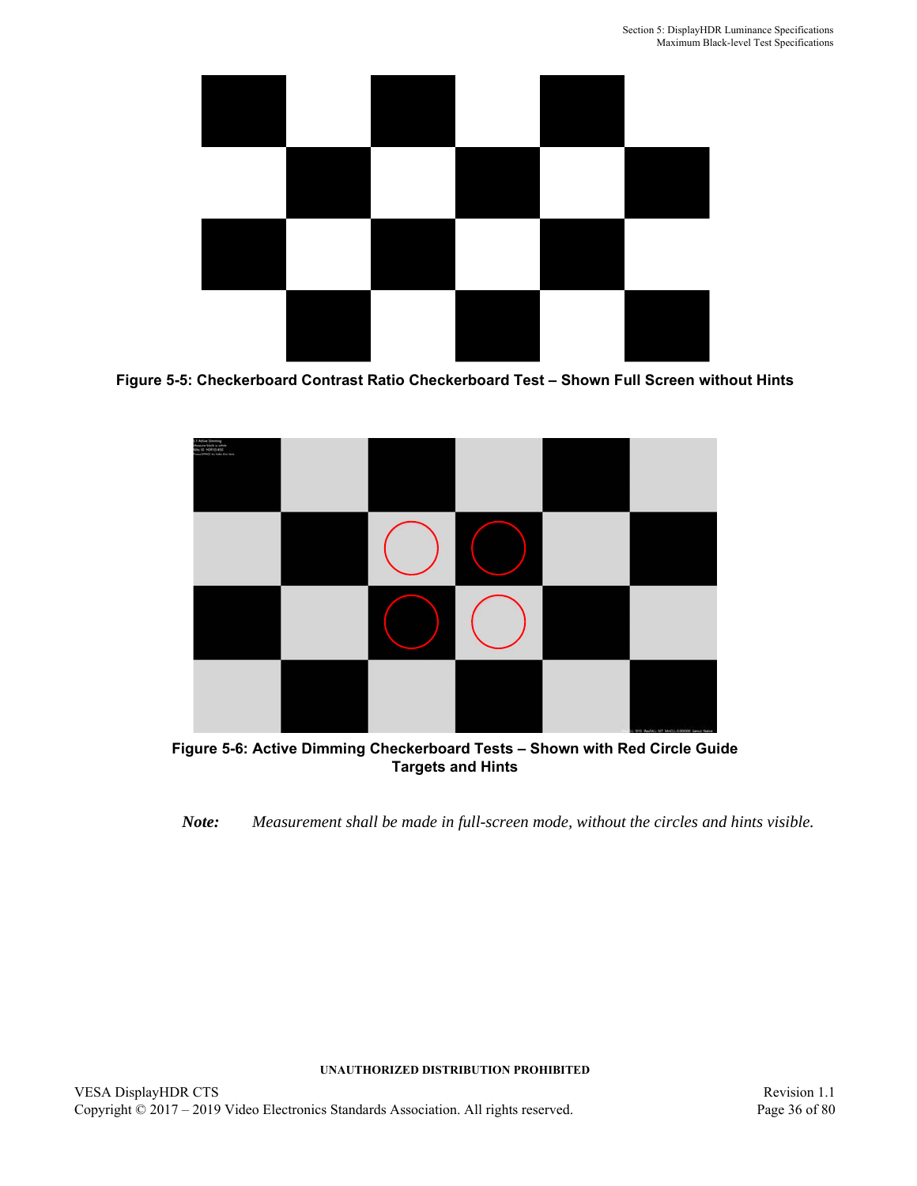**Figure 5-5: Checkerboard Contrast Ratio Checkerboard Test – Shown Full Screen without Hints**

**Figure 5-6: Active Dimming Checkerboard Tests – Shown with Red Circle Guide Targets and Hints**

***Note:*** *Measurement shall be made in full-screen mode, without the circles and hints visible.*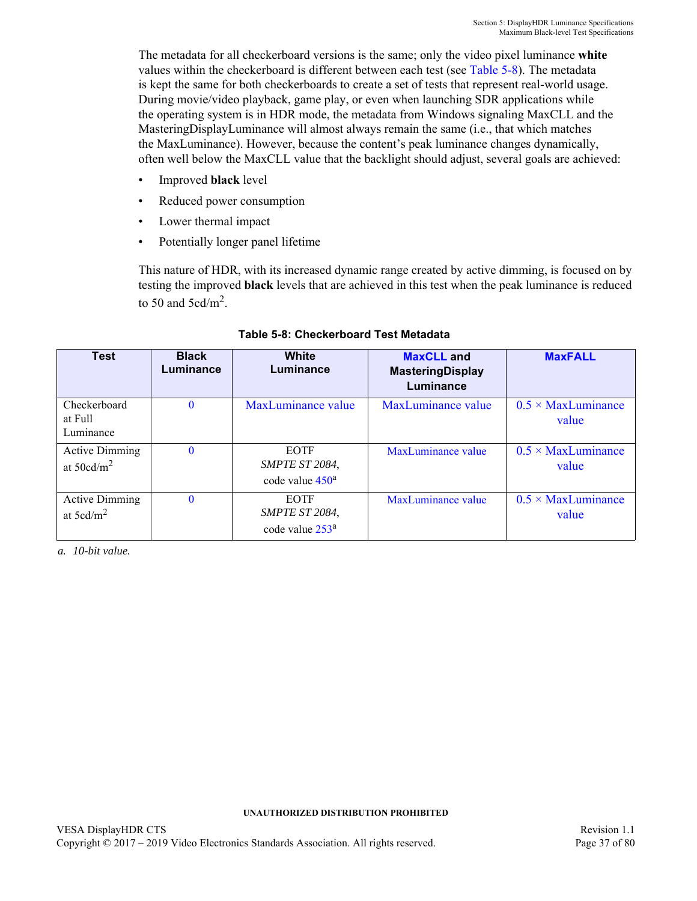The metadata for all checkerboard versions is the same; only the video pixel luminance **white** values within the checkerboard is different between each test (see Table 5-8). The metadata is kept the same for both checkerboards to create a set of tests that represent real-world usage. During movie/video playback, game play, or even when launching SDR applications while the operating system is in HDR mode, the metadata from Windows signaling MaxCLL and the MasteringDisplayLuminance will almost always remain the same (i.e., that which matches the MaxLuminance). However, because the content's peak luminance changes dynamically, often well below the MaxCLL value that the backlight should adjust, several goals are achieved:

- Improved **black** level
- Reduced power consumption
- Lower thermal impact
- Potentially longer panel lifetime

This nature of HDR, with its increased dynamic range created by active dimming, is focused on by testing the improved **black** levels that are achieved in this test when the peak luminance is reduced to 50 and 5cd/m$^2$.

**Table 5-8: Checkerboard Test Metadata**

| Test | Black Luminance | White Luminance | MaxCLL and MasteringDisplay Luminance | MaxFALL |
|---|---|---|---|---|
| Checkerboard at Full Luminance | 0 | MaxLuminance value | MaxLuminance value | 0.5 × MaxLuminance value |
| Active Dimming at 50cd/m$^2$ | 0 | EOTF *SMPTE ST 2084*, code value 450[a] | MaxLuminance value | 0.5 × MaxLuminance value |
| Active Dimming at 5cd/m$^2$ | 0 | EOTF *SMPTE ST 2084*, code value 253[a] | MaxLuminance value | 0.5 × MaxLuminance value |

*a. 10-bit value.*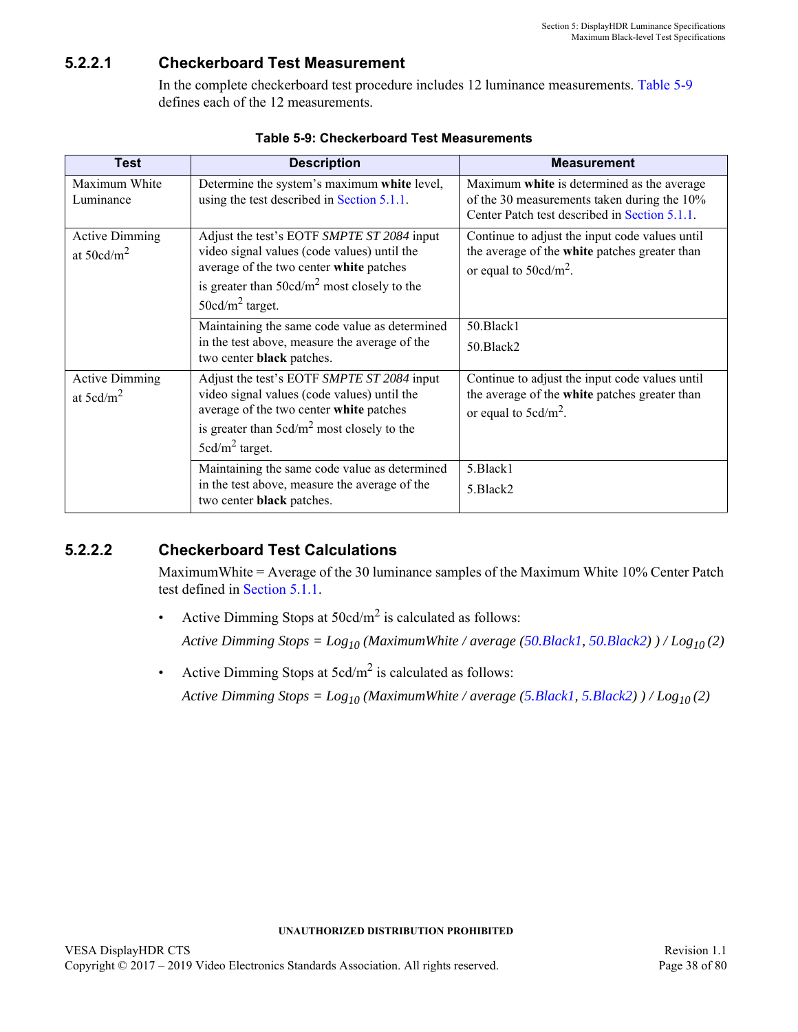### 5.2.2.1 Checkerboard Test Measurement

In the complete checkerboard test procedure includes 12 luminance measurements. Table 5-9 defines each of the 12 measurements.

**Table 5-9: Checkerboard Test Measurements**

| Test | Description | Measurement |
|---|---|---|
| Maximum White Luminance | Determine the system's maximum **white** level, using the test described in Section 5.1.1. | Maximum **white** is determined as the average of the 30 measurements taken during the 10% Center Patch test described in Section 5.1.1. |
| Active Dimming at $50cd/m^2$ | Adjust the test's EOTF *SMPTE ST 2084* input video signal values (code values) until the average of the two center **white** patches is greater than $50cd/m^2$ most closely to the $50cd/m^2$ target. | Continue to adjust the input code values until the average of the **white** patches greater than or equal to $50cd/m^2$. |
| | Maintaining the same code value as determined in the test above, measure the average of the two center **black** patches. | 50.Black1<br>50.Black2 |
| Active Dimming at $5cd/m^2$ | Adjust the test's EOTF *SMPTE ST 2084* input video signal values (code values) until the average of the two center **white** patches is greater than $5cd/m^2$ most closely to the $5cd/m^2$ target. | Continue to adjust the input code values until the average of the **white** patches greater than or equal to $5cd/m^2$. |
| | Maintaining the same code value as determined in the test above, measure the average of the two center **black** patches. | 5.Black1<br>5.Black2 |

### 5.2.2.2 Checkerboard Test Calculations

MaximumWhite = Average of the 30 luminance samples of the Maximum White 10% Center Patch test defined in Section 5.1.1.

- Active Dimming Stops at $50cd/m^2$ is calculated as follows:

  $$\text{Active Dimming Stops} = Log_{10}\,(MaximumWhite \,/\, average\,(50.Black1,\ 50.Black2)\,)\,/\,Log_{10}\,(2)$$

- Active Dimming Stops at $5cd/m^2$ is calculated as follows:

  $$\text{Active Dimming Stops} = Log_{10}\,(MaximumWhite \,/\, average\,(5.Black1,\ 5.Black2)\,)\,/\,Log_{10}\,(2)$$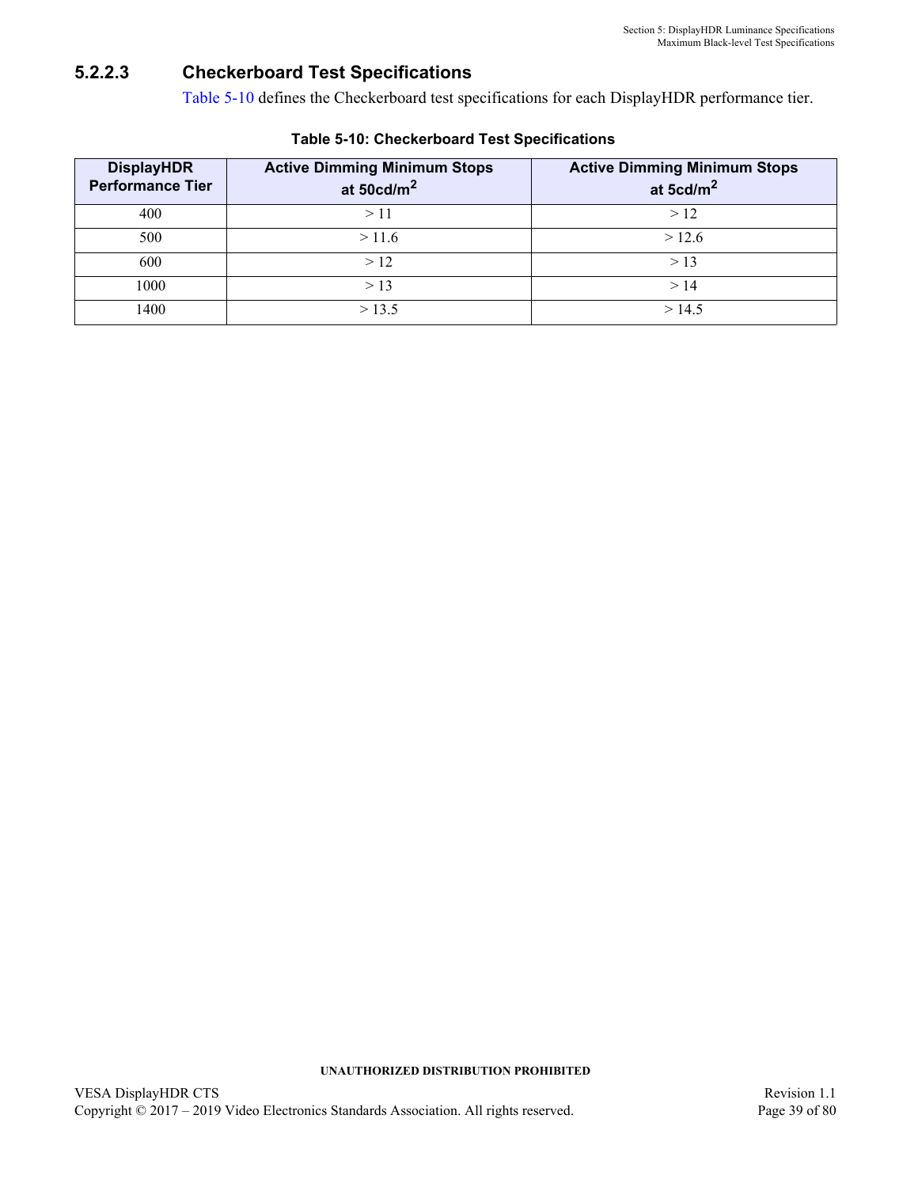#### 5.2.2.3 Checkerboard Test Specifications

Table 5-10 defines the Checkerboard test specifications for each DisplayHDR performance tier.

**Table 5-10: Checkerboard Test Specifications**

| DisplayHDR Performance Tier | Active Dimming Minimum Stops at 50cd/m$^2$ | Active Dimming Minimum Stops at 5cd/m$^2$ |
|---|---|---|
| 400 | > 11 | > 12 |
| 500 | > 11.6 | > 12.6 |
| 600 | > 12 | > 13 |
| 1000 | > 13 | > 14 |
| 1400 | > 13.5 | > 14.5 |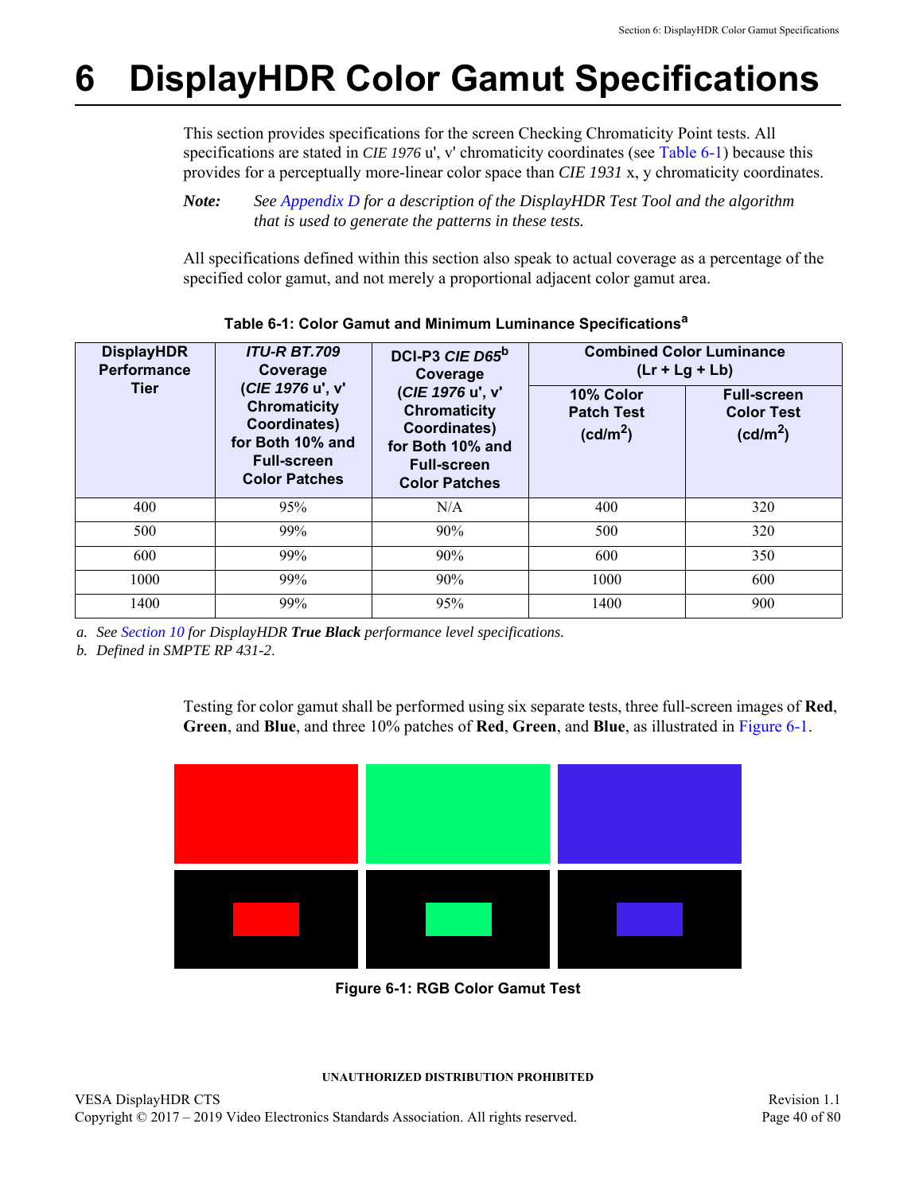# 6 DisplayHDR Color Gamut Specifications

This section provides specifications for the screen Checking Chromaticity Point tests. All specifications are stated in *CIE 1976* u', v' chromaticity coordinates (see Table 6-1) because this provides for a perceptually more-linear color space than *CIE 1931* x, y chromaticity coordinates.

***Note:*** *See Appendix D for a description of the DisplayHDR Test Tool and the algorithm that is used to generate the patterns in these tests.*

All specifications defined within this section also speak to actual coverage as a percentage of the specified color gamut, and not merely a proportional adjacent color gamut area.

**Table 6-1: Color Gamut and Minimum Luminance Specifications[a]**

| DisplayHDR Performance Tier | *ITU-R BT.709* Coverage (*CIE 1976* u', v' Chromaticity Coordinates) for Both 10% and Full-screen Color Patches | DCI-P3 *CIE D65*[b] Coverage (*CIE 1976* u', v' Chromaticity Coordinates) for Both 10% and Full-screen Color Patches | Combined Color Luminance (Lr + Lg + Lb) | |
|---|---|---|---|---|
| | | | 10% Color Patch Test (cd/m$^2$) | Full-screen Color Test (cd/m$^2$) |
| 400 | 95% | N/A | 400 | 320 |
| 500 | 99% | 90% | 500 | 320 |
| 600 | 99% | 90% | 600 | 350 |
| 1000 | 99% | 90% | 1000 | 600 |
| 1400 | 99% | 95% | 1400 | 900 |

*a. See Section 10 for DisplayHDR **True Black** performance level specifications.*

*b. Defined in SMPTE RP 431-2.*

Testing for color gamut shall be performed using six separate tests, three full-screen images of **Red**, **Green**, and **Blue**, and three 10% patches of **Red**, **Green**, and **Blue**, as illustrated in Figure 6-1.

**Figure 6-1: RGB Color Gamut Test**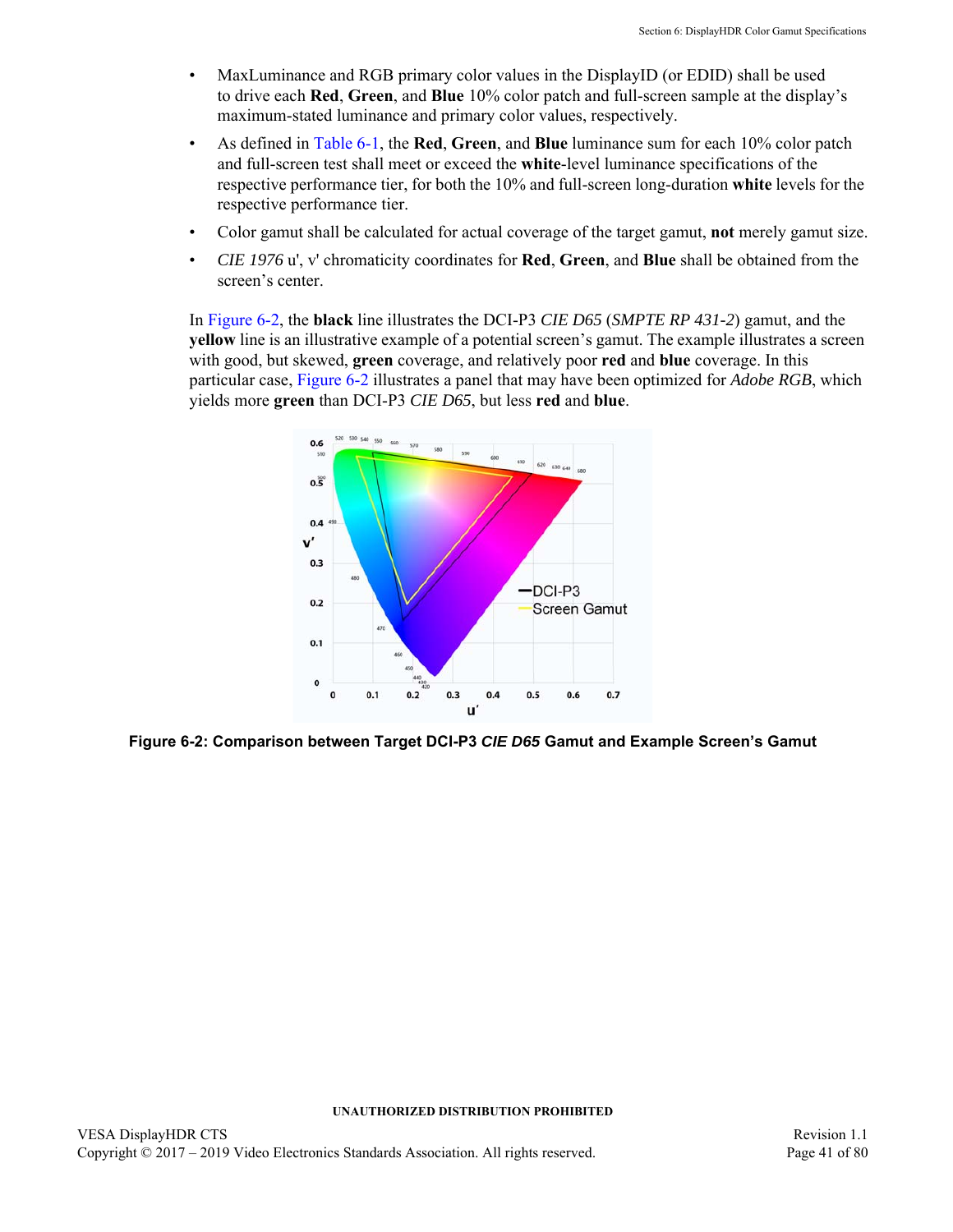- MaxLuminance and RGB primary color values in the DisplayID (or EDID) shall be used to drive each **Red**, **Green**, and **Blue** 10% color patch and full-screen sample at the display's maximum-stated luminance and primary color values, respectively.
- As defined in Table 6-1, the **Red**, **Green**, and **Blue** luminance sum for each 10% color patch and full-screen test shall meet or exceed the **white**-level luminance specifications of the respective performance tier, for both the 10% and full-screen long-duration **white** levels for the respective performance tier.
- Color gamut shall be calculated for actual coverage of the target gamut, **not** merely gamut size.
- *CIE 1976* u', v' chromaticity coordinates for **Red**, **Green**, and **Blue** shall be obtained from the screen's center.

In Figure 6-2, the **black** line illustrates the DCI-P3 *CIE D65* (*SMPTE RP 431-2*) gamut, and the **yellow** line is an illustrative example of a potential screen's gamut. The example illustrates a screen with good, but skewed, **green** coverage, and relatively poor **red** and **blue** coverage. In this particular case, Figure 6-2 illustrates a panel that may have been optimized for *Adobe RGB*, which yields more **green** than DCI-P3 *CIE D65*, but less **red** and **blue**.

**Figure 6-2: Comparison between Target DCI-P3 *CIE D65* Gamut and Example Screen's Gamut**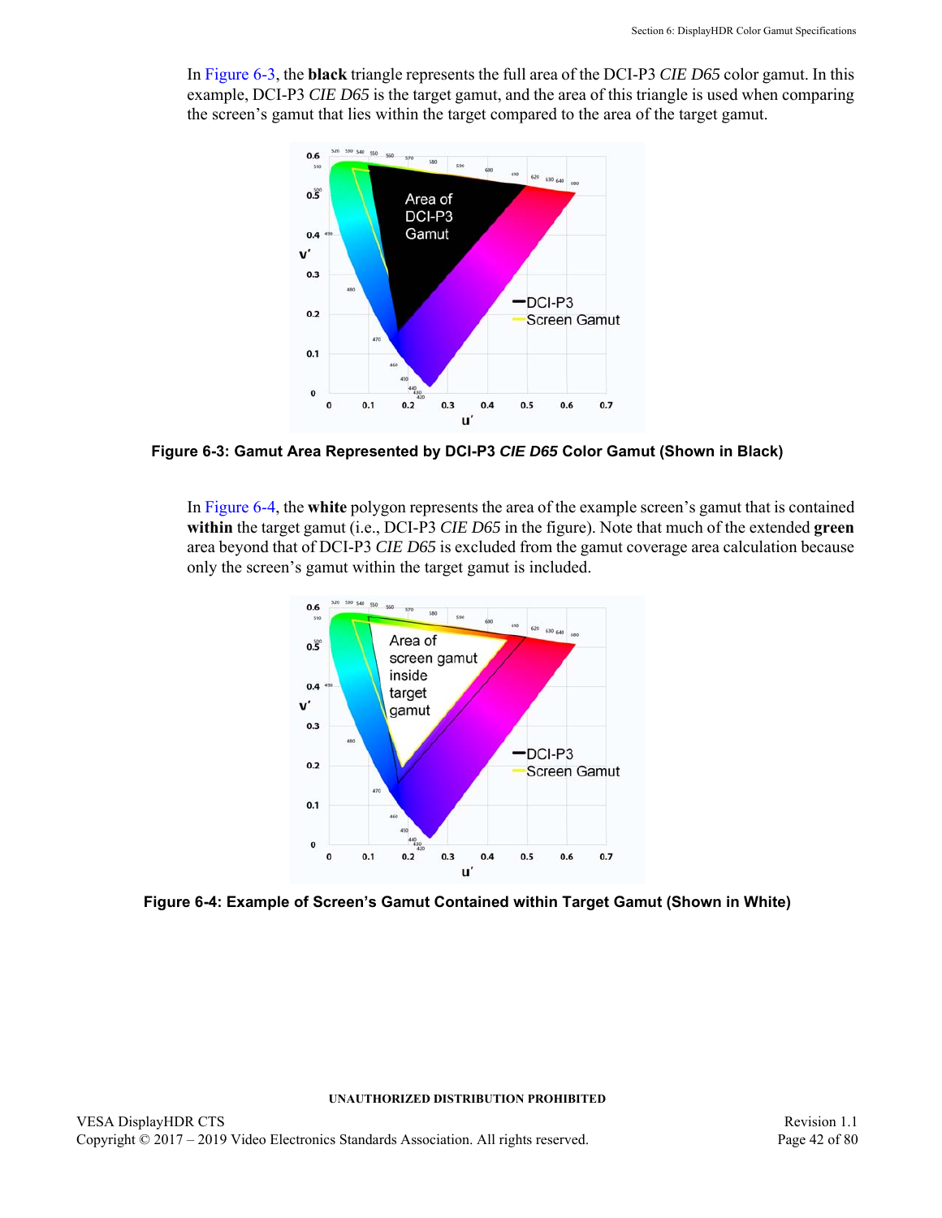In Figure 6-3, the **black** triangle represents the full area of the DCI-P3 *CIE D65* color gamut. In this example, DCI-P3 *CIE D65* is the target gamut, and the area of this triangle is used when comparing the screen's gamut that lies within the target compared to the area of the target gamut.

**Figure 6-3: Gamut Area Represented by DCI-P3 *CIE D65* Color Gamut (Shown in Black)**

In Figure 6-4, the **white** polygon represents the area of the example screen's gamut that is contained **within** the target gamut (i.e., DCI-P3 *CIE D65* in the figure). Note that much of the extended **green** area beyond that of DCI-P3 *CIE D65* is excluded from the gamut coverage area calculation because only the screen's gamut within the target gamut is included.

**Figure 6-4: Example of Screen's Gamut Contained within Target Gamut (Shown in White)**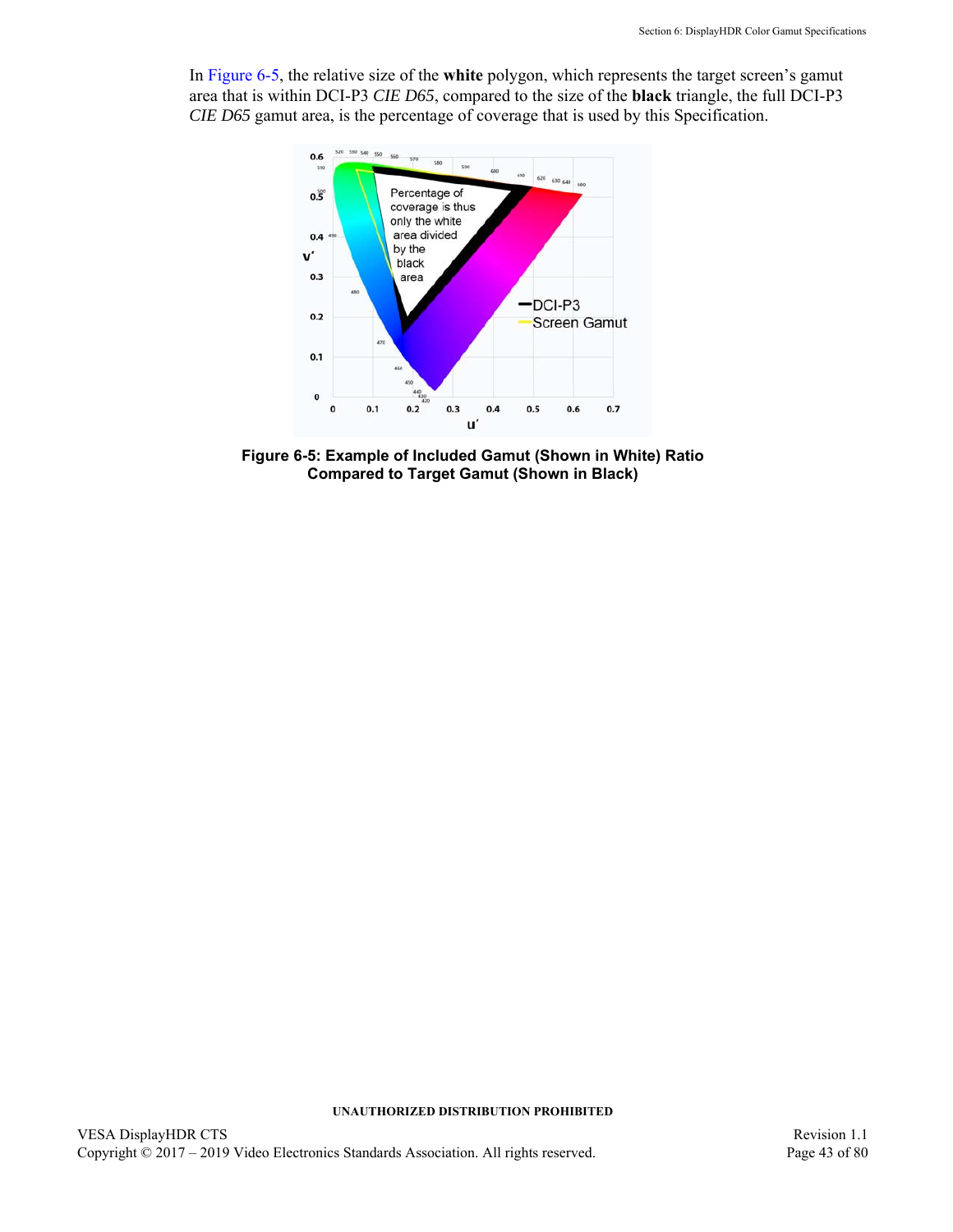In Figure 6-5, the relative size of the **white** polygon, which represents the target screen's gamut area that is within DCI-P3 *CIE D65*, compared to the size of the **black** triangle, the full DCI-P3 *CIE D65* gamut area, is the percentage of coverage that is used by this Specification.

**Figure 6-5: Example of Included Gamut (Shown in White) Ratio Compared to Target Gamut (Shown in Black)**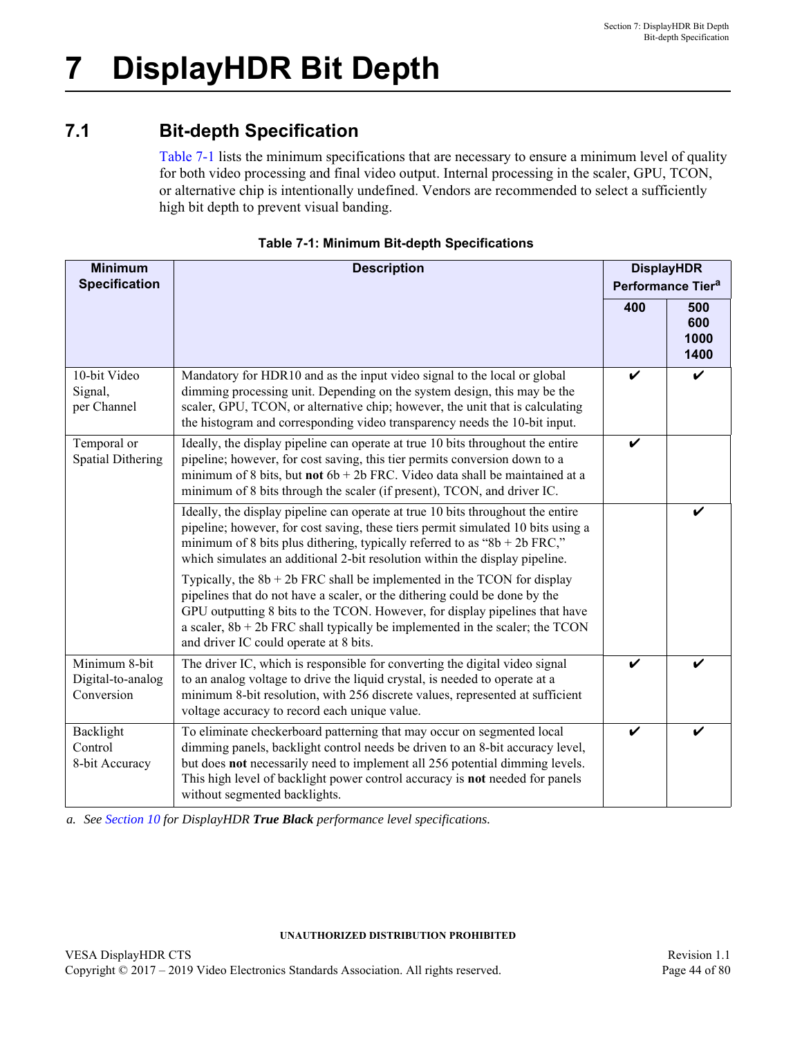# 7 DisplayHDR Bit Depth

## 7.1 Bit-depth Specification

Table 7-1 lists the minimum specifications that are necessary to ensure a minimum level of quality for both video processing and final video output. Internal processing in the scaler, GPU, TCON, or alternative chip is intentionally undefined. Vendors are recommended to select a sufficiently high bit depth to prevent visual banding.

**Table 7-1: Minimum Bit-depth Specifications**

| Minimum Specification | Description | DisplayHDR Performance Tier[a] | |
|---|---|---|---|
| | | 400 | 500 600 1000 1400 |
| 10-bit Video Signal, per Channel | Mandatory for HDR10 and as the input video signal to the local or global dimming processing unit. Depending on the system design, this may be the scaler, GPU, TCON, or alternative chip; however, the unit that is calculating the histogram and corresponding video transparency needs the 10-bit input. | ✔ | ✔ |
| Temporal or Spatial Dithering | Ideally, the display pipeline can operate at true 10 bits throughout the entire pipeline; however, for cost saving, this tier permits conversion down to a minimum of 8 bits, but **not** 6b + 2b FRC. Video data shall be maintained at a minimum of 8 bits through the scaler (if present), TCON, and driver IC. | ✔ | |
| | Ideally, the display pipeline can operate at true 10 bits throughout the entire pipeline; however, for cost saving, these tiers permit simulated 10 bits using a minimum of 8 bits plus dithering, typically referred to as “8b + 2b FRC,” which simulates an additional 2-bit resolution within the display pipeline.<br><br>Typically, the 8b + 2b FRC shall be implemented in the TCON for display pipelines that do not have a scaler, or the dithering could be done by the GPU outputting 8 bits to the TCON. However, for display pipelines that have a scaler, 8b + 2b FRC shall typically be implemented in the scaler; the TCON and driver IC could operate at 8 bits. | | ✔ |
| Minimum 8-bit Digital-to-analog Conversion | The driver IC, which is responsible for converting the digital video signal to an analog voltage to drive the liquid crystal, is needed to operate at a minimum 8-bit resolution, with 256 discrete values, represented at sufficient voltage accuracy to record each unique value. | ✔ | ✔ |
| Backlight Control 8-bit Accuracy | To eliminate checkerboard patterning that may occur on segmented local dimming panels, backlight control needs be driven to an 8-bit accuracy level, but does **not** necessarily need to implement all 256 potential dimming levels. This high level of backlight power control accuracy is **not** needed for panels without segmented backlights. | ✔ | ✔ |

*a. See Section 10 for DisplayHDR **True Black** performance level specifications.*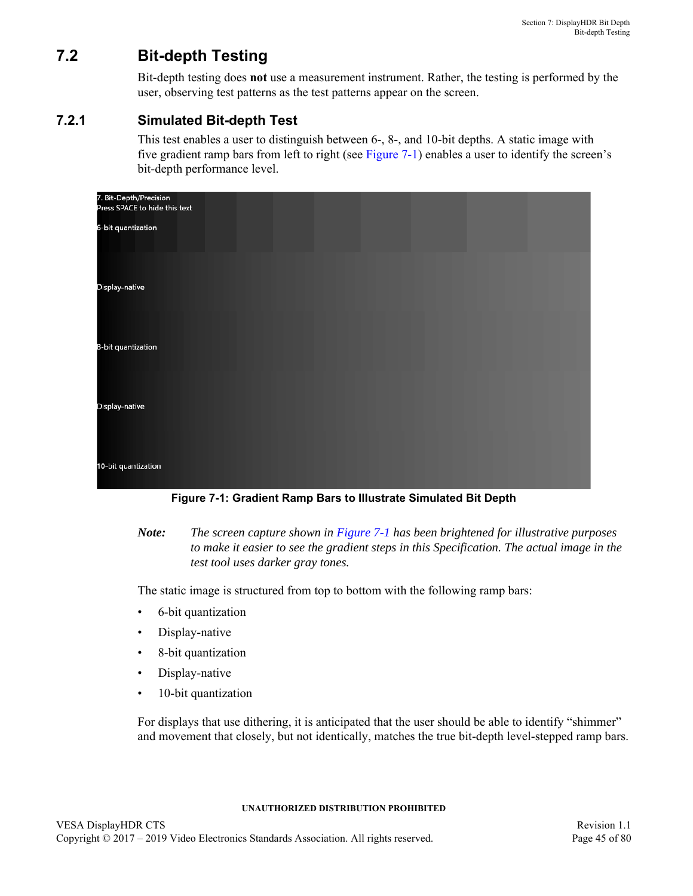## 7.2 Bit-depth Testing

Bit-depth testing does **not** use a measurement instrument. Rather, the testing is performed by the user, observing test patterns as the test patterns appear on the screen.

### 7.2.1 Simulated Bit-depth Test

This test enables a user to distinguish between 6-, 8-, and 10-bit depths. A static image with five gradient ramp bars from left to right (see Figure 7-1) enables a user to identify the screen's bit-depth performance level.

**Figure 7-1: Gradient Ramp Bars to Illustrate Simulated Bit Depth**

***Note:*** *The screen capture shown in Figure 7-1 has been brightened for illustrative purposes to make it easier to see the gradient steps in this Specification. The actual image in the test tool uses darker gray tones.*

The static image is structured from top to bottom with the following ramp bars:

- 6-bit quantization
- Display-native
- 8-bit quantization
- Display-native
- 10-bit quantization

For displays that use dithering, it is anticipated that the user should be able to identify "shimmer" and movement that closely, but not identically, matches the true bit-depth level-stepped ramp bars.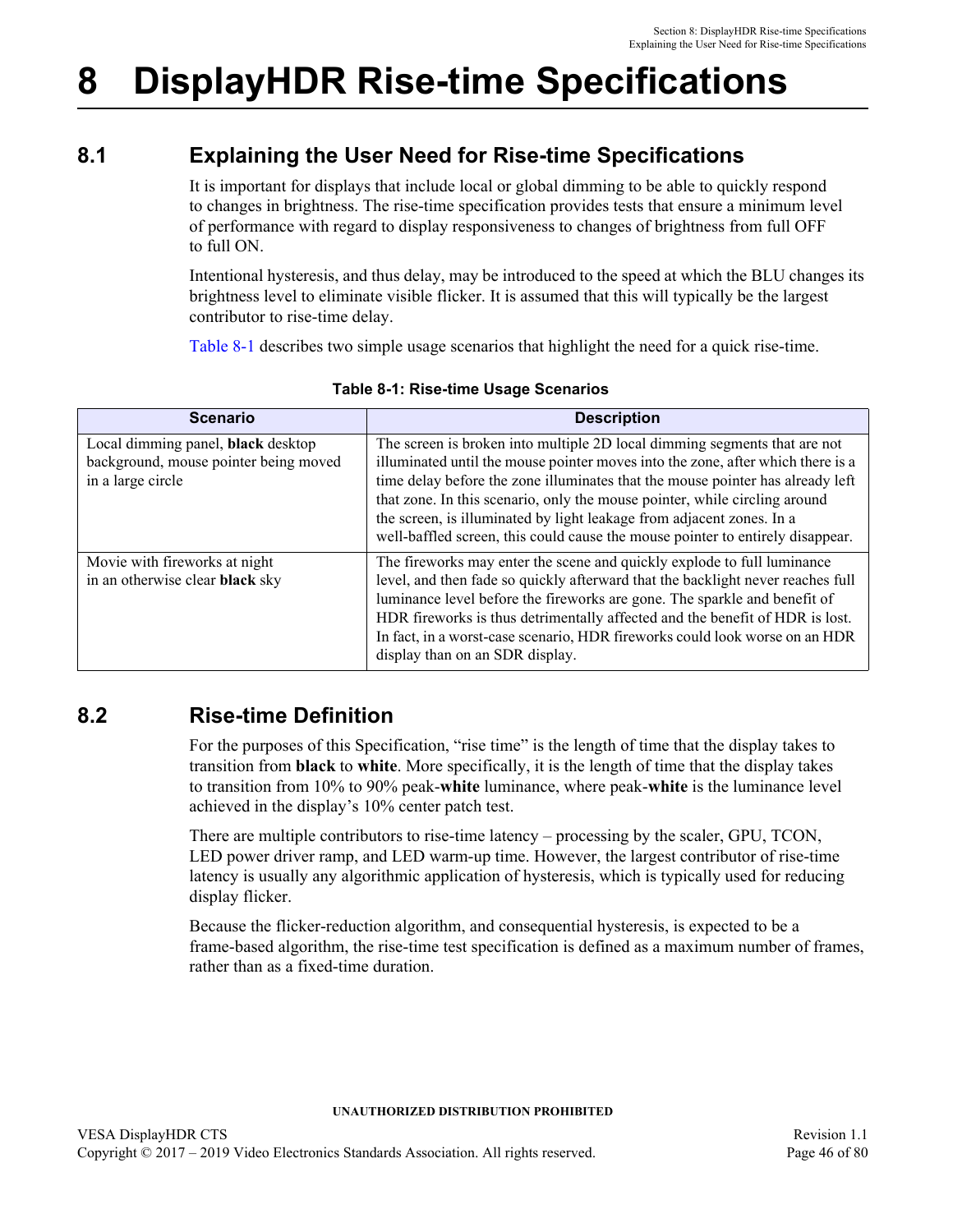# 8 DisplayHDR Rise-time Specifications

## 8.1 Explaining the User Need for Rise-time Specifications

It is important for displays that include local or global dimming to be able to quickly respond to changes in brightness. The rise-time specification provides tests that ensure a minimum level of performance with regard to display responsiveness to changes of brightness from full OFF to full ON.

Intentional hysteresis, and thus delay, may be introduced to the speed at which the BLU changes its brightness level to eliminate visible flicker. It is assumed that this will typically be the largest contributor to rise-time delay.

Table 8-1 describes two simple usage scenarios that highlight the need for a quick rise-time.

**Table 8-1: Rise-time Usage Scenarios**

| Scenario | Description |
|---|---|
| Local dimming panel, **black** desktop background, mouse pointer being moved in a large circle | The screen is broken into multiple 2D local dimming segments that are not illuminated until the mouse pointer moves into the zone, after which there is a time delay before the zone illuminates that the mouse pointer has already left that zone. In this scenario, only the mouse pointer, while circling around the screen, is illuminated by light leakage from adjacent zones. In a well-baffled screen, this could cause the mouse pointer to entirely disappear. |
| Movie with fireworks at night in an otherwise clear **black** sky | The fireworks may enter the scene and quickly explode to full luminance level, and then fade so quickly afterward that the backlight never reaches full luminance level before the fireworks are gone. The sparkle and benefit of HDR fireworks is thus detrimentally affected and the benefit of HDR is lost. In fact, in a worst-case scenario, HDR fireworks could look worse on an HDR display than on an SDR display. |

## 8.2 Rise-time Definition

For the purposes of this Specification, "rise time" is the length of time that the display takes to transition from **black** to **white**. More specifically, it is the length of time that the display takes to transition from 10% to 90% peak-**white** luminance, where peak-**white** is the luminance level achieved in the display's 10% center patch test.

There are multiple contributors to rise-time latency – processing by the scaler, GPU, TCON, LED power driver ramp, and LED warm-up time. However, the largest contributor of rise-time latency is usually any algorithmic application of hysteresis, which is typically used for reducing display flicker.

Because the flicker-reduction algorithm, and consequential hysteresis, is expected to be a frame-based algorithm, the rise-time test specification is defined as a maximum number of frames, rather than as a fixed-time duration.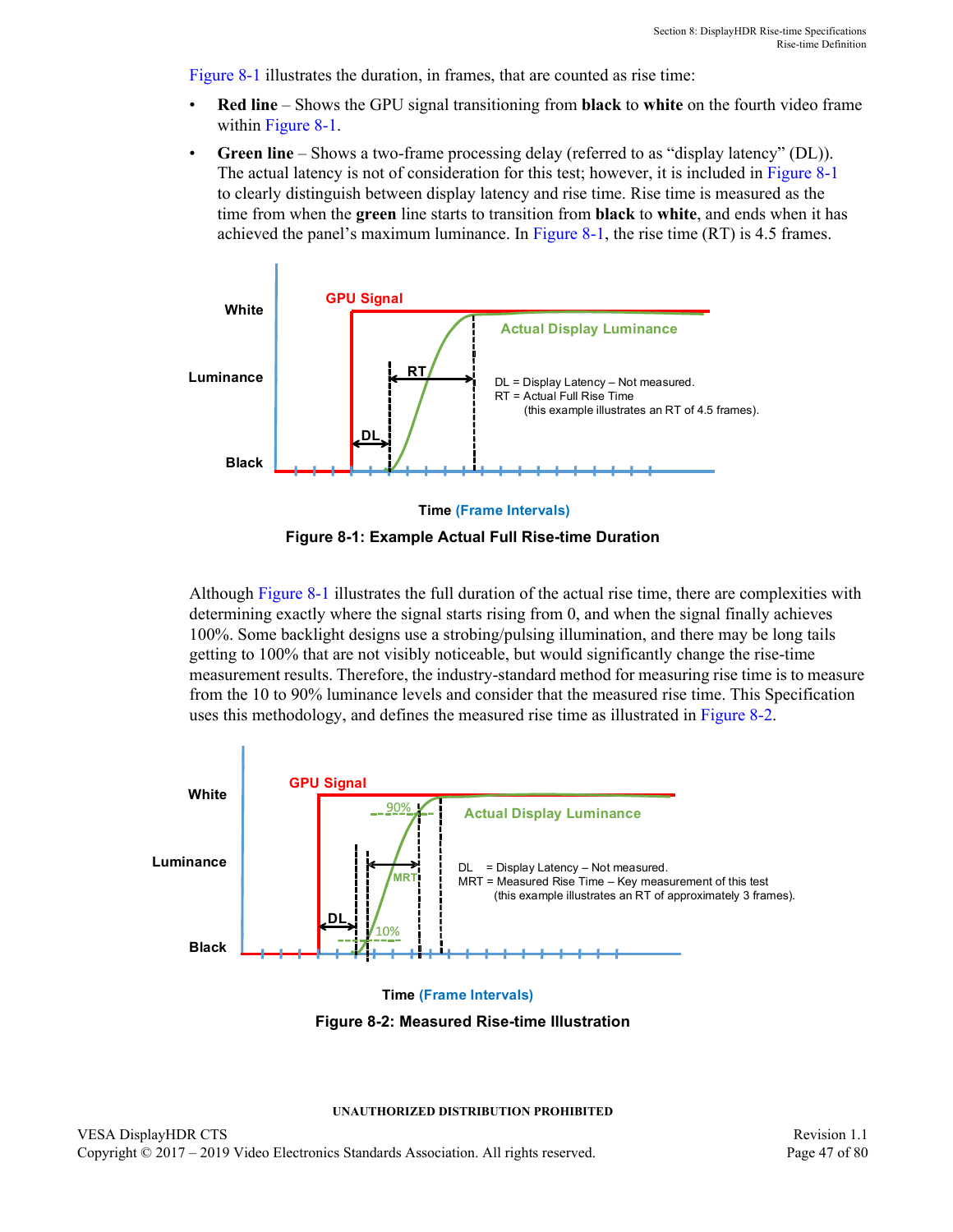Figure 8-1 illustrates the duration, in frames, that are counted as rise time:

- **Red line** – Shows the GPU signal transitioning from **black** to **white** on the fourth video frame within Figure 8-1.
- **Green line** – Shows a two-frame processing delay (referred to as "display latency" (DL)). The actual latency is not of consideration for this test; however, it is included in Figure 8-1 to clearly distinguish between display latency and rise time. Rise time is measured as the time from when the **green** line starts to transition from **black** to **white**, and ends when it has achieved the panel's maximum luminance. In Figure 8-1, the rise time (RT) is 4.5 frames.

**Figure 8-1: Example Actual Full Rise-time Duration**

Although Figure 8-1 illustrates the full duration of the actual rise time, there are complexities with determining exactly where the signal starts rising from 0, and when the signal finally achieves 100%. Some backlight designs use a strobing/pulsing illumination, and there may be long tails getting to 100% that are not visibly noticeable, but would significantly change the rise-time measurement results. Therefore, the industry-standard method for measuring rise time is to measure from the 10 to 90% luminance levels and consider that the measured rise time. This Specification uses this methodology, and defines the measured rise time as illustrated in Figure 8-2.

**Figure 8-2: Measured Rise-time Illustration**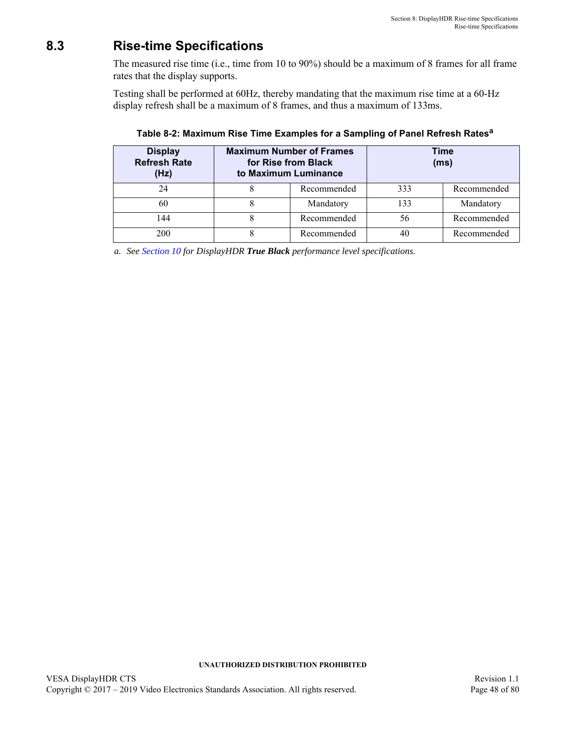## 8.3 Rise-time Specifications

The measured rise time (i.e., time from 10 to 90%) should be a maximum of 8 frames for all frame rates that the display supports.

Testing shall be performed at 60Hz, thereby mandating that the maximum rise time at a 60-Hz display refresh shall be a maximum of 8 frames, and thus a maximum of 133ms.

**Table 8-2: Maximum Rise Time Examples for a Sampling of Panel Refresh Rates[a]**

| Display Refresh Rate (Hz) | Maximum Number of Frames for Rise from Black to Maximum Luminance | | Time (ms) | |
|---|---|---|---|---|
| 24 | 8 | Recommended | 333 | Recommended |
| 60 | 8 | Mandatory | 133 | Mandatory |
| 144 | 8 | Recommended | 56 | Recommended |
| 200 | 8 | Recommended | 40 | Recommended |

*a. See Section 10 for DisplayHDR **True Black** performance level specifications.*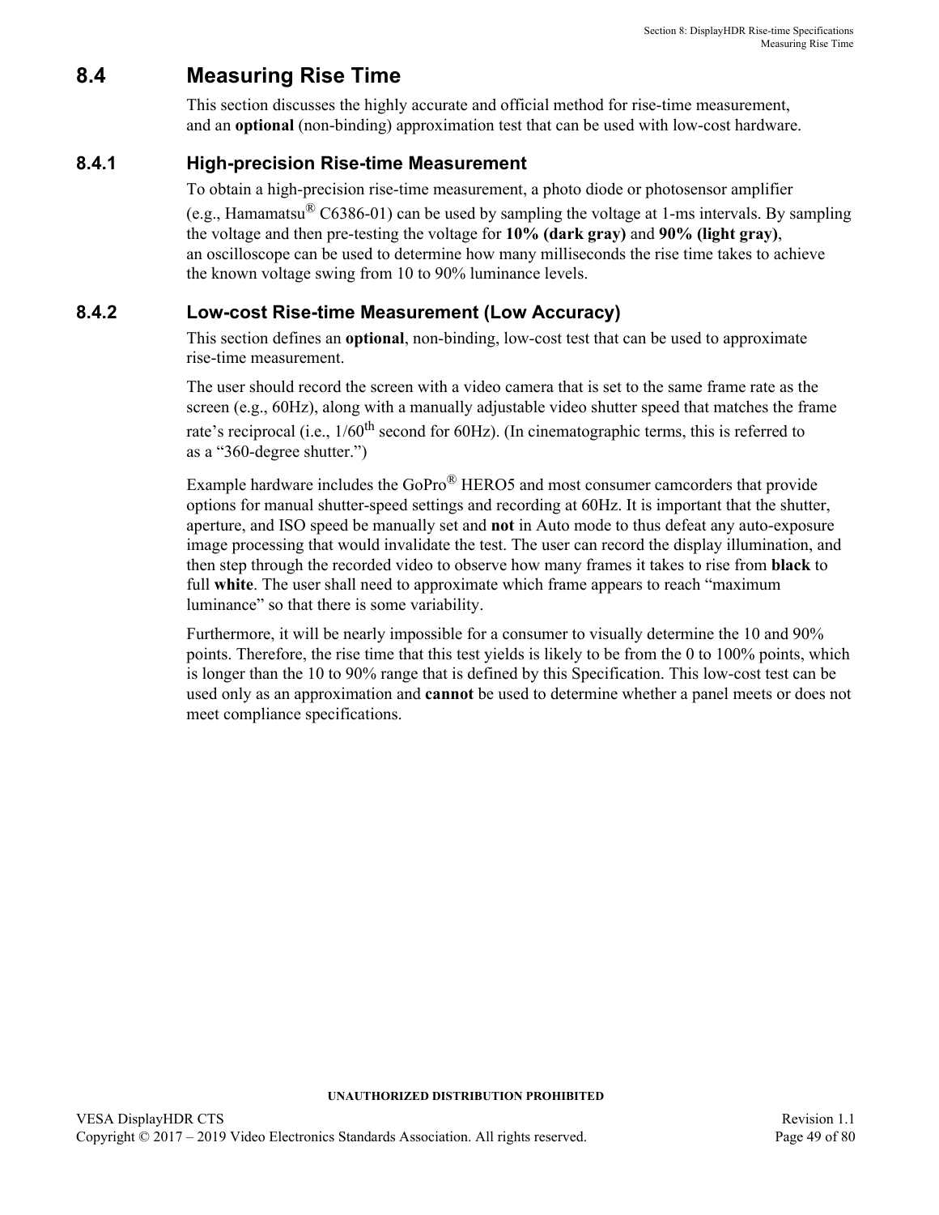## 8.4 Measuring Rise Time

This section discusses the highly accurate and official method for rise-time measurement, and an **optional** (non-binding) approximation test that can be used with low-cost hardware.

### 8.4.1 High-precision Rise-time Measurement

To obtain a high-precision rise-time measurement, a photo diode or photosensor amplifier (e.g., Hamamatsu® C6386-01) can be used by sampling the voltage at 1-ms intervals. By sampling the voltage and then pre-testing the voltage for **10% (dark gray)** and **90% (light gray)**, an oscilloscope can be used to determine how many milliseconds the rise time takes to achieve the known voltage swing from 10 to 90% luminance levels.

### 8.4.2 Low-cost Rise-time Measurement (Low Accuracy)

This section defines an **optional**, non-binding, low-cost test that can be used to approximate rise-time measurement.

The user should record the screen with a video camera that is set to the same frame rate as the screen (e.g., 60Hz), along with a manually adjustable video shutter speed that matches the frame rate's reciprocal (i.e., 1/60th second for 60Hz). (In cinematographic terms, this is referred to as a "360-degree shutter.")

Example hardware includes the GoPro® HERO5 and most consumer camcorders that provide options for manual shutter-speed settings and recording at 60Hz. It is important that the shutter, aperture, and ISO speed be manually set and **not** in Auto mode to thus defeat any auto-exposure image processing that would invalidate the test. The user can record the display illumination, and then step through the recorded video to observe how many frames it takes to rise from **black** to full **white**. The user shall need to approximate which frame appears to reach "maximum luminance" so that there is some variability.

Furthermore, it will be nearly impossible for a consumer to visually determine the 10 and 90% points. Therefore, the rise time that this test yields is likely to be from the 0 to 100% points, which is longer than the 10 to 90% range that is defined by this Specification. This low-cost test can be used only as an approximation and **cannot** be used to determine whether a panel meets or does not meet compliance specifications.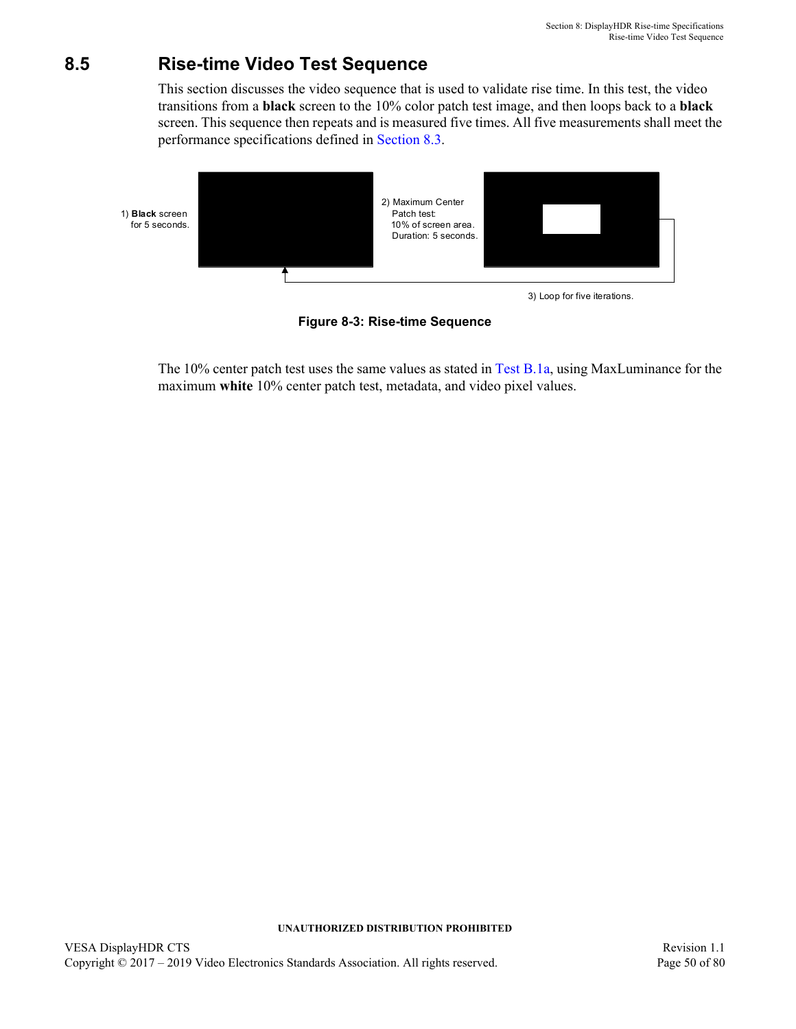## 8.5 Rise-time Video Test Sequence

This section discusses the video sequence that is used to validate rise time. In this test, the video transitions from a **black** screen to the 10% color patch test image, and then loops back to a **black** screen. This sequence then repeats and is measured five times. All five measurements shall meet the performance specifications defined in Section 8.3.

1) **Black** screen for 5 seconds.

2) Maximum Center Patch test: 10% of screen area. Duration: 5 seconds.

3) Loop for five iterations.

**Figure 8-3: Rise-time Sequence**

The 10% center patch test uses the same values as stated in Test B.1a, using MaxLuminance for the maximum **white** 10% center patch test, metadata, and video pixel values.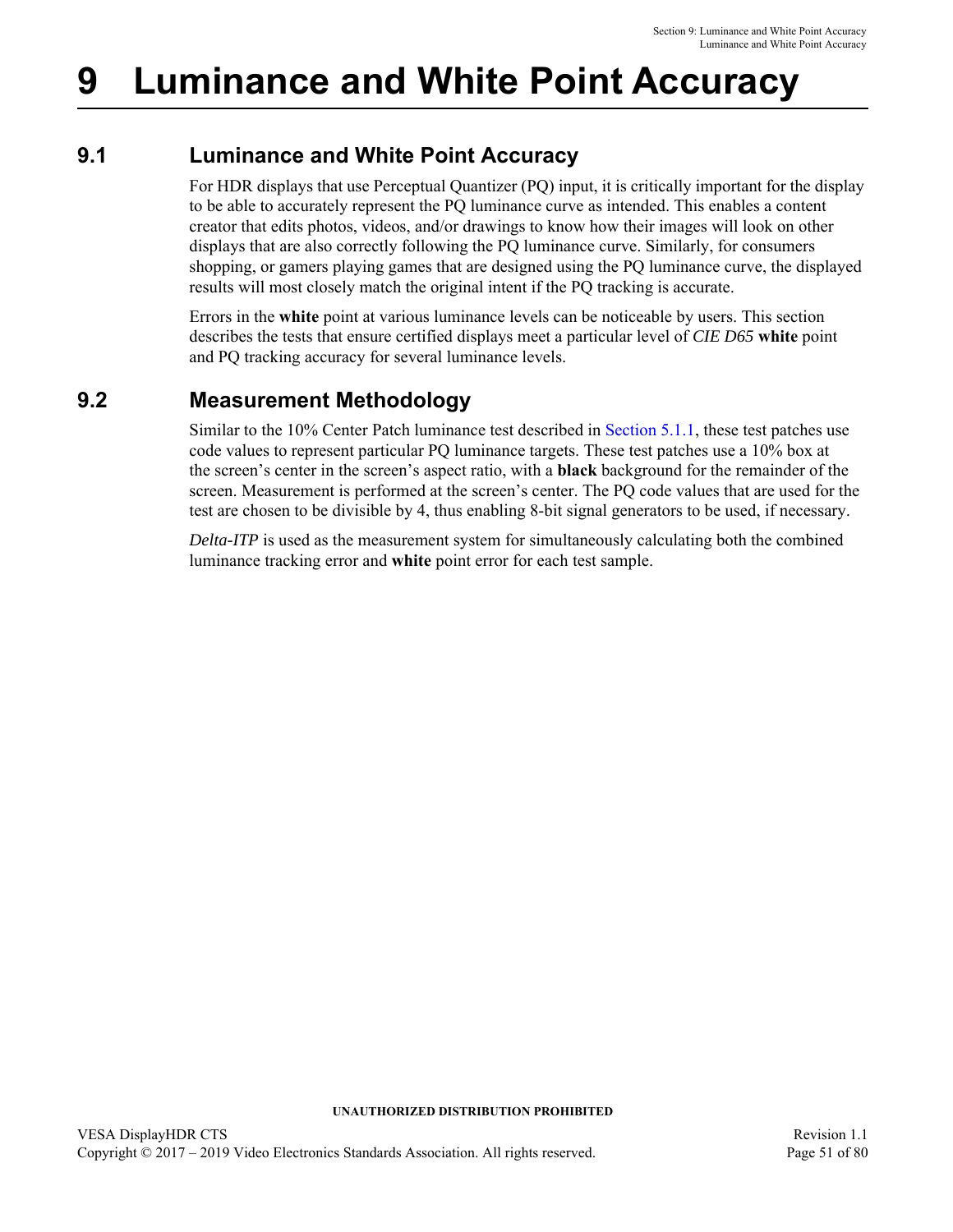# 9 Luminance and White Point Accuracy

## 9.1 Luminance and White Point Accuracy

For HDR displays that use Perceptual Quantizer (PQ) input, it is critically important for the display to be able to accurately represent the PQ luminance curve as intended. This enables a content creator that edits photos, videos, and/or drawings to know how their images will look on other displays that are also correctly following the PQ luminance curve. Similarly, for consumers shopping, or gamers playing games that are designed using the PQ luminance curve, the displayed results will most closely match the original intent if the PQ tracking is accurate.

Errors in the **white** point at various luminance levels can be noticeable by users. This section describes the tests that ensure certified displays meet a particular level of *CIE D65* **white** point and PQ tracking accuracy for several luminance levels.

## 9.2 Measurement Methodology

Similar to the 10% Center Patch luminance test described in Section 5.1.1, these test patches use code values to represent particular PQ luminance targets. These test patches use a 10% box at the screen's center in the screen's aspect ratio, with a **black** background for the remainder of the screen. Measurement is performed at the screen's center. The PQ code values that are used for the test are chosen to be divisible by 4, thus enabling 8-bit signal generators to be used, if necessary.

*Delta-ITP* is used as the measurement system for simultaneously calculating both the combined luminance tracking error and **white** point error for each test sample.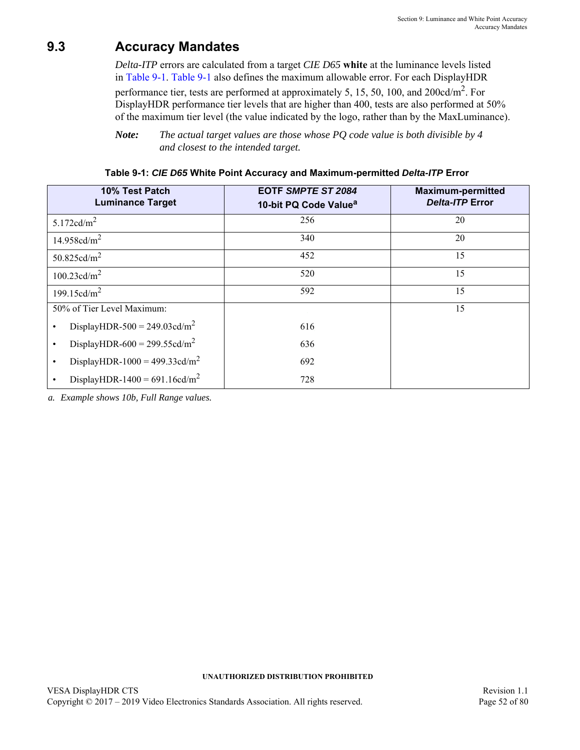## 9.3 Accuracy Mandates

*Delta-ITP* errors are calculated from a target *CIE D65* **white** at the luminance levels listed in Table 9-1. Table 9-1 also defines the maximum allowable error. For each DisplayHDR performance tier, tests are performed at approximately 5, 15, 50, 100, and 200cd/m$^2$. For DisplayHDR performance tier levels that are higher than 400, tests are also performed at 50% of the maximum tier level (the value indicated by the logo, rather than by the MaxLuminance).

**Note:** *The actual target values are those whose PQ code value is both divisible by 4 and closest to the intended target.*

**Table 9-1: *CIE D65* White Point Accuracy and Maximum-permitted *Delta-ITP* Error**

| 10% Test Patch Luminance Target | EOTF *SMPTE ST 2084* 10-bit PQ Code Value[a] | Maximum-permitted *Delta-ITP* Error |
|---|---|---|
| 5.172cd/m$^2$ | 256 | 20 |
| 14.958cd/m$^2$ | 340 | 20 |
| 50.825cd/m$^2$ | 452 | 15 |
| 100.23cd/m$^2$ | 520 | 15 |
| 199.15cd/m$^2$ | 592 | 15 |
| 50% of Tier Level Maximum: | | 15 |
| • DisplayHDR-500 = 249.03cd/m$^2$ | 616 | |
| • DisplayHDR-600 = 299.55cd/m$^2$ | 636 | |
| • DisplayHDR-1000 = 499.33cd/m$^2$ | 692 | |
| • DisplayHDR-1400 = 691.16cd/m$^2$ | 728 | |

a. *Example shows 10b, Full Range values.*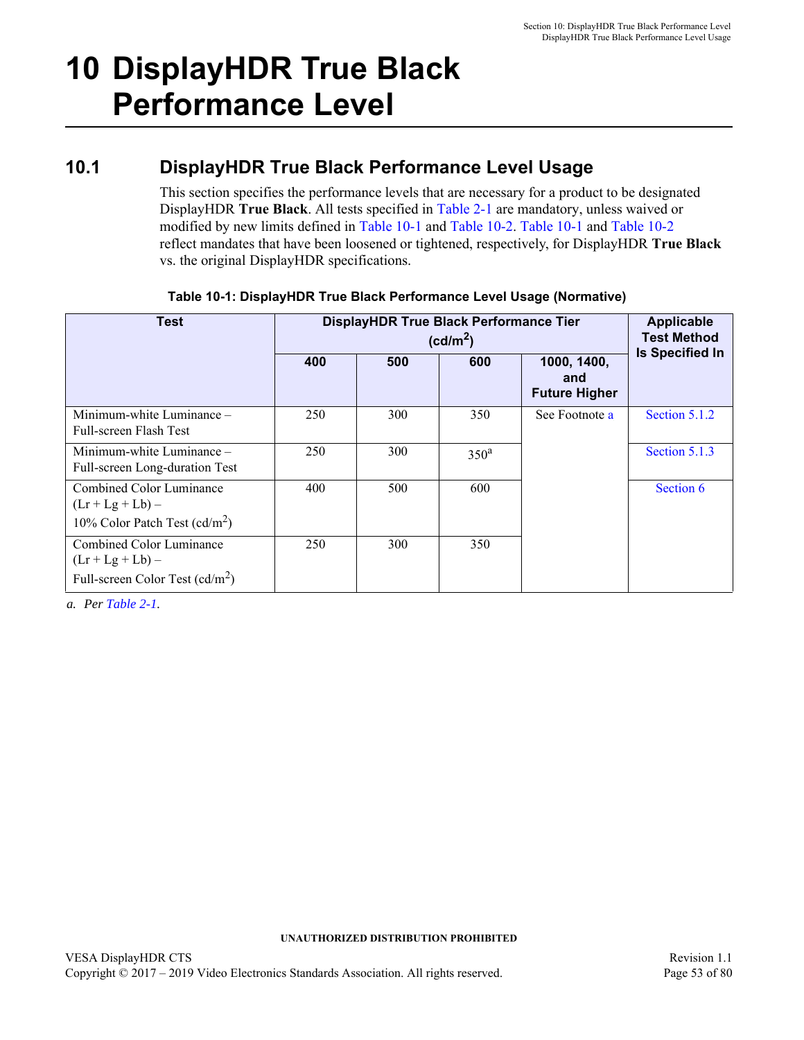# 10 DisplayHDR True Black Performance Level

## 10.1 DisplayHDR True Black Performance Level Usage

This section specifies the performance levels that are necessary for a product to be designated DisplayHDR **True Black**. All tests specified in Table 2-1 are mandatory, unless waived or modified by new limits defined in Table 10-1 and Table 10-2. Table 10-1 and Table 10-2 reflect mandates that have been loosened or tightened, respectively, for DisplayHDR **True Black** vs. the original DisplayHDR specifications.

**Table 10-1: DisplayHDR True Black Performance Level Usage (Normative)**

| Test | DisplayHDR True Black Performance Tier ($cd/m^2$) | | | | Applicable Test Method Is Specified In |
|---|---|---|---|---|---|
| | 400 | 500 | 600 | 1000, 1400, and Future Higher | |
| Minimum-white Luminance – Full-screen Flash Test | 250 | 300 | 350 | See Footnote a | Section 5.1.2 |
| Minimum-white Luminance – Full-screen Long-duration Test | 250 | 300 | 350[a] | | Section 5.1.3 |
| Combined Color Luminance ($L_r + L_g + L_b$) – 10% Color Patch Test ($cd/m^2$) | 400 | 500 | 600 | | Section 6 |
| Combined Color Luminance ($L_r + L_g + L_b$) – Full-screen Color Test ($cd/m^2$) | 250 | 300 | 350 | | |

*a. Per Table 2-1.*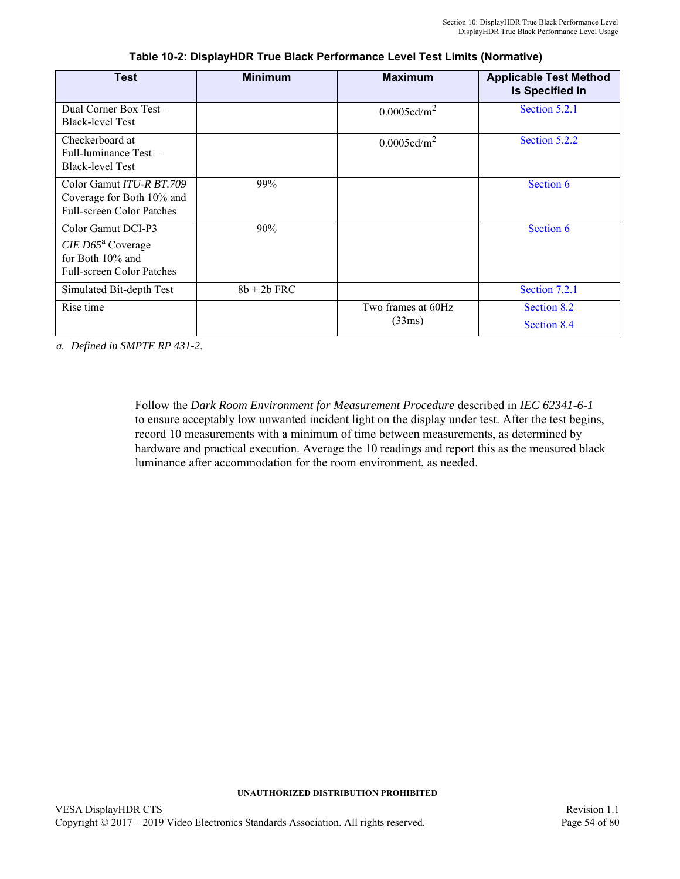**Table 10-2: DisplayHDR True Black Performance Level Test Limits (Normative)**

| Test | Minimum | Maximum | Applicable Test Method Is Specified In |
|---|---|---|---|
| Dual Corner Box Test – Black-level Test | | 0.0005cd/m$^2$ | Section 5.2.1 |
| Checkerboard at Full-luminance Test – Black-level Test | | 0.0005cd/m$^2$ | Section 5.2.2 |
| Color Gamut *ITU-R BT.709* Coverage for Both 10% and Full-screen Color Patches | 99% | | Section 6 |
| Color Gamut DCI-P3 *CIE D65*[a] Coverage for Both 10% and Full-screen Color Patches | 90% | | Section 6 |
| Simulated Bit-depth Test | 8b + 2b FRC | | Section 7.2.1 |
| Rise time | | Two frames at 60Hz (33ms) | Section 8.2<br>Section 8.4 |

a. *Defined in SMPTE RP 431-2*.

Follow the *Dark Room Environment for Measurement Procedure* described in *IEC 62341-6-1* to ensure acceptably low unwanted incident light on the display under test. After the test begins, record 10 measurements with a minimum of time between measurements, as determined by hardware and practical execution. Average the 10 readings and report this as the measured black luminance after accommodation for the room environment, as needed.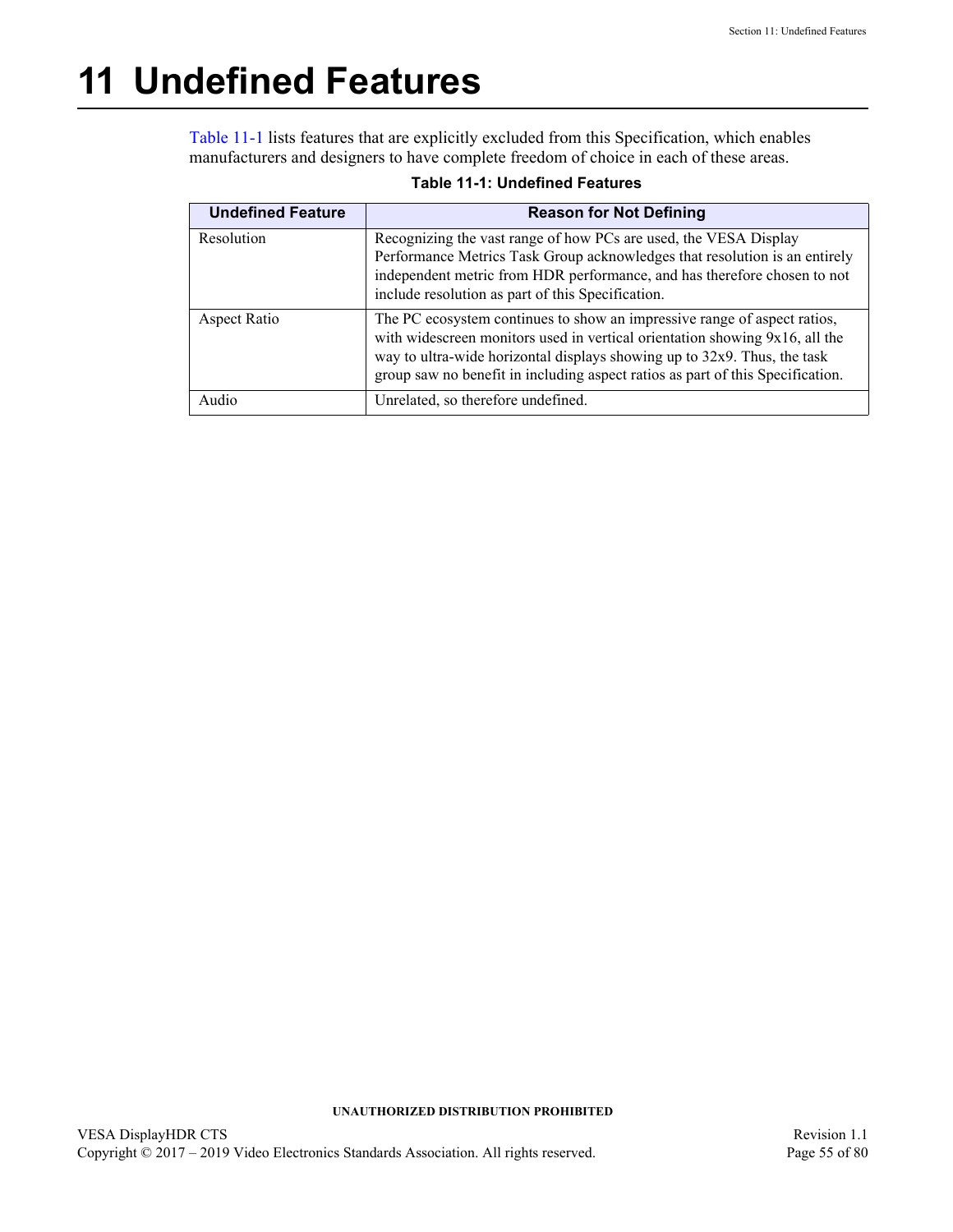# 11 Undefined Features

Table 11-1 lists features that are explicitly excluded from this Specification, which enables manufacturers and designers to have complete freedom of choice in each of these areas.

**Table 11-1: Undefined Features**

| Undefined Feature | Reason for Not Defining |
|---|---|
| Resolution | Recognizing the vast range of how PCs are used, the VESA Display Performance Metrics Task Group acknowledges that resolution is an entirely independent metric from HDR performance, and has therefore chosen to not include resolution as part of this Specification. |
| Aspect Ratio | The PC ecosystem continues to show an impressive range of aspect ratios, with widescreen monitors used in vertical orientation showing 9x16, all the way to ultra-wide horizontal displays showing up to 32x9. Thus, the task group saw no benefit in including aspect ratios as part of this Specification. |
| Audio | Unrelated, so therefore undefined. |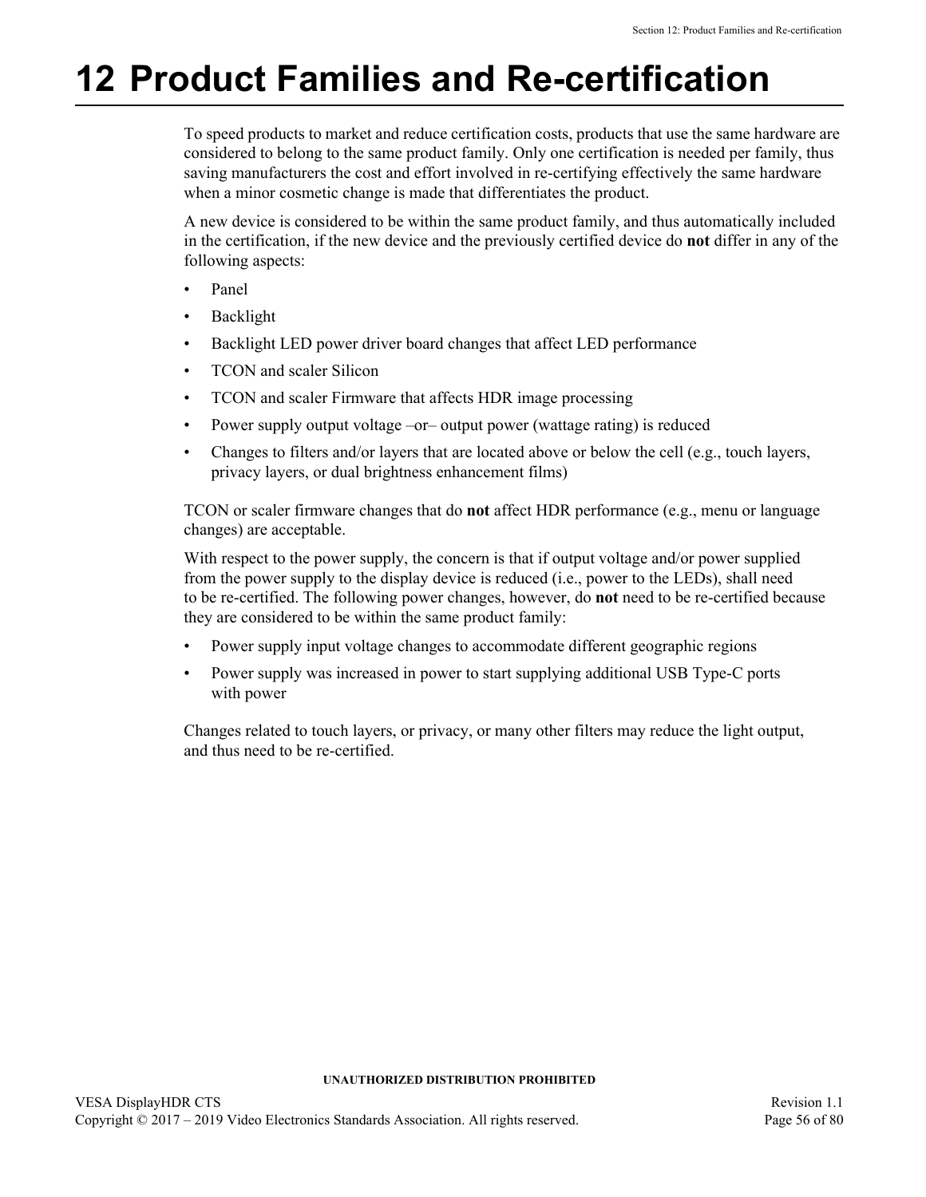# 12 Product Families and Re-certification

To speed products to market and reduce certification costs, products that use the same hardware are considered to belong to the same product family. Only one certification is needed per family, thus saving manufacturers the cost and effort involved in re-certifying effectively the same hardware when a minor cosmetic change is made that differentiates the product.

A new device is considered to be within the same product family, and thus automatically included in the certification, if the new device and the previously certified device do **not** differ in any of the following aspects:

- Panel
- Backlight
- Backlight LED power driver board changes that affect LED performance
- TCON and scaler Silicon
- TCON and scaler Firmware that affects HDR image processing
- Power supply output voltage –or– output power (wattage rating) is reduced
- Changes to filters and/or layers that are located above or below the cell (e.g., touch layers, privacy layers, or dual brightness enhancement films)

TCON or scaler firmware changes that do **not** affect HDR performance (e.g., menu or language changes) are acceptable.

With respect to the power supply, the concern is that if output voltage and/or power supplied from the power supply to the display device is reduced (i.e., power to the LEDs), shall need to be re-certified. The following power changes, however, do **not** need to be re-certified because they are considered to be within the same product family:

- Power supply input voltage changes to accommodate different geographic regions
- Power supply was increased in power to start supplying additional USB Type-C ports with power

Changes related to touch layers, or privacy, or many other filters may reduce the light output, and thus need to be re-certified.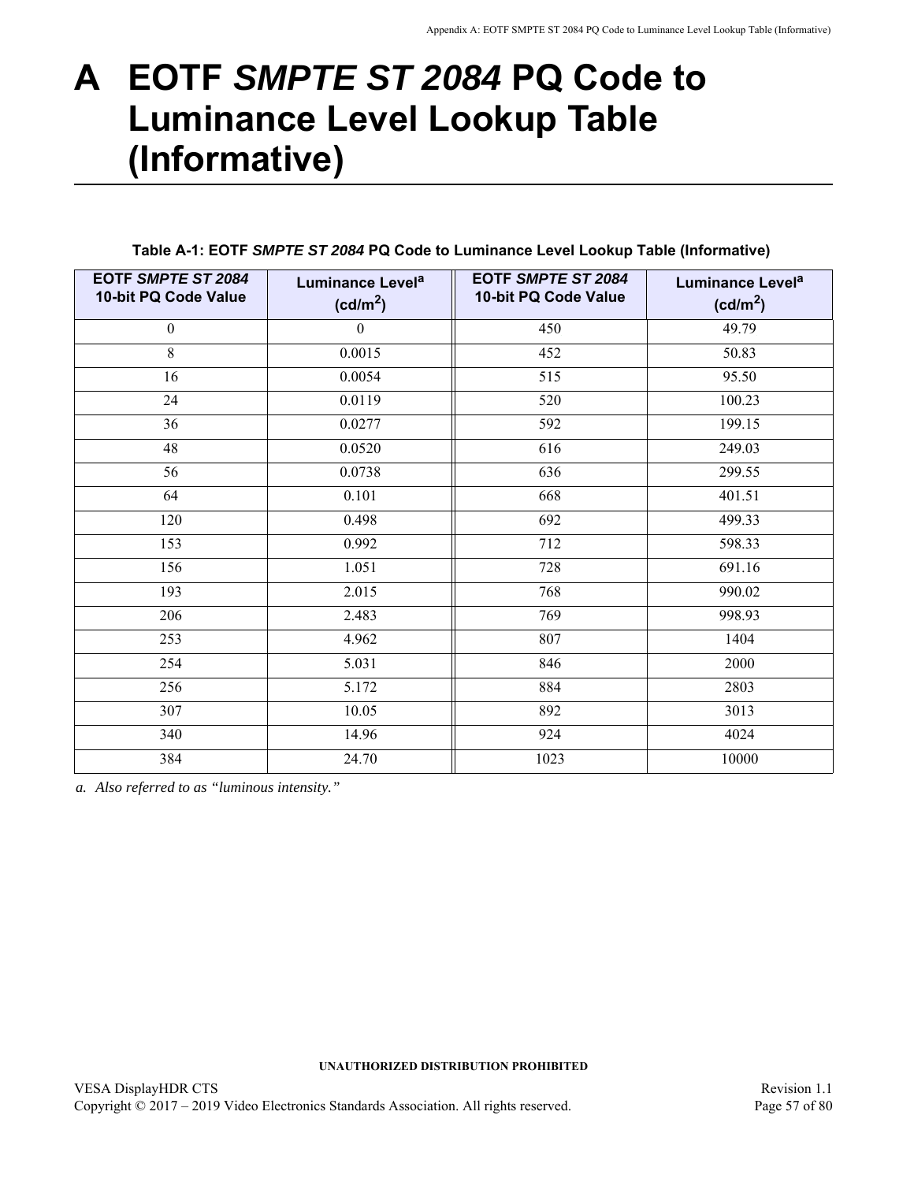# A EOTF *SMPTE ST 2084* PQ Code to Luminance Level Lookup Table (Informative)

**Table A-1: EOTF *SMPTE ST 2084* PQ Code to Luminance Level Lookup Table (Informative)**

| EOTF *SMPTE ST 2084* 10-bit PQ Code Value | Luminance Level[a] ($cd/m^2$) | EOTF *SMPTE ST 2084* 10-bit PQ Code Value | Luminance Level[a] ($cd/m^2$) |
|---|---|---|---|
| 0 | 0 | 450 | 49.79 |
| 8 | 0.0015 | 452 | 50.83 |
| 16 | 0.0054 | 515 | 95.50 |
| 24 | 0.0119 | 520 | 100.23 |
| 36 | 0.0277 | 592 | 199.15 |
| 48 | 0.0520 | 616 | 249.03 |
| 56 | 0.0738 | 636 | 299.55 |
| 64 | 0.101 | 668 | 401.51 |
| 120 | 0.498 | 692 | 499.33 |
| 153 | 0.992 | 712 | 598.33 |
| 156 | 1.051 | 728 | 691.16 |
| 193 | 2.015 | 768 | 990.02 |
| 206 | 2.483 | 769 | 998.93 |
| 253 | 4.962 | 807 | 1404 |
| 254 | 5.031 | 846 | 2000 |
| 256 | 5.172 | 884 | 2803 |
| 307 | 10.05 | 892 | 3013 |
| 340 | 14.96 | 924 | 4024 |
| 384 | 24.70 | 1023 | 10000 |

*a. Also referred to as "luminous intensity."*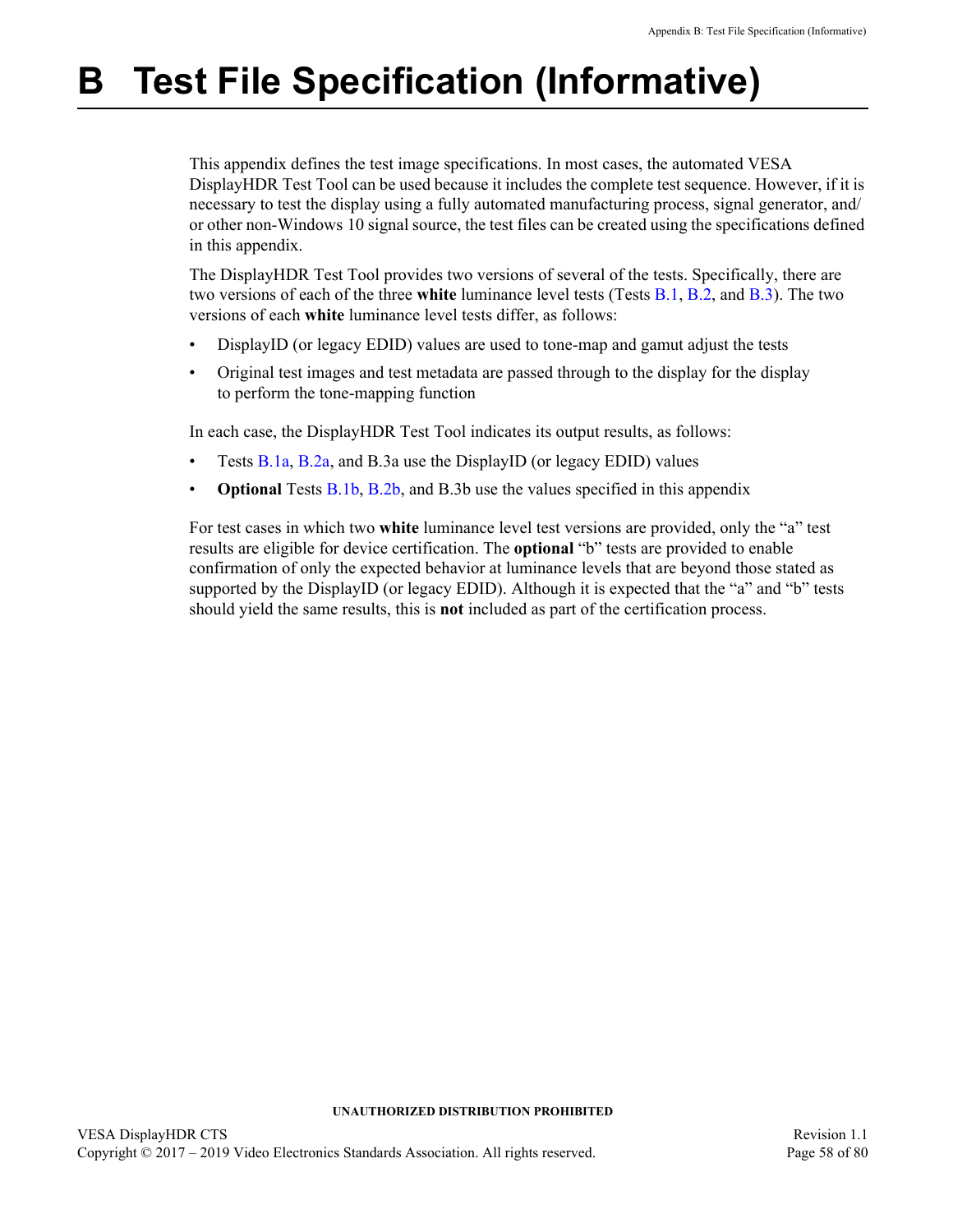# B Test File Specification (Informative)

This appendix defines the test image specifications. In most cases, the automated VESA DisplayHDR Test Tool can be used because it includes the complete test sequence. However, if it is necessary to test the display using a fully automated manufacturing process, signal generator, and/or other non-Windows 10 signal source, the test files can be created using the specifications defined in this appendix.

The DisplayHDR Test Tool provides two versions of several of the tests. Specifically, there are two versions of each of the three **white** luminance level tests (Tests B.1, B.2, and B.3). The two versions of each **white** luminance level tests differ, as follows:

- DisplayID (or legacy EDID) values are used to tone-map and gamut adjust the tests
- Original test images and test metadata are passed through to the display for the display to perform the tone-mapping function

In each case, the DisplayHDR Test Tool indicates its output results, as follows:

- Tests B.1a, B.2a, and B.3a use the DisplayID (or legacy EDID) values
- **Optional** Tests B.1b, B.2b, and B.3b use the values specified in this appendix

For test cases in which two **white** luminance level test versions are provided, only the “a” test results are eligible for device certification. The **optional** “b” tests are provided to enable confirmation of only the expected behavior at luminance levels that are beyond those stated as supported by the DisplayID (or legacy EDID). Although it is expected that the “a” and “b” tests should yield the same results, this is **not** included as part of the certification process.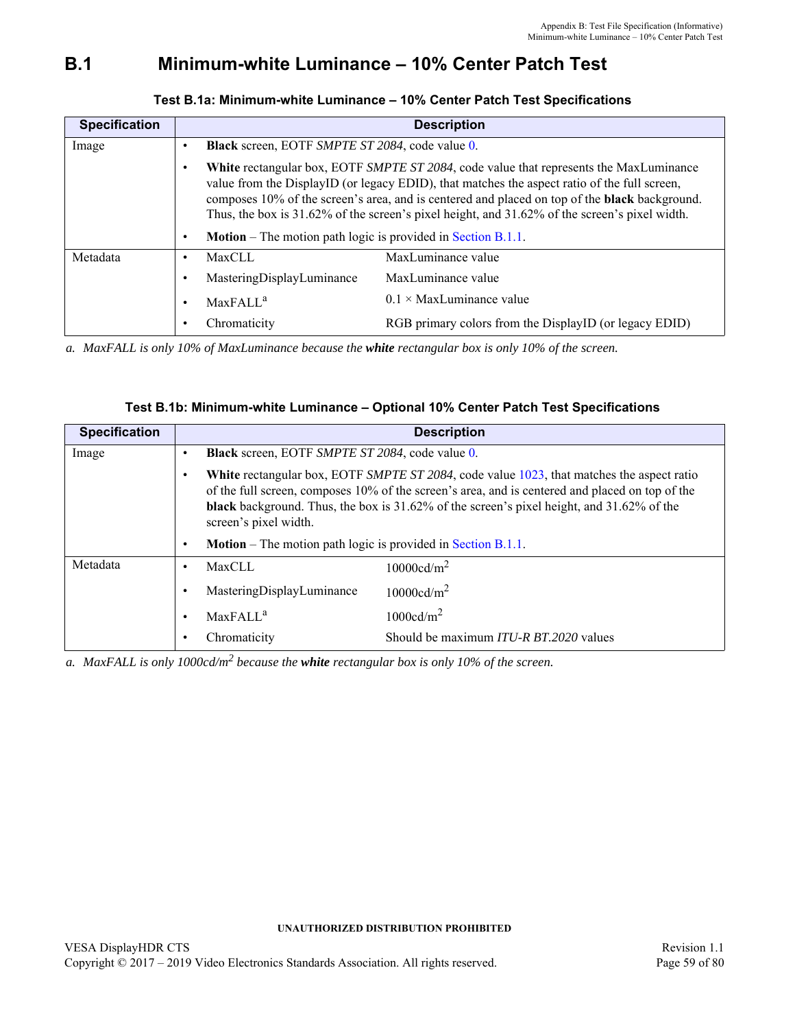# B.1 Minimum-white Luminance – 10% Center Patch Test

**Test B.1a: Minimum-white Luminance – 10% Center Patch Test Specifications**

| Specification | Description | |
|---|---|---|
| Image | • **Black** screen, EOTF *SMPTE ST 2084*, code value 0. | |
| | • **White** rectangular box, EOTF *SMPTE ST 2084*, code value that represents the MaxLuminance value from the DisplayID (or legacy EDID), that matches the aspect ratio of the full screen, composes 10% of the screen's area, and is centered and placed on top of the **black** background. Thus, the box is 31.62% of the screen's pixel height, and 31.62% of the screen's pixel width. | |
| | • **Motion** – The motion path logic is provided in Section B.1.1. | |
| Metadata | • MaxCLL | MaxLuminance value |
| | • MasteringDisplayLuminance | MaxLuminance value |
| | • MaxFALL[a] | 0.1 × MaxLuminance value |
| | • Chromaticity | RGB primary colors from the DisplayID (or legacy EDID) |

*a. MaxFALL is only 10% of MaxLuminance because the* ***white*** *rectangular box is only 10% of the screen.*

**Test B.1b: Minimum-white Luminance – Optional 10% Center Patch Test Specifications**

| Specification | Description | |
|---|---|---|
| Image | • **Black** screen, EOTF *SMPTE ST 2084*, code value 0. | |
| | • **White** rectangular box, EOTF *SMPTE ST 2084*, code value 1023, that matches the aspect ratio of the full screen, composes 10% of the screen's area, and is centered and placed on top of the **black** background. Thus, the box is 31.62% of the screen's pixel height, and 31.62% of the screen's pixel width. | |
| | • **Motion** – The motion path logic is provided in Section B.1.1. | |
| Metadata | • MaxCLL | 10000cd/m$^2$ |
| | • MasteringDisplayLuminance | 10000cd/m$^2$ |
| | • MaxFALL[a] | 1000cd/m$^2$ |
| | • Chromaticity | Should be maximum *ITU-R BT.2020* values |

*a. MaxFALL is only 1000cd/m$^2$ because the* ***white*** *rectangular box is only 10% of the screen.*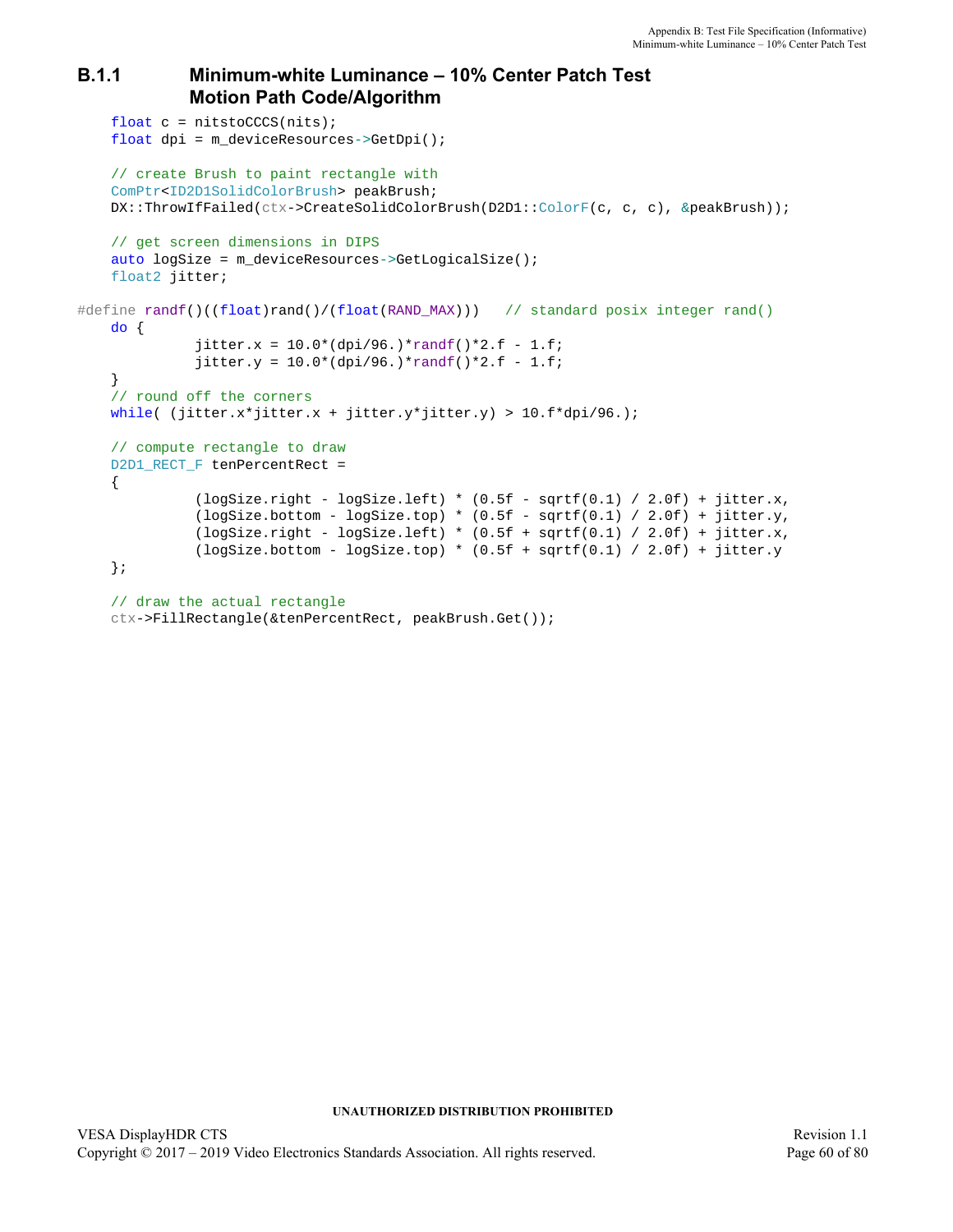### B.1.1 Minimum-white Luminance – 10% Center Patch Test Motion Path Code/Algorithm

```
    float c = nitstoCCCS(nits);
    float dpi = m_deviceResources->GetDpi();

    // create Brush to paint rectangle with
    ComPtr<ID2D1SolidColorBrush> peakBrush;
    DX::ThrowIfFailed(ctx->CreateSolidColorBrush(D2D1::ColorF(c, c, c), &peakBrush));

    // get screen dimensions in DIPS
    auto logSize = m_deviceResources->GetLogicalSize();
    float2 jitter;

#define randf()((float)rand()/(float(RAND_MAX)))   // standard posix integer rand()
    do {
             jitter.x = 10.0*(dpi/96.)*randf()*2.f - 1.f;
             jitter.y = 10.0*(dpi/96.)*randf()*2.f - 1.f;
    }
    // round off the corners
    while( (jitter.x*jitter.x + jitter.y*jitter.y) > 10.f*dpi/96.);

    // compute rectangle to draw
    D2D1_RECT_F tenPercentRect =
    {
             (logSize.right - logSize.left) * (0.5f - sqrtf(0.1) / 2.0f) + jitter.x,
             (logSize.bottom - logSize.top) * (0.5f - sqrtf(0.1) / 2.0f) + jitter.y,
             (logSize.right - logSize.left) * (0.5f + sqrtf(0.1) / 2.0f) + jitter.x,
             (logSize.bottom - logSize.top) * (0.5f + sqrtf(0.1) / 2.0f) + jitter.y
    };

    // draw the actual rectangle
    ctx->FillRectangle(&tenPercentRect, peakBrush.Get());
```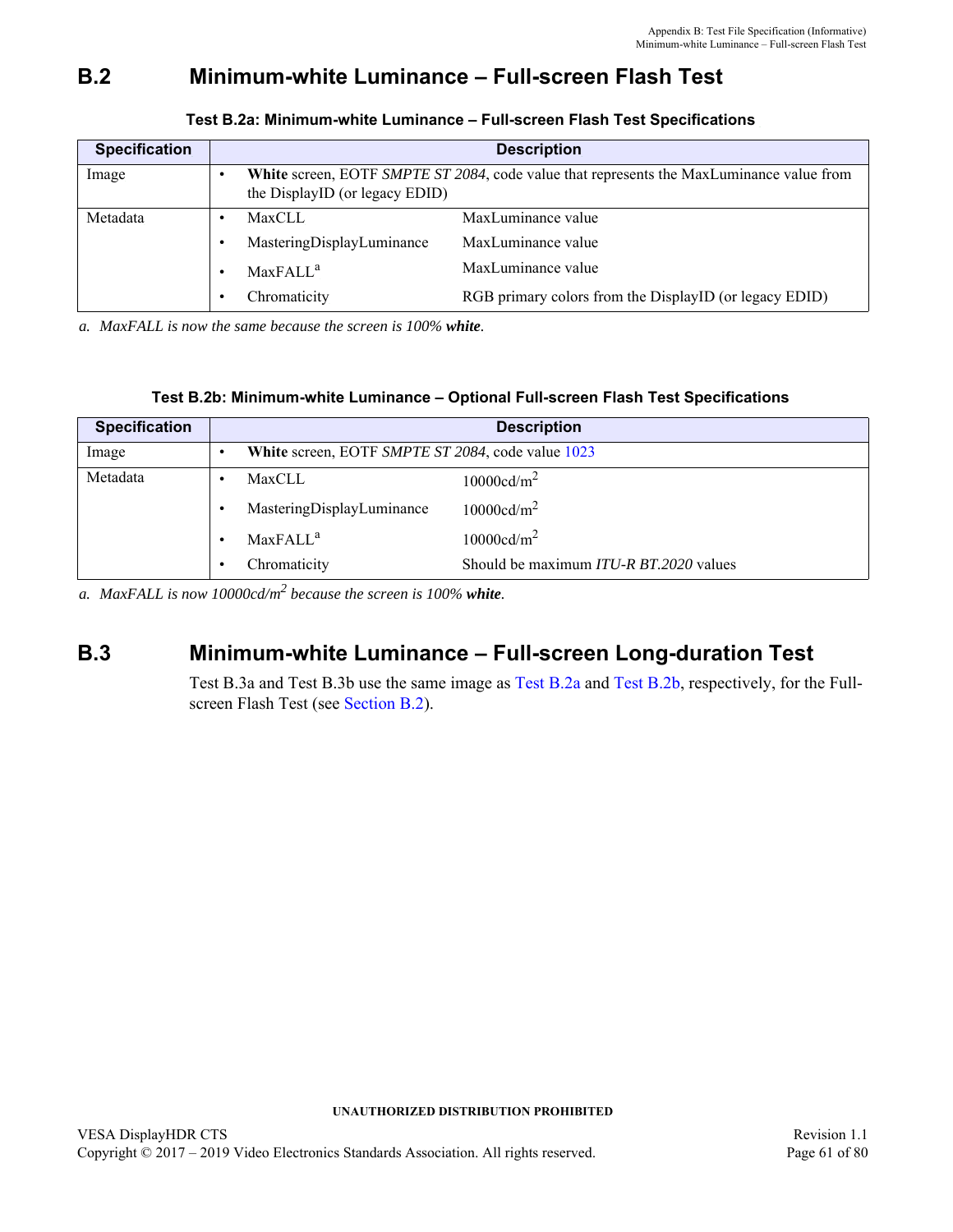## B.2 Minimum-white Luminance – Full-screen Flash Test

**Test B.2a: Minimum-white Luminance – Full-screen Flash Test Specifications**

| Specification | Description | |
|---|---|---|
| Image | • **White** screen, EOTF *SMPTE ST 2084*, code value that represents the MaxLuminance value from the DisplayID (or legacy EDID) | |
| Metadata | • MaxCLL | MaxLuminance value |
| | • MasteringDisplayLuminance | MaxLuminance value |
| | • MaxFALL[a] | MaxLuminance value |
| | • Chromaticity | RGB primary colors from the DisplayID (or legacy EDID) |

*a. MaxFALL is now the same because the screen is 100% **white**.*

**Test B.2b: Minimum-white Luminance – Optional Full-screen Flash Test Specifications**

| Specification | Description | |
|---|---|---|
| Image | • **White** screen, EOTF *SMPTE ST 2084*, code value 1023 | |
| Metadata | • MaxCLL | 10000cd/$m^2$ |
| | • MasteringDisplayLuminance | 10000cd/$m^2$ |
| | • MaxFALL[a] | 10000cd/$m^2$ |
| | • Chromaticity | Should be maximum *ITU-R BT.2020* values |

*a. MaxFALL is now 10000cd/$m^2$ because the screen is 100% **white**.*

## B.3 Minimum-white Luminance – Full-screen Long-duration Test

Test B.3a and Test B.3b use the same image as Test B.2a and Test B.2b, respectively, for the Full-screen Flash Test (see Section B.2).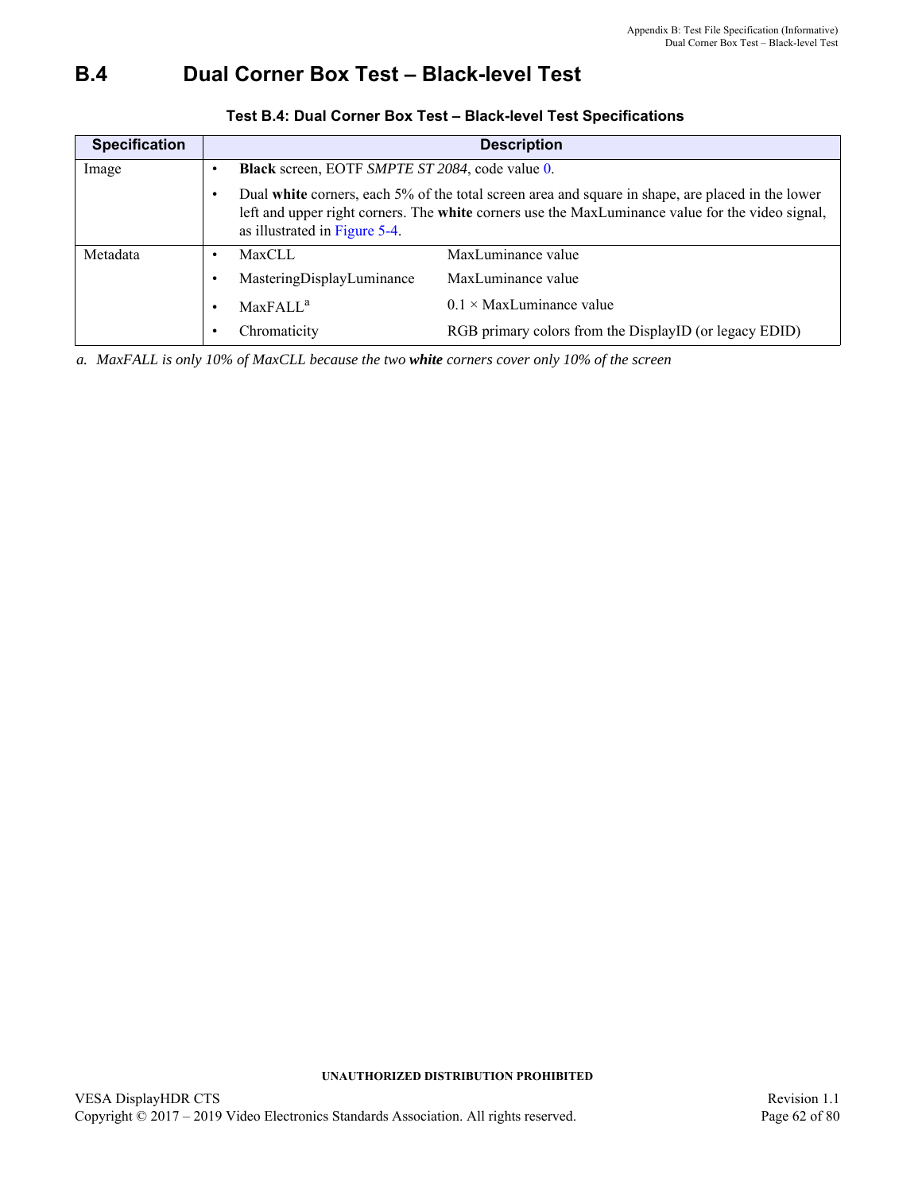## B.4 Dual Corner Box Test – Black-level Test

**Test B.4: Dual Corner Box Test – Black-level Test Specifications**

| Specification | Description | |
|---|---|---|
| Image | • **Black** screen, EOTF *SMPTE ST 2084*, code value 0. | |
| | • Dual **white** corners, each 5% of the total screen area and square in shape, are placed in the lower left and upper right corners. The **white** corners use the MaxLuminance value for the video signal, as illustrated in Figure 5-4. | |
| Metadata | • MaxCLL | MaxLuminance value |
| | • MasteringDisplayLuminance | MaxLuminance value |
| | • MaxFALL[a] | 0.1 × MaxLuminance value |
| | • Chromaticity | RGB primary colors from the DisplayID (or legacy EDID) |

*a. MaxFALL is only 10% of MaxCLL because the two **white** corners cover only 10% of the screen*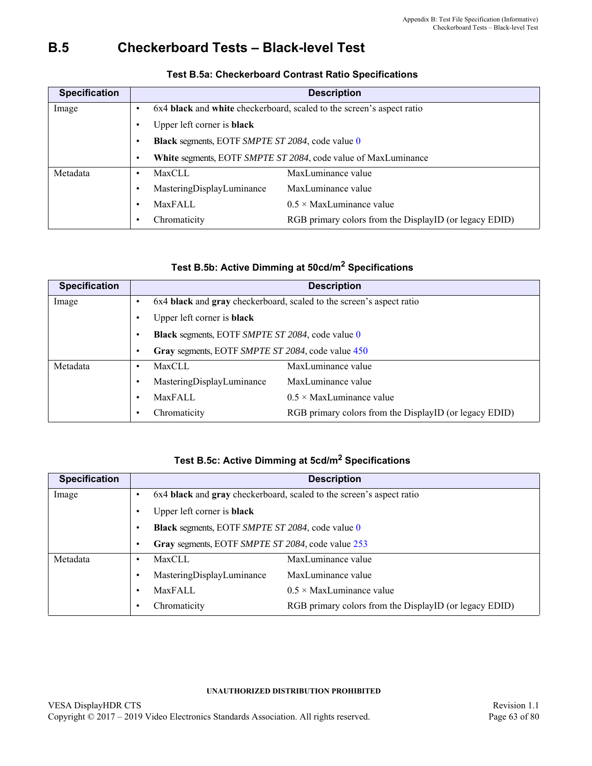## B.5 Checkerboard Tests – Black-level Test

**Test B.5a: Checkerboard Contrast Ratio Specifications**

| Specification | Description |
|---|---|
| Image | • 6x4 **black** and **white** checkerboard, scaled to the screen's aspect ratio<br>• Upper left corner is **black**<br>• **Black** segments, EOTF *SMPTE ST 2084*, code value 0<br>• **White** segments, EOTF *SMPTE ST 2084*, code value of MaxLuminance |
| Metadata | • MaxCLL — MaxLuminance value<br>• MasteringDisplayLuminance — MaxLuminance value<br>• MaxFALL — 0.5 × MaxLuminance value<br>• Chromaticity — RGB primary colors from the DisplayID (or legacy EDID) |

**Test B.5b: Active Dimming at 50cd/m² Specifications**

| Specification | Description |
|---|---|
| Image | • 6x4 **black** and **gray** checkerboard, scaled to the screen's aspect ratio<br>• Upper left corner is **black**<br>• **Black** segments, EOTF *SMPTE ST 2084*, code value 0<br>• **Gray** segments, EOTF *SMPTE ST 2084*, code value 450 |
| Metadata | • MaxCLL — MaxLuminance value<br>• MasteringDisplayLuminance — MaxLuminance value<br>• MaxFALL — 0.5 × MaxLuminance value<br>• Chromaticity — RGB primary colors from the DisplayID (or legacy EDID) |

**Test B.5c: Active Dimming at 5cd/m² Specifications**

| Specification | Description |
|---|---|
| Image | • 6x4 **black** and **gray** checkerboard, scaled to the screen's aspect ratio<br>• Upper left corner is **black**<br>• **Black** segments, EOTF *SMPTE ST 2084*, code value 0<br>• **Gray** segments, EOTF *SMPTE ST 2084*, code value 253 |
| Metadata | • MaxCLL — MaxLuminance value<br>• MasteringDisplayLuminance — MaxLuminance value<br>• MaxFALL — 0.5 × MaxLuminance value<br>• Chromaticity — RGB primary colors from the DisplayID (or legacy EDID) |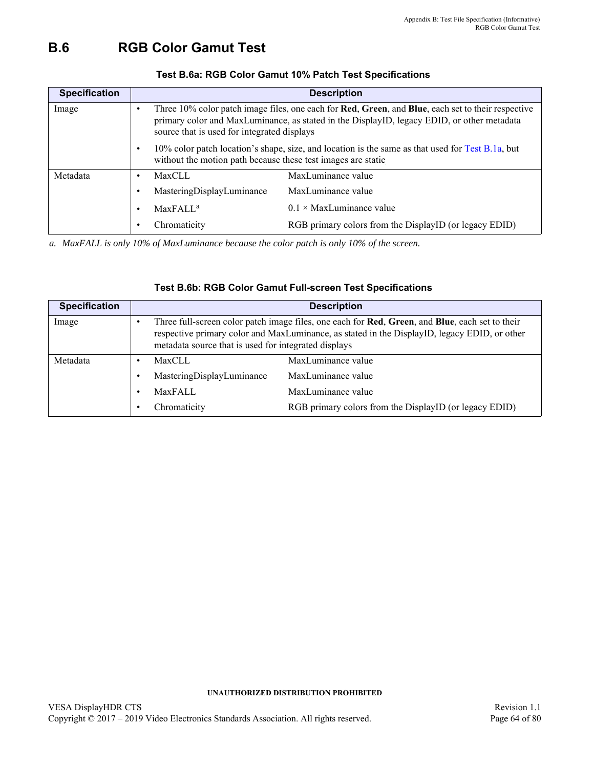## B.6 RGB Color Gamut Test

**Test B.6a: RGB Color Gamut 10% Patch Test Specifications**

| Specification | Description | |
|---|---|---|
| Image | • Three 10% color patch image files, one each for **Red**, **Green**, and **Blue**, each set to their respective primary color and MaxLuminance, as stated in the DisplayID, legacy EDID, or other metadata source that is used for integrated displays<br>• 10% color patch location's shape, size, and location is the same as that used for Test B.1a, but without the motion path because these test images are static | |
| Metadata | • MaxCLL | MaxLuminance value |
| | • MasteringDisplayLuminance | MaxLuminance value |
| | • MaxFALL[a] | 0.1 × MaxLuminance value |
| | • Chromaticity | RGB primary colors from the DisplayID (or legacy EDID) |

*a. MaxFALL is only 10% of MaxLuminance because the color patch is only 10% of the screen.*

**Test B.6b: RGB Color Gamut Full-screen Test Specifications**

| Specification | Description | |
|---|---|---|
| Image | • Three full-screen color patch image files, one each for **Red**, **Green**, and **Blue**, each set to their respective primary color and MaxLuminance, as stated in the DisplayID, legacy EDID, or other metadata source that is used for integrated displays | |
| Metadata | • MaxCLL | MaxLuminance value |
| | • MasteringDisplayLuminance | MaxLuminance value |
| | • MaxFALL | MaxLuminance value |
| | • Chromaticity | RGB primary colors from the DisplayID (or legacy EDID) |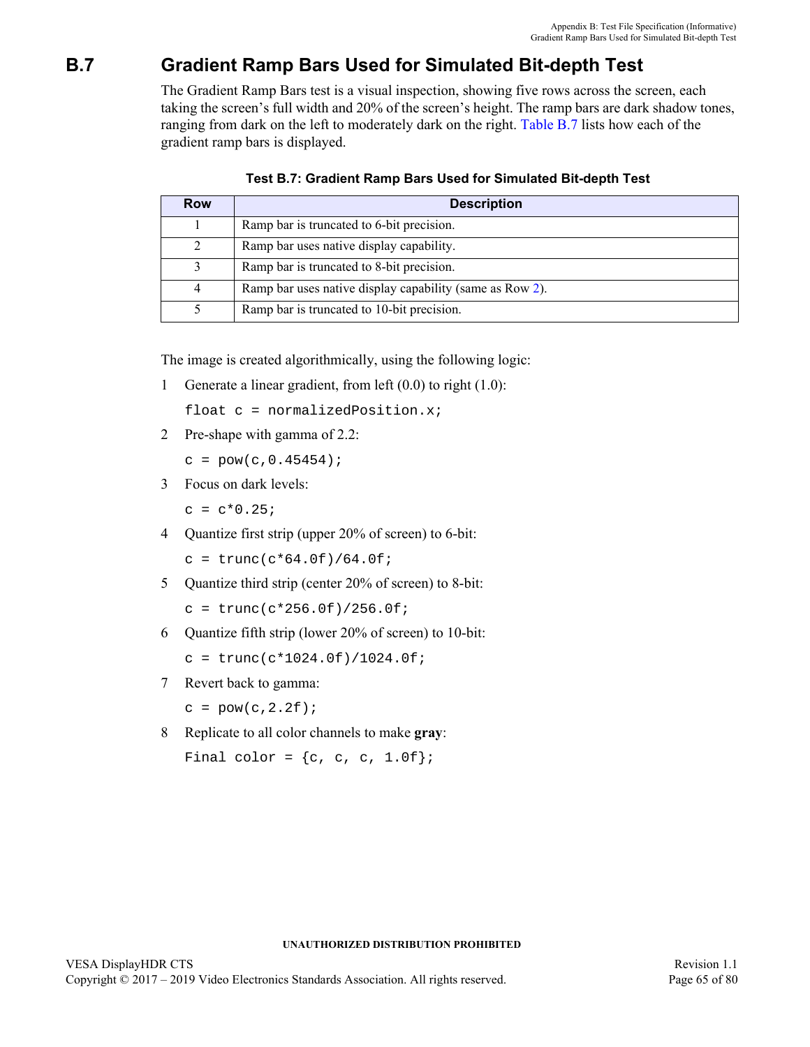## B.7 Gradient Ramp Bars Used for Simulated Bit-depth Test

The Gradient Ramp Bars test is a visual inspection, showing five rows across the screen, each taking the screen's full width and 20% of the screen's height. The ramp bars are dark shadow tones, ranging from dark on the left to moderately dark on the right. Table B.7 lists how each of the gradient ramp bars is displayed.

**Test B.7: Gradient Ramp Bars Used for Simulated Bit-depth Test**

| Row | Description |
|---|---|
| 1 | Ramp bar is truncated to 6-bit precision. |
| 2 | Ramp bar uses native display capability. |
| 3 | Ramp bar is truncated to 8-bit precision. |
| 4 | Ramp bar uses native display capability (same as Row 2). |
| 5 | Ramp bar is truncated to 10-bit precision. |

The image is created algorithmically, using the following logic:

1. Generate a linear gradient, from left (0.0) to right (1.0):
   ```
   float c = normalizedPosition.x;
   ```
2. Pre-shape with gamma of 2.2:
   ```
   c = pow(c,0.45454);
   ```
3. Focus on dark levels:
   ```
   c = c*0.25;
   ```
4. Quantize first strip (upper 20% of screen) to 6-bit:
   ```
   c = trunc(c*64.0f)/64.0f;
   ```
5. Quantize third strip (center 20% of screen) to 8-bit:
   ```
   c = trunc(c*256.0f)/256.0f;
   ```
6. Quantize fifth strip (lower 20% of screen) to 10-bit:
   ```
   c = trunc(c*1024.0f)/1024.0f;
   ```
7. Revert back to gamma:
   ```
   c = pow(c,2.2f);
   ```
8. Replicate to all color channels to make **gray**:
   ```
   Final color = {c, c, c, 1.0f};
   ```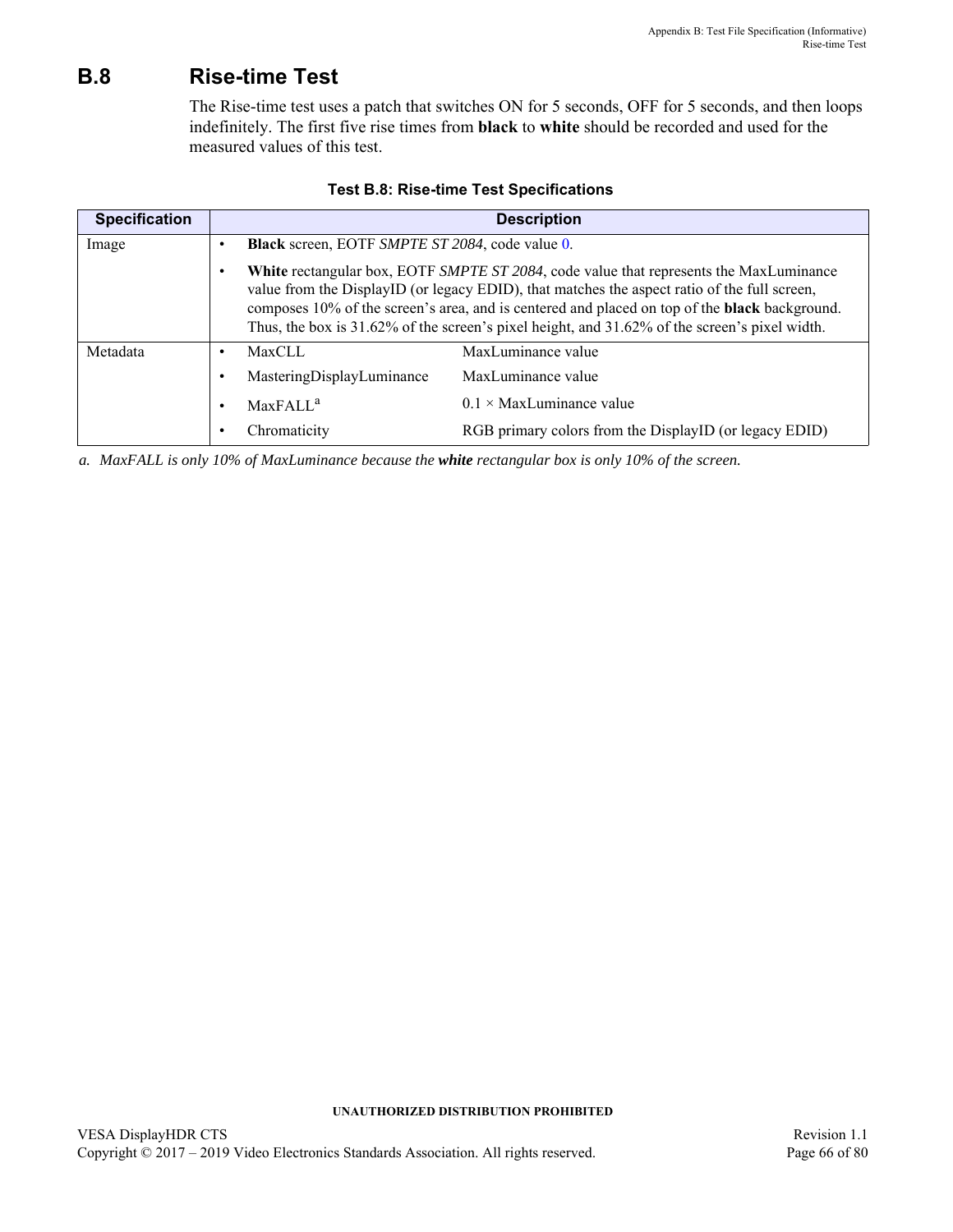## B.8 Rise-time Test

The Rise-time test uses a patch that switches ON for 5 seconds, OFF for 5 seconds, and then loops indefinitely. The first five rise times from **black** to **white** should be recorded and used for the measured values of this test.

**Test B.8: Rise-time Test Specifications**

| Specification | Description | |
|---|---|---|
| Image | • **Black** screen, EOTF *SMPTE ST 2084*, code value 0.<br>• **White** rectangular box, EOTF *SMPTE ST 2084*, code value that represents the MaxLuminance value from the DisplayID (or legacy EDID), that matches the aspect ratio of the full screen, composes 10% of the screen's area, and is centered and placed on top of the **black** background. Thus, the box is 31.62% of the screen's pixel height, and 31.62% of the screen's pixel width. | |
| Metadata | • MaxCLL | MaxLuminance value |
| | • MasteringDisplayLuminance | MaxLuminance value |
| | • MaxFALL[a] | 0.1 × MaxLuminance value |
| | • Chromaticity | RGB primary colors from the DisplayID (or legacy EDID) |

a. *MaxFALL is only 10% of MaxLuminance because the **white** rectangular box is only 10% of the screen.*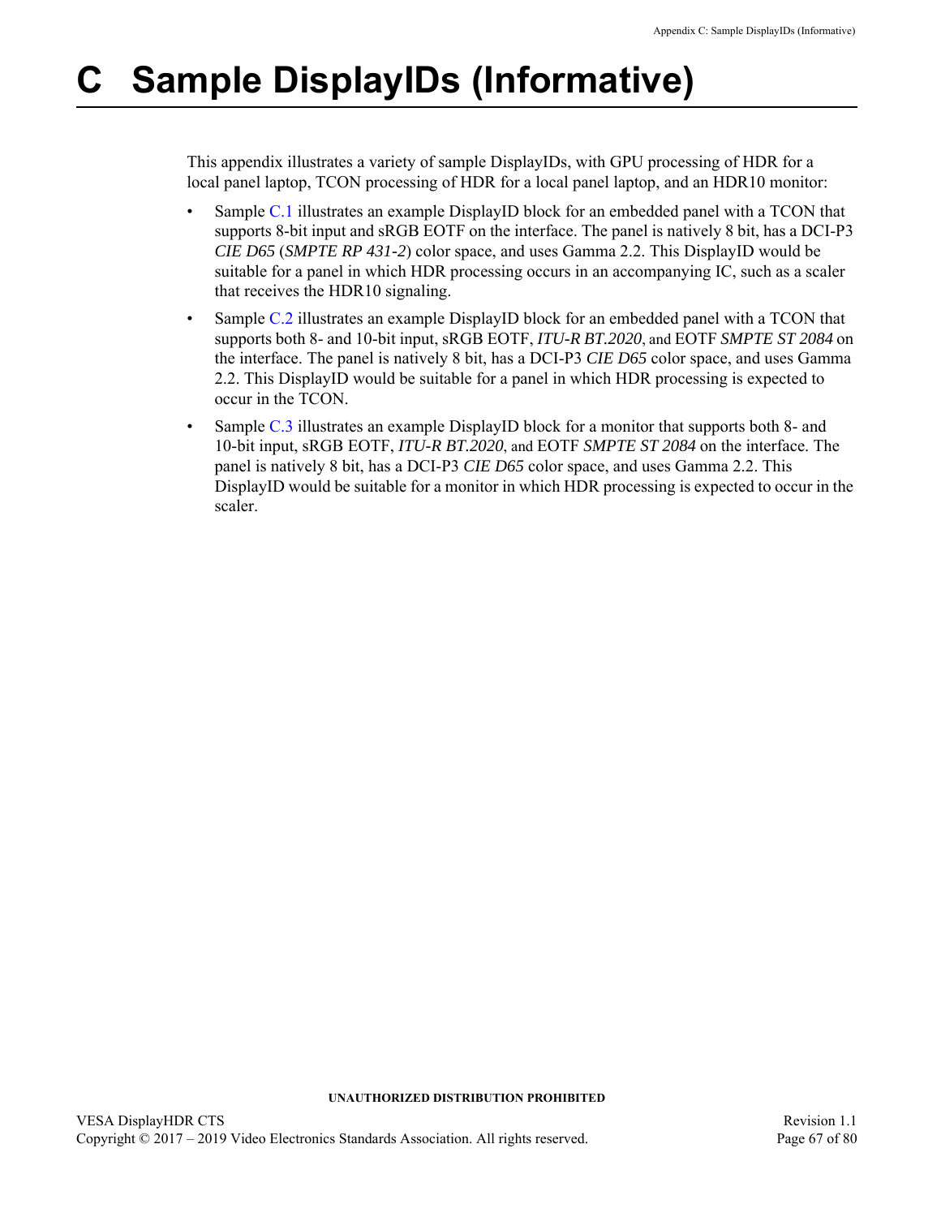# C Sample DisplayIDs (Informative)

This appendix illustrates a variety of sample DisplayIDs, with GPU processing of HDR for a local panel laptop, TCON processing of HDR for a local panel laptop, and an HDR10 monitor:

- Sample C.1 illustrates an example DisplayID block for an embedded panel with a TCON that supports 8-bit input and sRGB EOTF on the interface. The panel is natively 8 bit, has a DCI-P3 *CIE D65* (*SMPTE RP 431-2*) color space, and uses Gamma 2.2. This DisplayID would be suitable for a panel in which HDR processing occurs in an accompanying IC, such as a scaler that receives the HDR10 signaling.
- Sample C.2 illustrates an example DisplayID block for an embedded panel with a TCON that supports both 8- and 10-bit input, sRGB EOTF, *ITU-R BT.2020*, and EOTF *SMPTE ST 2084* on the interface. The panel is natively 8 bit, has a DCI-P3 *CIE D65* color space, and uses Gamma 2.2. This DisplayID would be suitable for a panel in which HDR processing is expected to occur in the TCON.
- Sample C.3 illustrates an example DisplayID block for a monitor that supports both 8- and 10-bit input, sRGB EOTF, *ITU-R BT.2020*, and EOTF *SMPTE ST 2084* on the interface. The panel is natively 8 bit, has a DCI-P3 *CIE D65* color space, and uses Gamma 2.2. This DisplayID would be suitable for a monitor in which HDR processing is expected to occur in the scaler.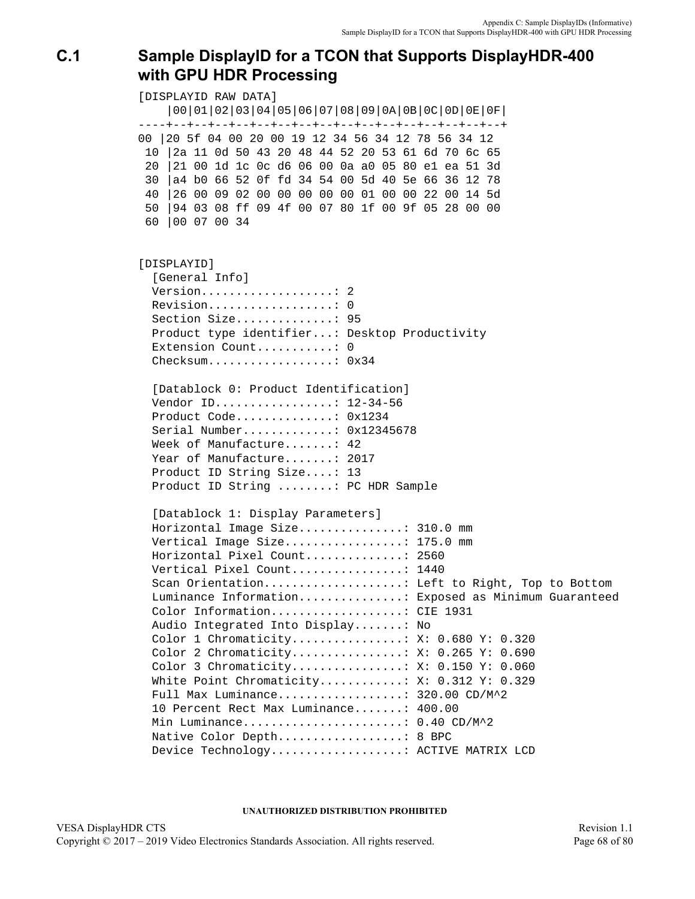## C.1 Sample DisplayID for a TCON that Supports DisplayHDR-400 with GPU HDR Processing

```
[DISPLAYID RAW DATA]
    |00|01|02|03|04|05|06|07|08|09|0A|0B|0C|0D|0E|0F|
----+--+--+--+--+--+--+--+--+--+--+--+--+--+--+--+--+
00 |20 5f 04 00 20 00 19 12 34 56 34 12 78 56 34 12
 10 |2a 11 0d 50 43 20 48 44 52 20 53 61 6d 70 6c 65
 20 |21 00 1d 1c 0c d6 06 00 0a a0 05 80 e1 ea 51 3d
 30 |a4 b0 66 52 0f fd 34 54 00 5d 40 5e 66 36 12 78
 40 |26 00 09 02 00 00 00 00 00 01 00 00 22 00 14 5d
 50 |94 03 08 ff 09 4f 00 07 80 1f 00 9f 05 28 00 00
 60 |00 07 00 34


[DISPLAYID]
  [General Info]
  Version...................: 2
  Revision..................: 0
  Section Size..............: 95
  Product type identifier...: Desktop Productivity
  Extension Count...........: 0
  Checksum..................: 0x34

  [Datablock 0: Product Identification]
  Vendor ID.................: 12-34-56
  Product Code..............: 0x1234
  Serial Number.............: 0x12345678
  Week of Manufacture.......: 42
  Year of Manufacture.......: 2017
  Product ID String Size....: 13
  Product ID String ........: PC HDR Sample

  [Datablock 1: Display Parameters]
  Horizontal Image Size...............: 310.0 mm
  Vertical Image Size.................: 175.0 mm
  Horizontal Pixel Count..............: 2560
  Vertical Pixel Count................: 1440
  Scan Orientation....................: Left to Right, Top to Bottom
  Luminance Information...............: Exposed as Minimum Guaranteed
  Color Information...................: CIE 1931
  Audio Integrated Into Display.......: No
  Color 1 Chromaticity................: X: 0.680 Y: 0.320
  Color 2 Chromaticity................: X: 0.265 Y: 0.690
  Color 3 Chromaticity................: X: 0.150 Y: 0.060
  White Point Chromaticity............: X: 0.312 Y: 0.329
  Full Max Luminance..................: 320.00 CD/M^2
  10 Percent Rect Max Luminance.......: 400.00
  Min Luminance.......................: 0.40 CD/M^2
  Native Color Depth..................: 8 BPC
  Device Technology...................: ACTIVE MATRIX LCD
```

UNAUTHORIZED DISTRIBUTION PROHIBITED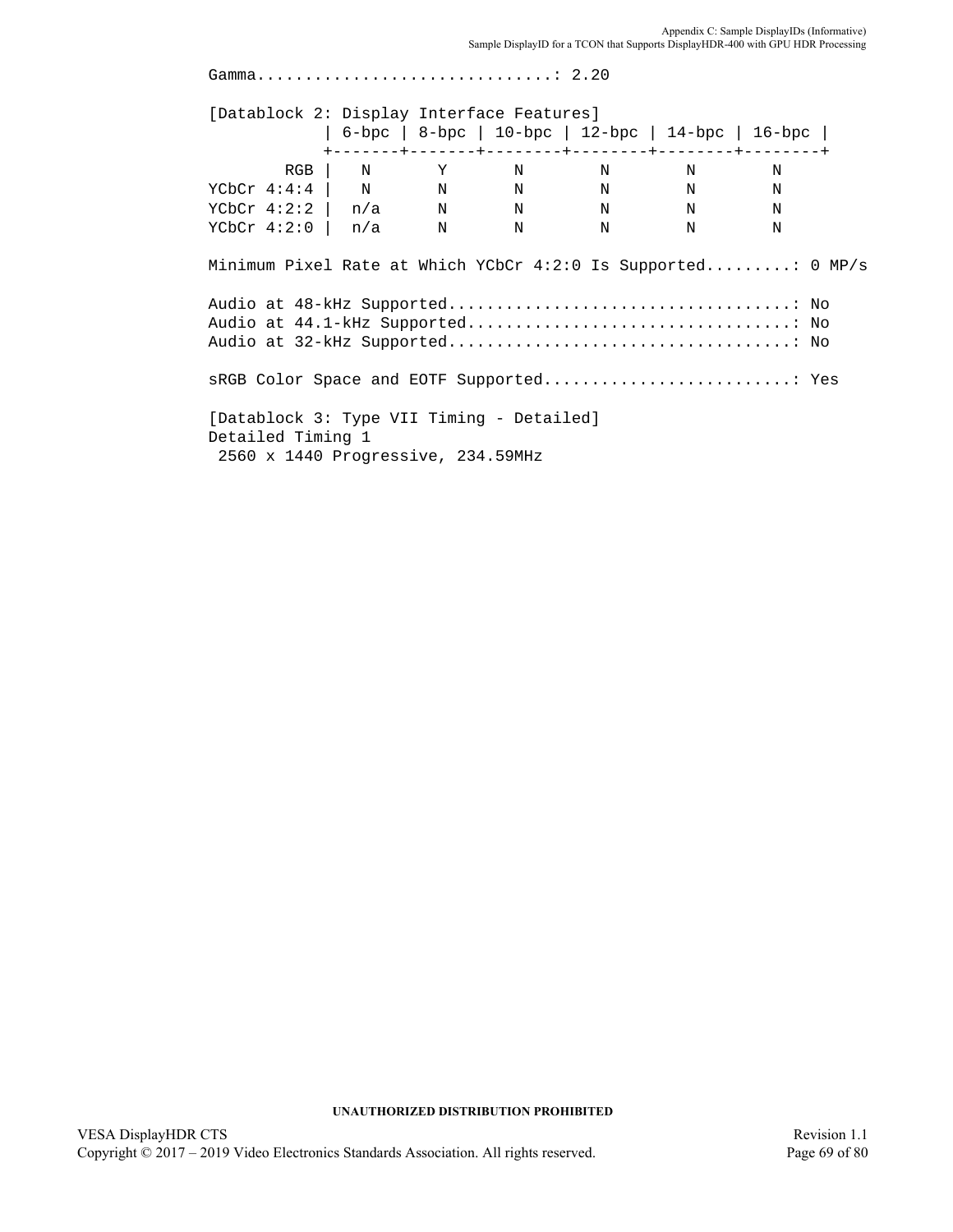```
Gamma...............................: 2.20

[Datablock 2: Display Interface Features]
            | 6-bpc | 8-bpc | 10-bpc | 12-bpc | 14-bpc | 16-bpc |
            +-------+-------+--------+--------+--------+--------+
        RGB |   N       Y       N        N        N        N
YCbCr 4:4:4 |   N       N       N        N        N        N
YCbCr 4:2:2 |  n/a      N       N        N        N        N
YCbCr 4:2:0 |  n/a      N       N        N        N        N

Minimum Pixel Rate at Which YCbCr 4:2:0 Is Supported.........: 0 MP/s

Audio at 48-kHz Supported...................................: No
Audio at 44.1-kHz Supported.................................: No
Audio at 32-kHz Supported...................................: No

sRGB Color Space and EOTF Supported..........................: Yes

[Datablock 3: Type VII Timing - Detailed]
Detailed Timing 1
 2560 x 1440 Progressive, 234.59MHz
```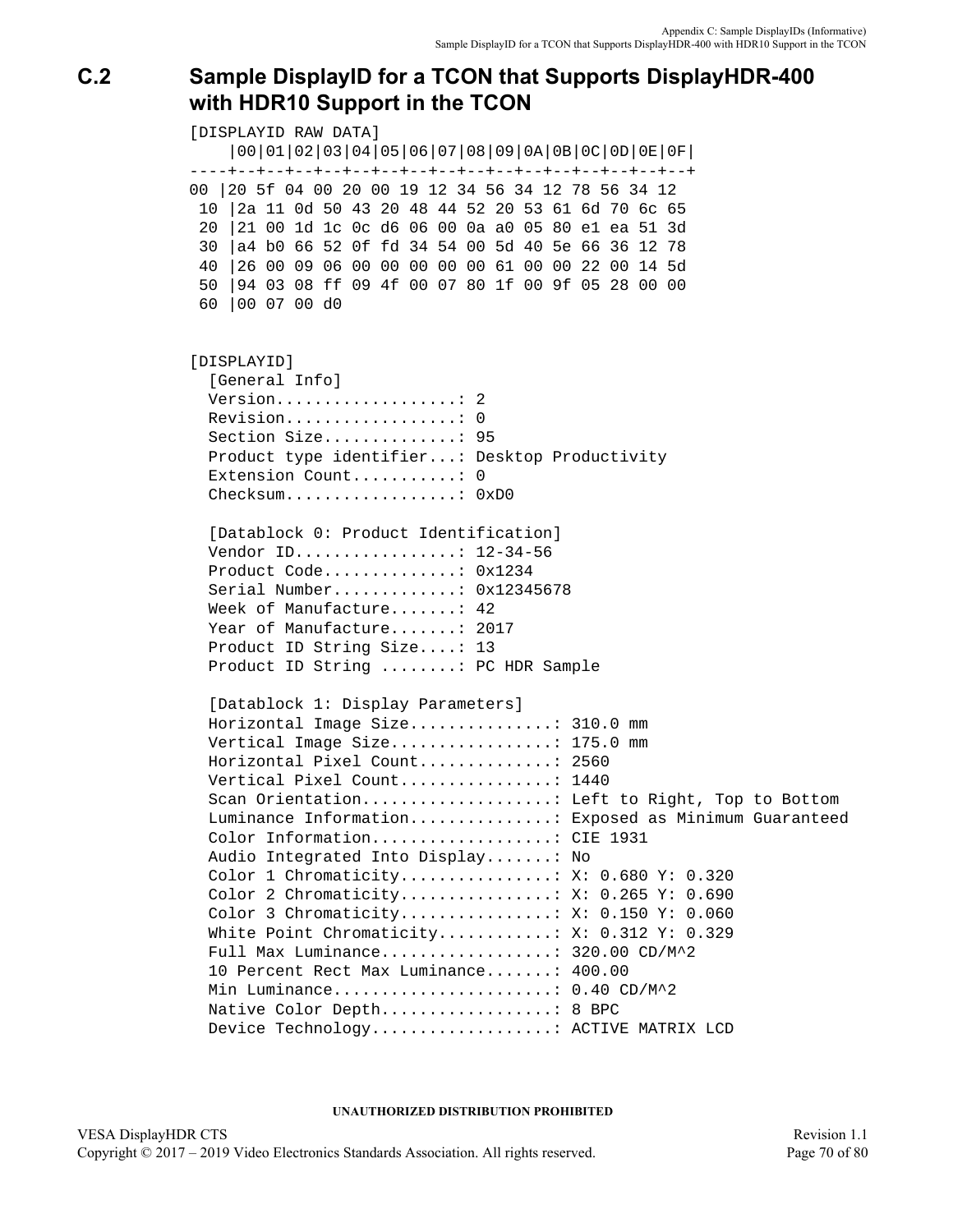## C.2 Sample DisplayID for a TCON that Supports DisplayHDR-400 with HDR10 Support in the TCON

```
[DISPLAYID RAW DATA]
    |00|01|02|03|04|05|06|07|08|09|0A|0B|0C|0D|0E|0F|
----+--+--+--+--+--+--+--+--+--+--+--+--+--+--+--+--+
00 |20 5f 04 00 20 00 19 12 34 56 34 12 78 56 34 12
 10 |2a 11 0d 50 43 20 48 44 52 20 53 61 6d 70 6c 65
 20 |21 00 1d 1c 0c d6 06 00 0a a0 05 80 e1 ea 51 3d
 30 |a4 b0 66 52 0f fd 34 54 00 5d 40 5e 66 36 12 78
 40 |26 00 09 06 00 00 00 00 00 61 00 00 22 00 14 5d
 50 |94 03 08 ff 09 4f 00 07 80 1f 00 9f 05 28 00 00
 60 |00 07 00 d0


[DISPLAYID]
  [General Info]
  Version...................: 2
  Revision..................: 0
  Section Size..............: 95
  Product type identifier...: Desktop Productivity
  Extension Count...........: 0
  Checksum..................: 0xD0

  [Datablock 0: Product Identification]
  Vendor ID.................: 12-34-56
  Product Code..............: 0x1234
  Serial Number.............: 0x12345678
  Week of Manufacture.......: 42
  Year of Manufacture.......: 2017
  Product ID String Size....: 13
  Product ID String ........: PC HDR Sample

  [Datablock 1: Display Parameters]
  Horizontal Image Size...............: 310.0 mm
  Vertical Image Size.................: 175.0 mm
  Horizontal Pixel Count..............: 2560
  Vertical Pixel Count................: 1440
  Scan Orientation....................: Left to Right, Top to Bottom
  Luminance Information...............: Exposed as Minimum Guaranteed
  Color Information...................: CIE 1931
  Audio Integrated Into Display.......: No
  Color 1 Chromaticity................: X: 0.680 Y: 0.320
  Color 2 Chromaticity................: X: 0.265 Y: 0.690
  Color 3 Chromaticity................: X: 0.150 Y: 0.060
  White Point Chromaticity............: X: 0.312 Y: 0.329
  Full Max Luminance..................: 320.00 CD/M^2
  10 Percent Rect Max Luminance.......: 400.00
  Min Luminance.......................: 0.40 CD/M^2
  Native Color Depth..................: 8 BPC
  Device Technology...................: ACTIVE MATRIX LCD
```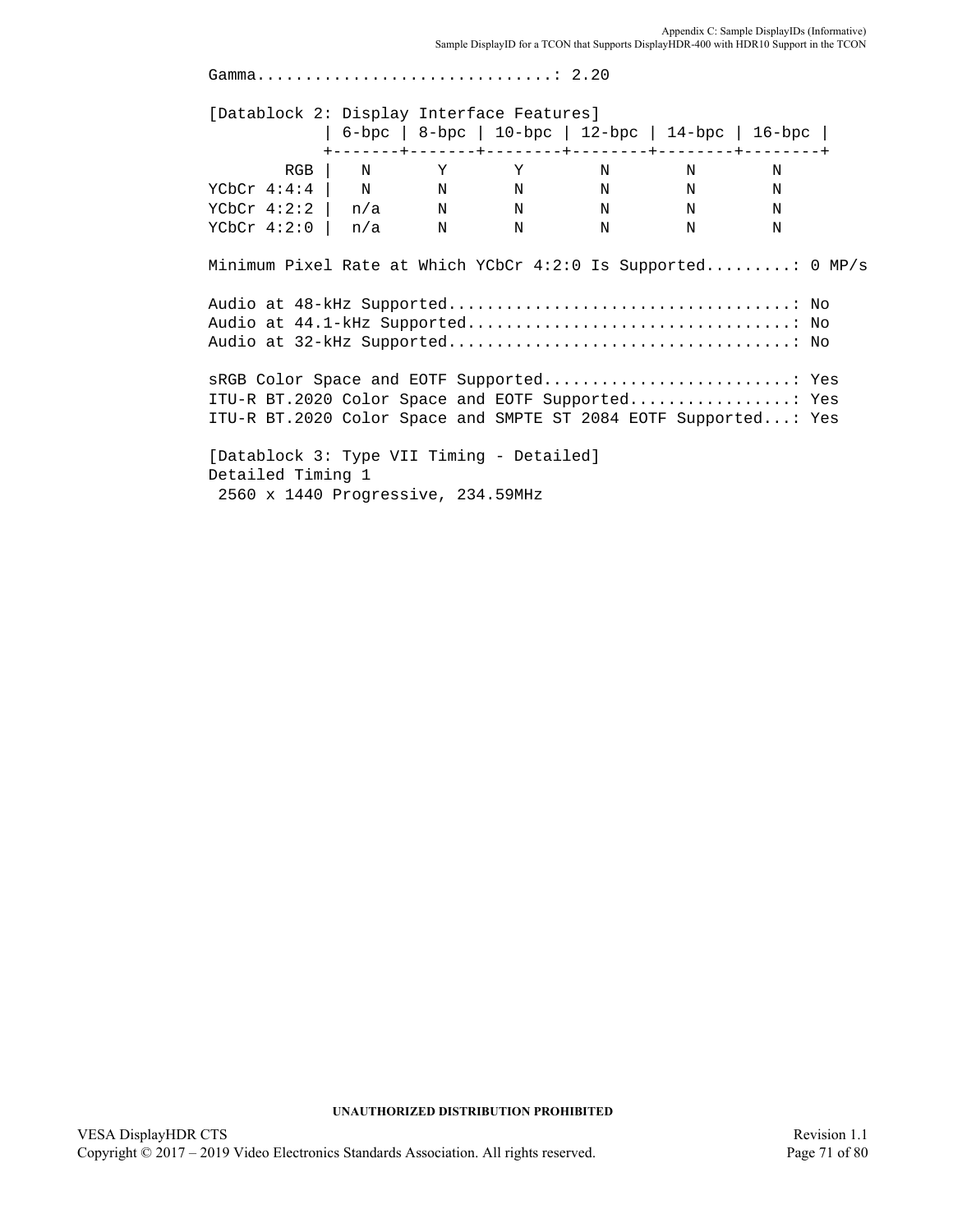```
Gamma...............................: 2.20

[Datablock 2: Display Interface Features]
            | 6-bpc | 8-bpc | 10-bpc | 12-bpc | 14-bpc | 16-bpc |
            +-------+-------+--------+--------+--------+--------+
        RGB |   N       Y       Y        N        N        N
YCbCr 4:4:4 |   N       N       N        N        N        N
YCbCr 4:2:2 |  n/a      N       N        N        N        N
YCbCr 4:2:0 |  n/a      N       N        N        N        N

Minimum Pixel Rate at Which YCbCr 4:2:0 Is Supported.........: 0 MP/s

Audio at 48-kHz Supported...................................: No
Audio at 44.1-kHz Supported.................................: No
Audio at 32-kHz Supported...................................: No

sRGB Color Space and EOTF Supported..........................: Yes
ITU-R BT.2020 Color Space and EOTF Supported.................: Yes
ITU-R BT.2020 Color Space and SMPTE ST 2084 EOTF Supported...: Yes

[Datablock 3: Type VII Timing - Detailed]
Detailed Timing 1
 2560 x 1440 Progressive, 234.59MHz
```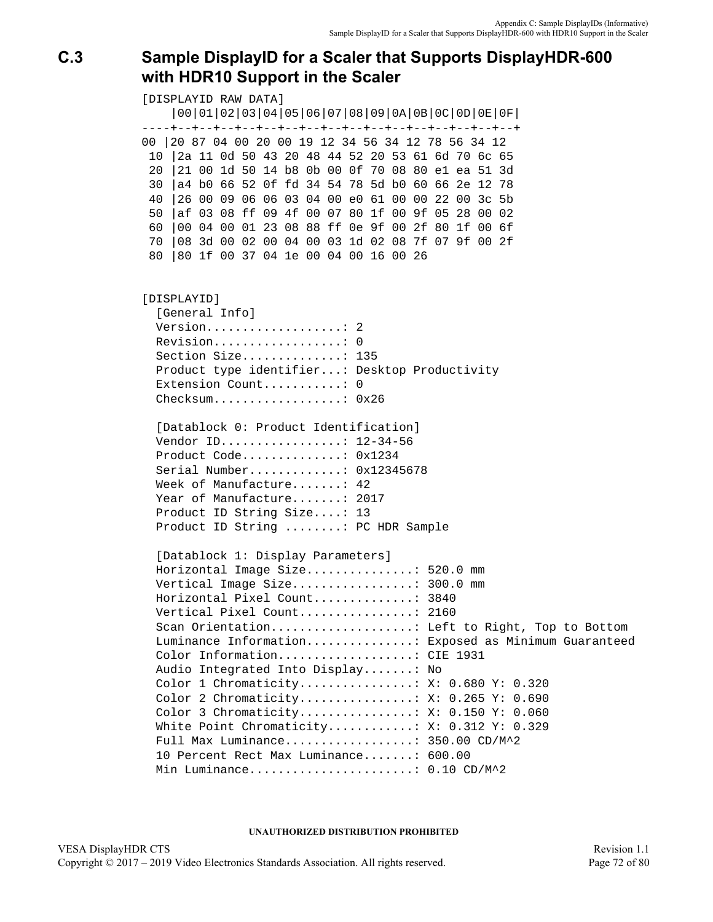## C.3 Sample DisplayID for a Scaler that Supports DisplayHDR-600 with HDR10 Support in the Scaler

```
[DISPLAYID RAW DATA]
    |00|01|02|03|04|05|06|07|08|09|0A|0B|0C|0D|0E|0F|
----+--+--+--+--+--+--+--+--+--+--+--+--+--+--+--+--+
00 |20 87 04 00 20 00 19 12 34 56 34 12 78 56 34 12
 10 |2a 11 0d 50 43 20 48 44 52 20 53 61 6d 70 6c 65
 20 |21 00 1d 50 14 b8 0b 00 0f 70 08 80 e1 ea 51 3d
 30 |a4 b0 66 52 0f fd 34 54 78 5d b0 60 66 2e 12 78
 40 |26 00 09 06 06 03 04 00 e0 61 00 00 22 00 3c 5b
 50 |af 03 08 ff 09 4f 00 07 80 1f 00 9f 05 28 00 02
 60 |00 04 00 01 23 08 88 ff 0e 9f 00 2f 80 1f 00 6f
 70 |08 3d 00 02 00 04 00 03 1d 02 08 7f 07 9f 00 2f
 80 |80 1f 00 37 04 1e 00 04 00 16 00 26


[DISPLAYID]
  [General Info]
  Version...................: 2
  Revision..................: 0
  Section Size..............: 135
  Product type identifier...: Desktop Productivity
  Extension Count...........: 0
  Checksum..................: 0x26

  [Datablock 0: Product Identification]
  Vendor ID.................: 12-34-56
  Product Code..............: 0x1234
  Serial Number.............: 0x12345678
  Week of Manufacture.......: 42
  Year of Manufacture.......: 2017
  Product ID String Size....: 13
  Product ID String ........: PC HDR Sample

  [Datablock 1: Display Parameters]
  Horizontal Image Size...............: 520.0 mm
  Vertical Image Size.................: 300.0 mm
  Horizontal Pixel Count..............: 3840
  Vertical Pixel Count................: 2160
  Scan Orientation....................: Left to Right, Top to Bottom
  Luminance Information...............: Exposed as Minimum Guaranteed
  Color Information...................: CIE 1931
  Audio Integrated Into Display.......: No
  Color 1 Chromaticity................: X: 0.680 Y: 0.320
  Color 2 Chromaticity................: X: 0.265 Y: 0.690
  Color 3 Chromaticity................: X: 0.150 Y: 0.060
  White Point Chromaticity............: X: 0.312 Y: 0.329
  Full Max Luminance..................: 350.00 CD/M^2
  10 Percent Rect Max Luminance.......: 600.00
  Min Luminance.......................: 0.10 CD/M^2
```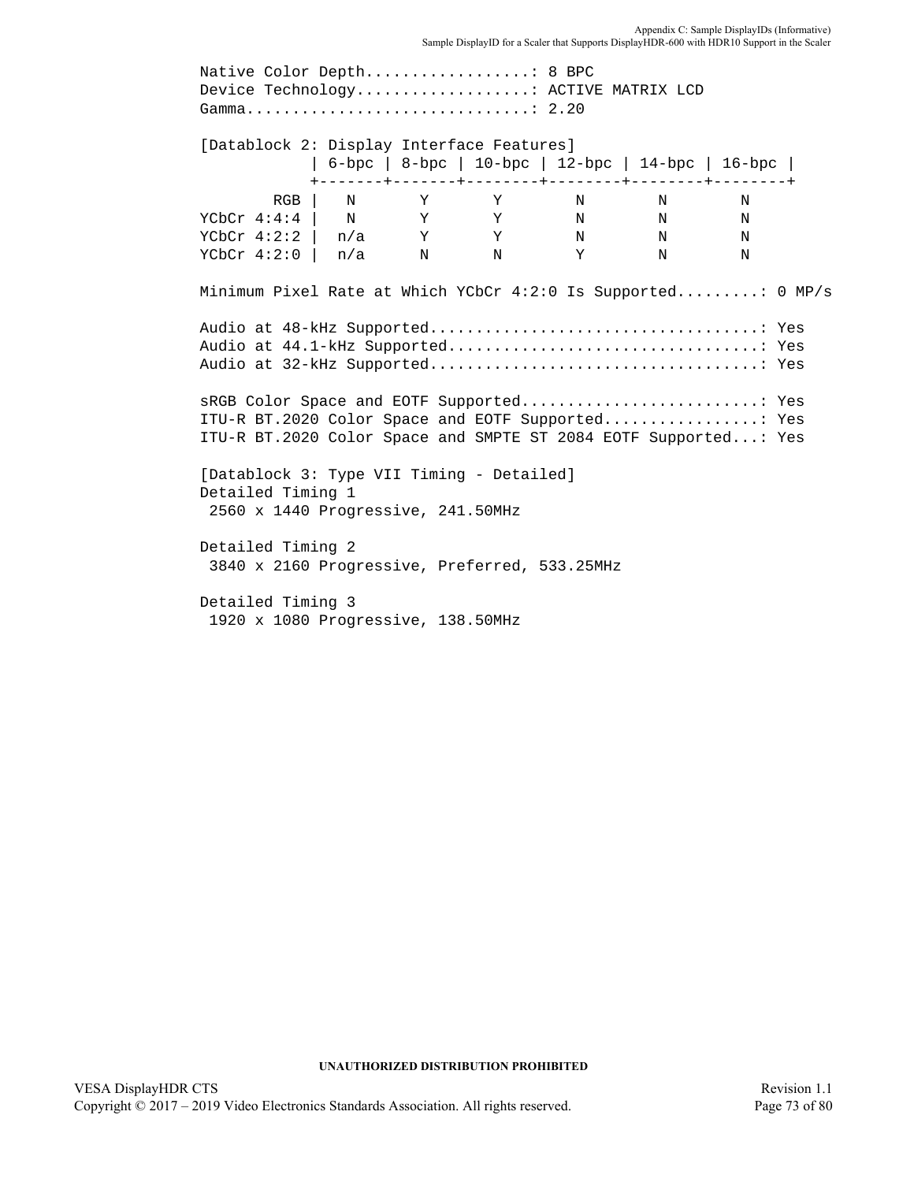```
Native Color Depth..................: 8 BPC
Device Technology...................: ACTIVE MATRIX LCD
Gamma...............................: 2.20

[Datablock 2: Display Interface Features]
            | 6-bpc | 8-bpc | 10-bpc | 12-bpc | 14-bpc | 16-bpc |
            +-------+-------+--------+--------+--------+--------+
        RGB |   N       Y       Y        N        N        N
YCbCr 4:4:4 |   N       Y       Y        N        N        N
YCbCr 4:2:2 |  n/a      Y       Y        N        N        N
YCbCr 4:2:0 |  n/a      N       N        Y        N        N

Minimum Pixel Rate at Which YCbCr 4:2:0 Is Supported.........: 0 MP/s

Audio at 48-kHz Supported....................................: Yes
Audio at 44.1-kHz Supported..................................: Yes
Audio at 32-kHz Supported....................................: Yes

sRGB Color Space and EOTF Supported..........................: Yes
ITU-R BT.2020 Color Space and EOTF Supported.................: Yes
ITU-R BT.2020 Color Space and SMPTE ST 2084 EOTF Supported...: Yes

[Datablock 3: Type VII Timing - Detailed]
Detailed Timing 1
 2560 x 1440 Progressive, 241.50MHz

Detailed Timing 2
 3840 x 2160 Progressive, Preferred, 533.25MHz

Detailed Timing 3
 1920 x 1080 Progressive, 138.50MHz
```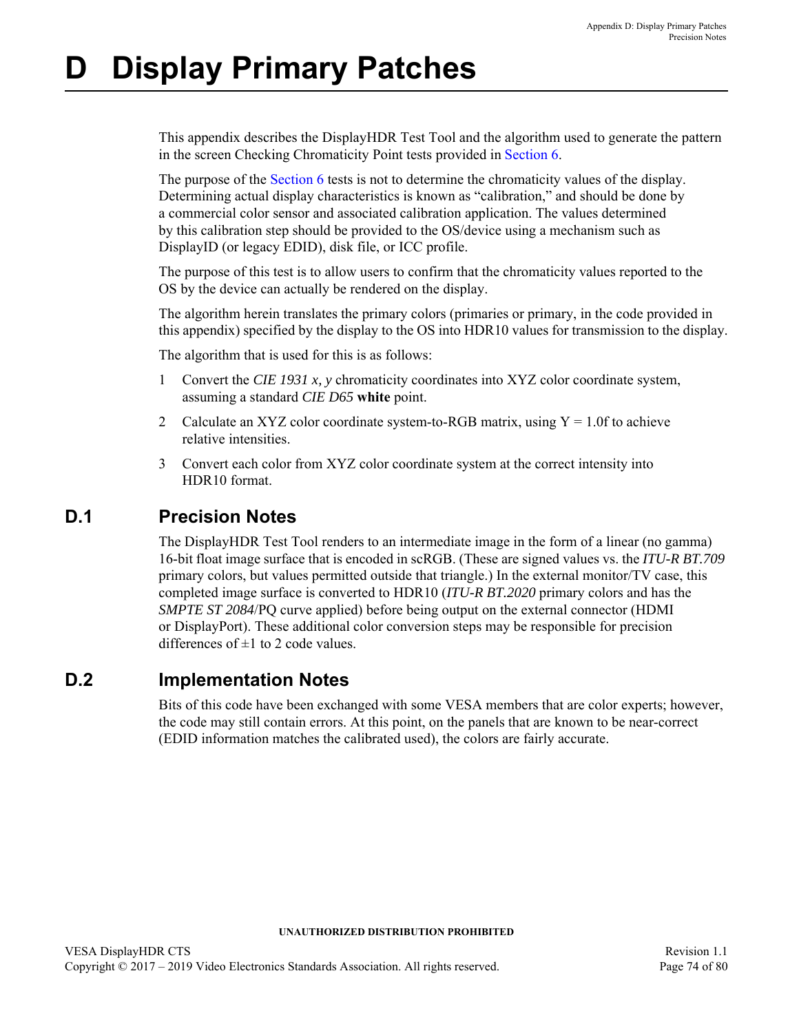# D Display Primary Patches

This appendix describes the DisplayHDR Test Tool and the algorithm used to generate the pattern in the screen Checking Chromaticity Point tests provided in Section 6.

The purpose of the Section 6 tests is not to determine the chromaticity values of the display. Determining actual display characteristics is known as "calibration," and should be done by a commercial color sensor and associated calibration application. The values determined by this calibration step should be provided to the OS/device using a mechanism such as DisplayID (or legacy EDID), disk file, or ICC profile.

The purpose of this test is to allow users to confirm that the chromaticity values reported to the OS by the device can actually be rendered on the display.

The algorithm herein translates the primary colors (primaries or primary, in the code provided in this appendix) specified by the display to the OS into HDR10 values for transmission to the display.

The algorithm that is used for this is as follows:

1. Convert the *CIE 1931 x, y* chromaticity coordinates into XYZ color coordinate system, assuming a standard *CIE D65* **white** point.
2. Calculate an XYZ color coordinate system-to-RGB matrix, using Y = 1.0f to achieve relative intensities.
3. Convert each color from XYZ color coordinate system at the correct intensity into HDR10 format.

## D.1 Precision Notes

The DisplayHDR Test Tool renders to an intermediate image in the form of a linear (no gamma) 16-bit float image surface that is encoded in scRGB. (These are signed values vs. the *ITU-R BT.709* primary colors, but values permitted outside that triangle.) In the external monitor/TV case, this completed image surface is converted to HDR10 (*ITU-R BT.2020* primary colors and has the *SMPTE ST 2084*/PQ curve applied) before being output on the external connector (HDMI or DisplayPort). These additional color conversion steps may be responsible for precision differences of ±1 to 2 code values.

## D.2 Implementation Notes

Bits of this code have been exchanged with some VESA members that are color experts; however, the code may still contain errors. At this point, on the panels that are known to be near-correct (EDID information matches the calibrated used), the colors are fairly accurate.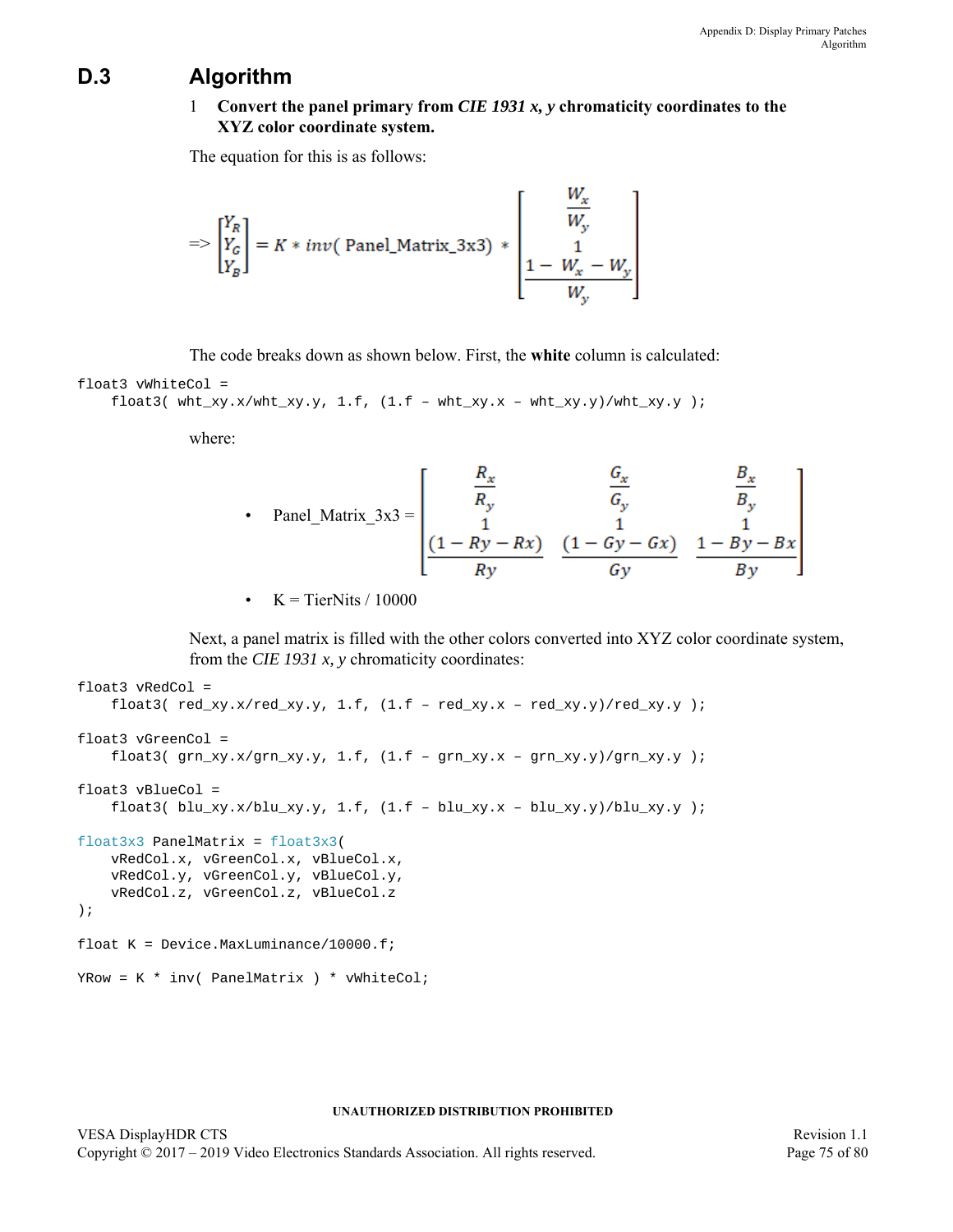## D.3 Algorithm

1 **Convert the panel primary from *CIE 1931 x, y* chromaticity coordinates to the XYZ color coordinate system.**

The equation for this is as follows:

$$=> \begin{bmatrix} Y_R \\ Y_G \\ Y_B \end{bmatrix} = K * inv(\text{ Panel\_Matrix\_3x3}) * \begin{bmatrix} \frac{W_x}{W_y} \\ 1 \\ \frac{1 - W_x - W_y}{W_y} \end{bmatrix}$$

The code breaks down as shown below. First, the **white** column is calculated:

```
float3 vWhiteCol =
    float3( wht_xy.x/wht_xy.y, 1.f, (1.f – wht_xy.x – wht_xy.y)/wht_xy.y );
```

where:

- Panel_Matrix_3x3 = $\begin{bmatrix} \frac{R_x}{R_y} & \frac{G_x}{G_y} & \frac{B_x}{B_y} \\ 1 & 1 & 1 \\ \frac{(1 - Ry - Rx)}{Ry} & \frac{(1 - Gy - Gx)}{Gy} & \frac{1 - By - Bx}{By} \end{bmatrix}$
- K = TierNits / 10000

Next, a panel matrix is filled with the other colors converted into XYZ color coordinate system, from the *CIE 1931 x, y* chromaticity coordinates:

```
float3 vRedCol =
    float3( red_xy.x/red_xy.y, 1.f, (1.f – red_xy.x – red_xy.y)/red_xy.y );

float3 vGreenCol =
    float3( grn_xy.x/grn_xy.y, 1.f, (1.f – grn_xy.x – grn_xy.y)/grn_xy.y );

float3 vBlueCol =
    float3( blu_xy.x/blu_xy.y, 1.f, (1.f – blu_xy.x – blu_xy.y)/blu_xy.y );

float3x3 PanelMatrix = float3x3(
    vRedCol.x, vGreenCol.x, vBlueCol.x,
    vRedCol.y, vGreenCol.y, vBlueCol.y,
    vRedCol.z, vGreenCol.z, vBlueCol.z
);

float K = Device.MaxLuminance/10000.f;

YRow = K * inv( PanelMatrix ) * vWhiteCol;
```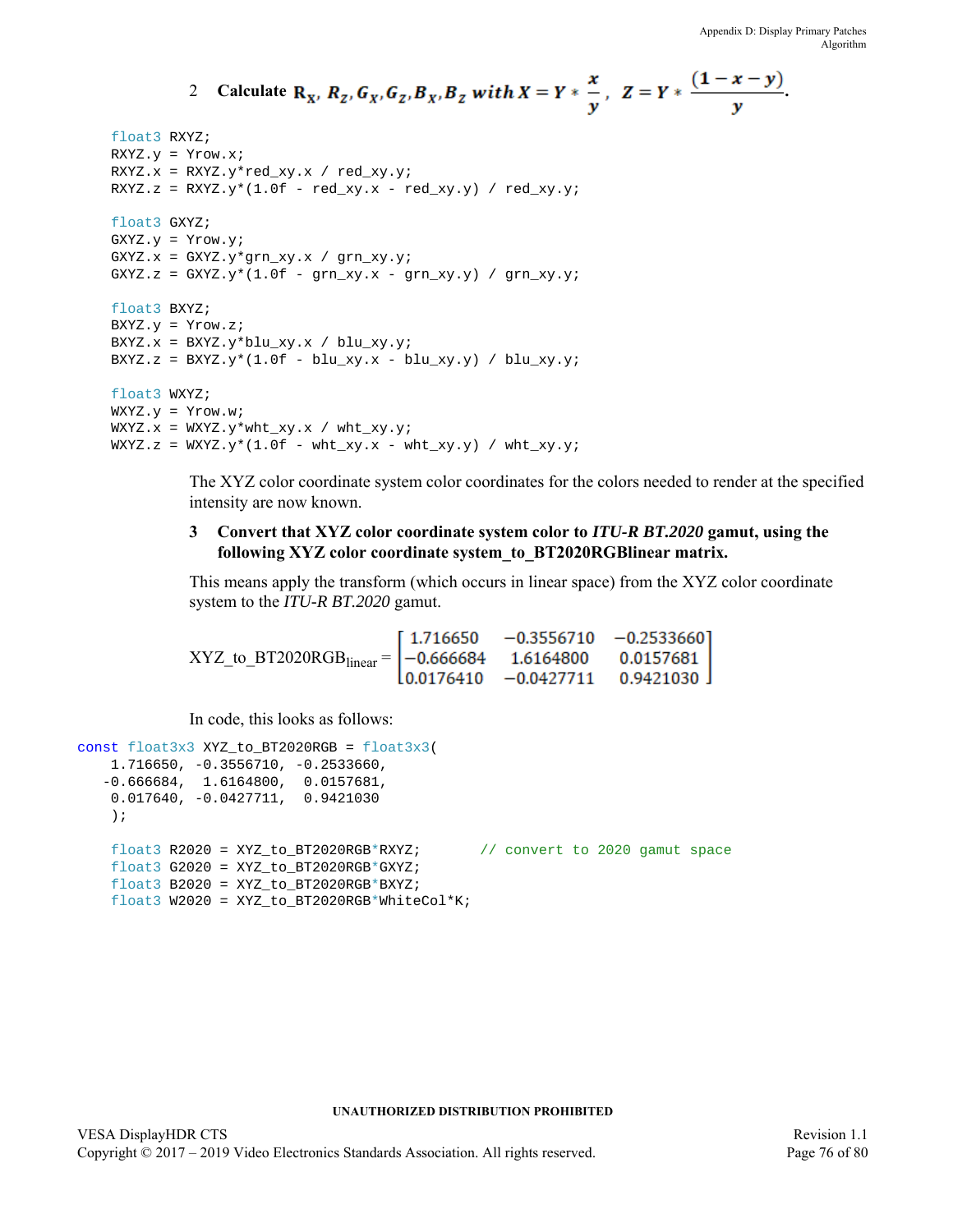2 **Calculate $R_X, R_Z, G_X, G_Z, B_X, B_Z$ with $X = Y * \frac{x}{y}$, $Z = Y * \frac{(1-x-y)}{y}$.**

```
float3 RXYZ;
RXYZ.y = Yrow.x;
RXYZ.x = RXYZ.y*red_xy.x / red_xy.y;
RXYZ.z = RXYZ.y*(1.0f - red_xy.x - red_xy.y) / red_xy.y;

float3 GXYZ;
GXYZ.y = Yrow.y;
GXYZ.x = GXYZ.y*grn_xy.x / grn_xy.y;
GXYZ.z = GXYZ.y*(1.0f - grn_xy.x - grn_xy.y) / grn_xy.y;

float3 BXYZ;
BXYZ.y = Yrow.z;
BXYZ.x = BXYZ.y*blu_xy.x / blu_xy.y;
BXYZ.z = BXYZ.y*(1.0f - blu_xy.x - blu_xy.y) / blu_xy.y;

float3 WXYZ;
WXYZ.y = Yrow.w;
WXYZ.x = WXYZ.y*wht_xy.x / wht_xy.y;
WXYZ.z = WXYZ.y*(1.0f - wht_xy.x - wht_xy.y) / wht_xy.y;
```

The XYZ color coordinate system color coordinates for the colors needed to render at the specified intensity are now known.

3 **Convert that XYZ color coordinate system color to *ITU-R BT.2020* gamut, using the following XYZ color coordinate system_to_BT2020RGBlinear matrix.**

This means apply the transform (which occurs in linear space) from the XYZ color coordinate system to the *ITU-R BT.2020* gamut.

$$\text{XYZ\_to\_BT2020RGB}_{\text{linear}} = \begin{bmatrix} 1.716650 & -0.3556710 & -0.2533660 \\ -0.666684 & 1.6164800 & 0.0157681 \\ 0.0176410 & -0.0427711 & 0.9421030 \end{bmatrix}$$

In code, this looks as follows:

```
const float3x3 XYZ_to_BT2020RGB = float3x3(
    1.716650, -0.3556710, -0.2533660,
   -0.666684,  1.6164800,  0.0157681,
    0.017640, -0.0427711,  0.9421030
    );

    float3 R2020 = XYZ_to_BT2020RGB*RXYZ;       // convert to 2020 gamut space
    float3 G2020 = XYZ_to_BT2020RGB*GXYZ;
    float3 B2020 = XYZ_to_BT2020RGB*BXYZ;
    float3 W2020 = XYZ_to_BT2020RGB*WhiteCol*K;
```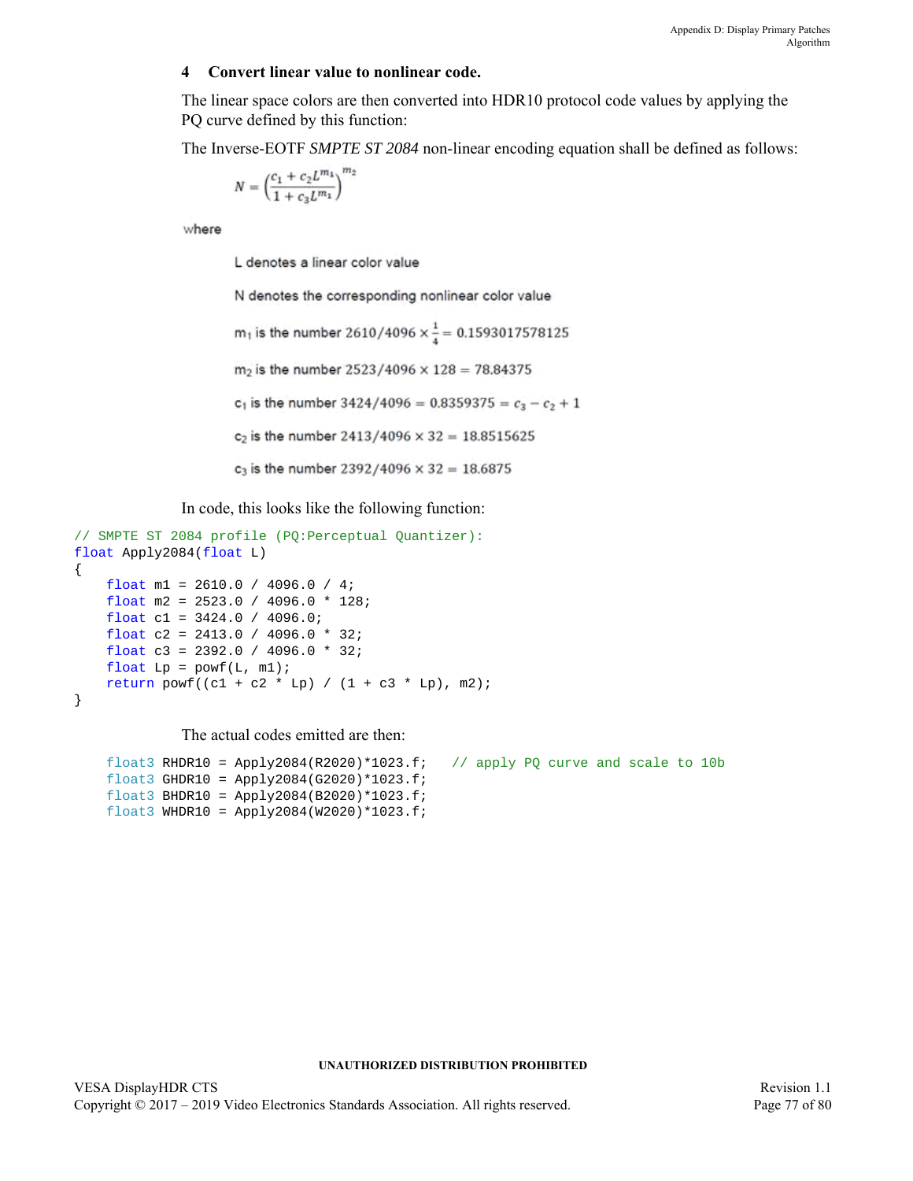### 4 Convert linear value to nonlinear code.

The linear space colors are then converted into HDR10 protocol code values by applying the PQ curve defined by this function:

The Inverse-EOTF *SMPTE ST 2084* non-linear encoding equation shall be defined as follows:

$$N = \left(\frac{c_1 + c_2 L^{m_1}}{1 + c_3 L^{m_1}}\right)^{m_2}$$

where

L denotes a linear color value

N denotes the corresponding nonlinear color value

$m_1$ is the number $2610/4096 \times \frac{1}{4} = 0.1593017578125$

$m_2$ is the number $2523/4096 \times 128 = 78.84375$

$c_1$ is the number $3424/4096 = 0.8359375 = c_3 - c_2 + 1$

$c_2$ is the number $2413/4096 \times 32 = 18.8515625$

$c_3$ is the number $2392/4096 \times 32 = 18.6875$

In code, this looks like the following function:

```
// SMPTE ST 2084 profile (PQ:Perceptual Quantizer):
float Apply2084(float L)
{
    float m1 = 2610.0 / 4096.0 / 4;
    float m2 = 2523.0 / 4096.0 * 128;
    float c1 = 3424.0 / 4096.0;
    float c2 = 2413.0 / 4096.0 * 32;
    float c3 = 2392.0 / 4096.0 * 32;
    float Lp = powf(L, m1);
    return powf((c1 + c2 * Lp) / (1 + c3 * Lp), m2);
}
```

The actual codes emitted are then:

```
    float3 RHDR10 = Apply2084(R2020)*1023.f;   // apply PQ curve and scale to 10b
    float3 GHDR10 = Apply2084(G2020)*1023.f;
    float3 BHDR10 = Apply2084(B2020)*1023.f;
    float3 WHDR10 = Apply2084(W2020)*1023.f;
```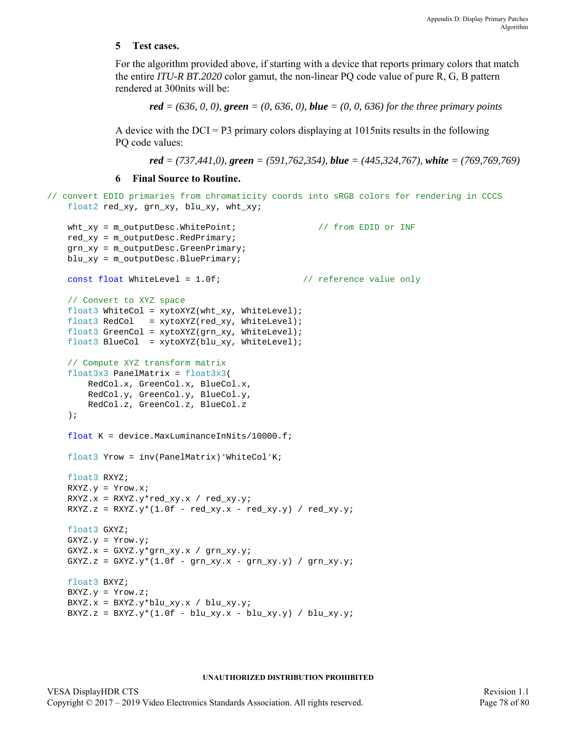## 5 Test cases.

For the algorithm provided above, if starting with a device that reports primary colors that match the entire *ITU-R BT.2020* color gamut, the non-linear PQ code value of pure R, G, B pattern rendered at 300nits will be:

> ***red** = (636, 0, 0), **green** = (0, 636, 0), **blue** = (0, 0, 636) for the three primary points*

A device with the DCI = P3 primary colors displaying at 1015nits results in the following PQ code values:

> ***red** = (737,441,0), **green** = (591,762,354), **blue** = (445,324,767), **white** = (769,769,769)*

## 6 Final Source to Routine.

```
// convert EDID primaries from chromaticity coords into sRGB colors for rendering in CCCS
    float2 red_xy, grn_xy, blu_xy, wht_xy;

    wht_xy = m_outputDesc.WhitePoint;                // from EDID or INF
    red_xy = m_outputDesc.RedPrimary;
    grn_xy = m_outputDesc.GreenPrimary;
    blu_xy = m_outputDesc.BluePrimary;

    const float WhiteLevel = 1.0f;               // reference value only

    // Convert to XYZ space
    float3 WhiteCol = xytoXYZ(wht_xy, WhiteLevel);
    float3 RedCol   = xytoXYZ(red_xy, WhiteLevel);
    float3 GreenCol = xytoXYZ(grn_xy, WhiteLevel);
    float3 BlueCol  = xytoXYZ(blu_xy, WhiteLevel);

    // Compute XYZ transform matrix
    float3x3 PanelMatrix = float3x3(
        RedCol.x, GreenCol.x, BlueCol.x,
        RedCol.y, GreenCol.y, BlueCol.y,
        RedCol.z, GreenCol.z, BlueCol.z
    );

    float K = device.MaxLuminanceInNits/10000.f;

    float3 Yrow = inv(PanelMatrix)*WhiteCol*K;

    float3 RXYZ;
    RXYZ.y = Yrow.x;
    RXYZ.x = RXYZ.y*red_xy.x / red_xy.y;
    RXYZ.z = RXYZ.y*(1.0f - red_xy.x - red_xy.y) / red_xy.y;

    float3 GXYZ;
    GXYZ.y = Yrow.y;
    GXYZ.x = GXYZ.y*grn_xy.x / grn_xy.y;
    GXYZ.z = GXYZ.y*(1.0f - grn_xy.x - grn_xy.y) / grn_xy.y;

    float3 BXYZ;
    BXYZ.y = Yrow.z;
    BXYZ.x = BXYZ.y*blu_xy.x / blu_xy.y;
    BXYZ.z = BXYZ.y*(1.0f - blu_xy.x - blu_xy.y) / blu_xy.y;
```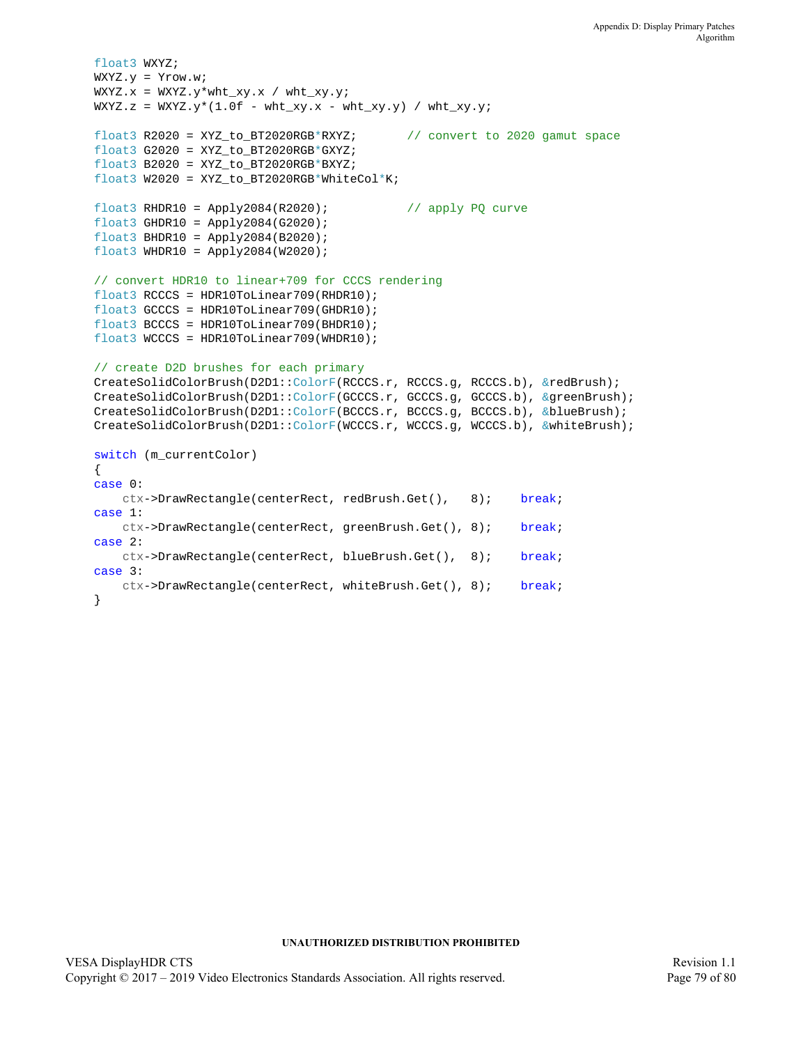```
float3 WXYZ;
WXYZ.y = Yrow.w;
WXYZ.x = WXYZ.y*wht_xy.x / wht_xy.y;
WXYZ.z = WXYZ.y*(1.0f - wht_xy.x - wht_xy.y) / wht_xy.y;

float3 R2020 = XYZ_to_BT2020RGB*RXYZ;       // convert to 2020 gamut space
float3 G2020 = XYZ_to_BT2020RGB*GXYZ;
float3 B2020 = XYZ_to_BT2020RGB*BXYZ;
float3 W2020 = XYZ_to_BT2020RGB*WhiteCol*K;

float3 RHDR10 = Apply2084(R2020);           // apply PQ curve
float3 GHDR10 = Apply2084(G2020);
float3 BHDR10 = Apply2084(B2020);
float3 WHDR10 = Apply2084(W2020);

// convert HDR10 to linear+709 for CCCS rendering
float3 RCCCS = HDR10ToLinear709(RHDR10);
float3 GCCCS = HDR10ToLinear709(GHDR10);
float3 BCCCS = HDR10ToLinear709(BHDR10);
float3 WCCCS = HDR10ToLinear709(WHDR10);

// create D2D brushes for each primary
CreateSolidColorBrush(D2D1::ColorF(RCCCS.r, RCCCS.g, RCCCS.b), &redBrush);
CreateSolidColorBrush(D2D1::ColorF(GCCCS.r, GCCCS.g, GCCCS.b), &greenBrush);
CreateSolidColorBrush(D2D1::ColorF(BCCCS.r, BCCCS.g, BCCCS.b), &blueBrush);
CreateSolidColorBrush(D2D1::ColorF(WCCCS.r, WCCCS.g, WCCCS.b), &whiteBrush);

switch (m_currentColor)
{
case 0:
    ctx->DrawRectangle(centerRect, redBrush.Get(),   8);    break;
case 1:
    ctx->DrawRectangle(centerRect, greenBrush.Get(), 8);    break;
case 2:
    ctx->DrawRectangle(centerRect, blueBrush.Get(),  8);    break;
case 3:
    ctx->DrawRectangle(centerRect, whiteBrush.Get(), 8);    break;
}
```

**UNAUTHORIZED DISTRIBUTION PROHIBITED**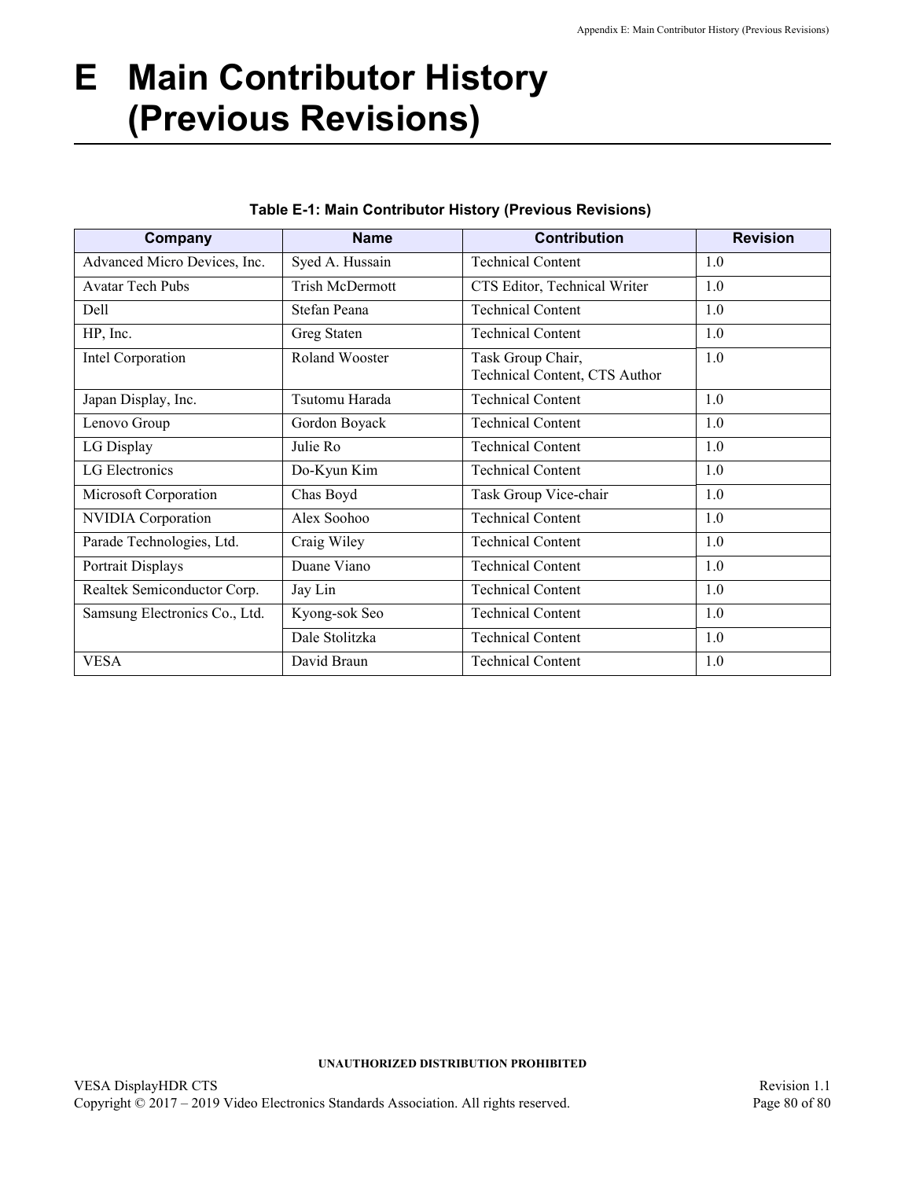# E Main Contributor History (Previous Revisions)

**Table E-1: Main Contributor History (Previous Revisions)**

| Company | Name | Contribution | Revision |
| --- | --- | --- | --- |
| Advanced Micro Devices, Inc. | Syed A. Hussain | Technical Content | 1.0 |
| Avatar Tech Pubs | Trish McDermott | CTS Editor, Technical Writer | 1.0 |
| Dell | Stefan Peana | Technical Content | 1.0 |
| HP, Inc. | Greg Staten | Technical Content | 1.0 |
| Intel Corporation | Roland Wooster | Task Group Chair, Technical Content, CTS Author | 1.0 |
| Japan Display, Inc. | Tsutomu Harada | Technical Content | 1.0 |
| Lenovo Group | Gordon Boyack | Technical Content | 1.0 |
| LG Display | Julie Ro | Technical Content | 1.0 |
| LG Electronics | Do-Kyun Kim | Technical Content | 1.0 |
| Microsoft Corporation | Chas Boyd | Task Group Vice-chair | 1.0 |
| NVIDIA Corporation | Alex Soohoo | Technical Content | 1.0 |
| Parade Technologies, Ltd. | Craig Wiley | Technical Content | 1.0 |
| Portrait Displays | Duane Viano | Technical Content | 1.0 |
| Realtek Semiconductor Corp. | Jay Lin | Technical Content | 1.0 |
| Samsung Electronics Co., Ltd. | Kyong-sok Seo | Technical Content | 1.0 |
| | Dale Stolitzka | Technical Content | 1.0 |
| VESA | David Braun | Technical Content | 1.0 |